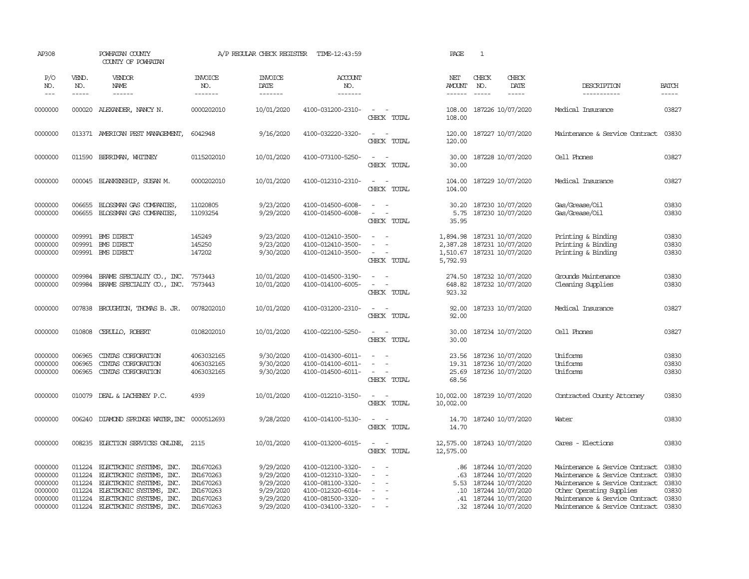AP308 POWHATAN COUNTY A/P REGULAR CHECK REGISTER TIME-12:43:59 PAGE 1

COUNTY OF POWHATAN

| P/O NO. | VEND. NO. | VENDOR NAME | INVOICE NO. | INVOICE DATE | ACCOUNT NO. | | NET AMOUNT | CHECK NO. | CHECK DATE | DESCRIPTION | BATCH |
|---|---|---|---|---|---|---|---|---|---|---|---|
| --- | ----- | ------ | ------- | ------- | ------- | | ------ | ----- | ----- | ----------- | ----- |
| 0000000 | 000020 | ALEXANDER, NANCY N. | 0000202010 | 10/01/2020 | 4100-031200-2310- | - - | 108.00 | 187226 | 10/07/2020 | Medical Insurance | 03827 |
| | | | | | | CHECK TOTAL | 108.00 | | | | |
| 0000000 | 013371 | AMERICAN PEST MANAGEMENT, | 6042948 | 9/16/2020 | 4100-032220-3320- | - - | 120.00 | 187227 | 10/07/2020 | Maintenance & Service Contract | 03830 |
| | | | | | | CHECK TOTAL | 120.00 | | | | |
| 0000000 | 011590 | BERRIMAN, WHITNEY | 0115202010 | 10/01/2020 | 4100-073100-5250- | - - | 30.00 | 187228 | 10/07/2020 | Cell Phones | 03827 |
| | | | | | | CHECK TOTAL | 30.00 | | | | |
| 0000000 | 000045 | BLANKENSHIP, SUSAN M. | 0000202010 | 10/01/2020 | 4100-012310-2310- | - - | 104.00 | 187229 | 10/07/2020 | Medical Insurance | 03827 |
| | | | | | | CHECK TOTAL | 104.00 | | | | |
| 0000000 | 006655 | BLOSSMAN GAS COMPANIES, | 11020805 | 9/23/2020 | 4100-014500-6008- | - - | 30.20 | 187230 | 10/07/2020 | Gas/Grease/Oil | 03830 |
| 0000000 | 006655 | BLOSSMAN GAS COMPANIES, | 11093254 | 9/29/2020 | 4100-014500-6008- | - - | 5.75 | 187230 | 10/07/2020 | Gas/Grease/Oil | 03830 |
| | | | | | | CHECK TOTAL | 35.95 | | | | |
| 0000000 | 009991 | BMS DIRECT | 145249 | 9/23/2020 | 4100-012410-3500- | - - | 1,894.98 | 187231 | 10/07/2020 | Printing & Binding | 03830 |
| 0000000 | 009991 | BMS DIRECT | 145250 | 9/23/2020 | 4100-012410-3500- | - - | 2,387.28 | 187231 | 10/07/2020 | Printing & Binding | 03830 |
| 0000000 | 009991 | BMS DIRECT | 147202 | 9/30/2020 | 4100-012410-3500- | - - | 1,510.67 | 187231 | 10/07/2020 | Printing & Binding | 03830 |
| | | | | | | CHECK TOTAL | 5,792.93 | | | | |
| 0000000 | 009984 | BRAME SPECIALTY CO., INC. | 7573443 | 10/01/2020 | 4100-014500-3190- | - - | 274.50 | 187232 | 10/07/2020 | Grounds Maintenance | 03830 |
| 0000000 | 009984 | BRAME SPECIALTY CO., INC. | 7573443 | 10/01/2020 | 4100-014100-6005- | - - | 648.82 | 187232 | 10/07/2020 | Cleaning Supplies | 03830 |
| | | | | | | CHECK TOTAL | 923.32 | | | | |
| 0000000 | 007838 | BROUGHTON, THOMAS B. JR. | 0078202010 | 10/01/2020 | 4100-031200-2310- | - - | 92.00 | 187233 | 10/07/2020 | Medical Insurance | 03827 |
| | | | | | | CHECK TOTAL | 92.00 | | | | |
| 0000000 | 010808 | CERULLO, ROBERT | 0108202010 | 10/01/2020 | 4100-022100-5250- | - - | 30.00 | 187234 | 10/07/2020 | Cell Phones | 03827 |
| | | | | | | CHECK TOTAL | 30.00 | | | | |
| 0000000 | 006965 | CINTAS CORPORATION | 4063032165 | 9/30/2020 | 4100-014300-6011- | - - | 23.56 | 187236 | 10/07/2020 | Uniforms | 03830 |
| 0000000 | 006965 | CINTAS CORPORATION | 4063032165 | 9/30/2020 | 4100-014100-6011- | - - | 19.31 | 187236 | 10/07/2020 | Uniforms | 03830 |
| 0000000 | 006965 | CINTAS CORPORATION | 4063032165 | 9/30/2020 | 4100-014500-6011- | - - | 25.69 | 187236 | 10/07/2020 | Uniforms | 03830 |
| | | | | | | CHECK TOTAL | 68.56 | | | | |
| 0000000 | 010079 | DEAL & LACHENEY P.C. | 4939 | 10/01/2020 | 4100-012210-3150- | - - | 10,002.00 | 187239 | 10/07/2020 | Contracted County Attorney | 03830 |
| | | | | | | CHECK TOTAL | 10,002.00 | | | | |
| 0000000 | 006240 | DIAMOND SPRINGS WATER,INC | 0000512693 | 9/28/2020 | 4100-014100-5130- | - - | 14.70 | 187240 | 10/07/2020 | Water | 03830 |
| | | | | | | CHECK TOTAL | 14.70 | | | | |
| 0000000 | 008235 | ELECTION SERVICES ONLINE, | 2115 | 10/01/2020 | 4100-013200-6015- | - - | 12,575.00 | 187243 | 10/07/2020 | Cares - Elections | 03830 |
| | | | | | | CHECK TOTAL | 12,575.00 | | | | |
| 0000000 | 011224 | ELECTRONIC SYSTEMS, INC. | IN1670263 | 9/29/2020 | 4100-012100-3320- | - - | .86 | 187244 | 10/07/2020 | Maintenance & Service Contract | 03830 |
| 0000000 | 011224 | ELECTRONIC SYSTEMS, INC. | IN1670263 | 9/29/2020 | 4100-012310-3320- | - - | .63 | 187244 | 10/07/2020 | Maintenance & Service Contract | 03830 |
| 0000000 | 011224 | ELECTRONIC SYSTEMS, INC. | IN1670263 | 9/29/2020 | 4100-081100-3320- | - - | 5.53 | 187244 | 10/07/2020 | Maintenance & Service Contract | 03830 |
| 0000000 | 011224 | ELECTRONIC SYSTEMS, INC. | IN1670263 | 9/29/2020 | 4100-012320-6014- | - - | .10 | 187244 | 10/07/2020 | Other Operating Supplies | 03830 |
| 0000000 | 011224 | ELECTRONIC SYSTEMS, INC. | IN1670263 | 9/29/2020 | 4100-081500-3320- | - - | .41 | 187244 | 10/07/2020 | Maintenance & Service Contract | 03830 |
| 0000000 | 011224 | ELECTRONIC SYSTEMS, INC. | IN1670263 | 9/29/2020 | 4100-034100-3320- | - - | .32 | 187244 | 10/07/2020 | Maintenance & Service Contract | 03830 |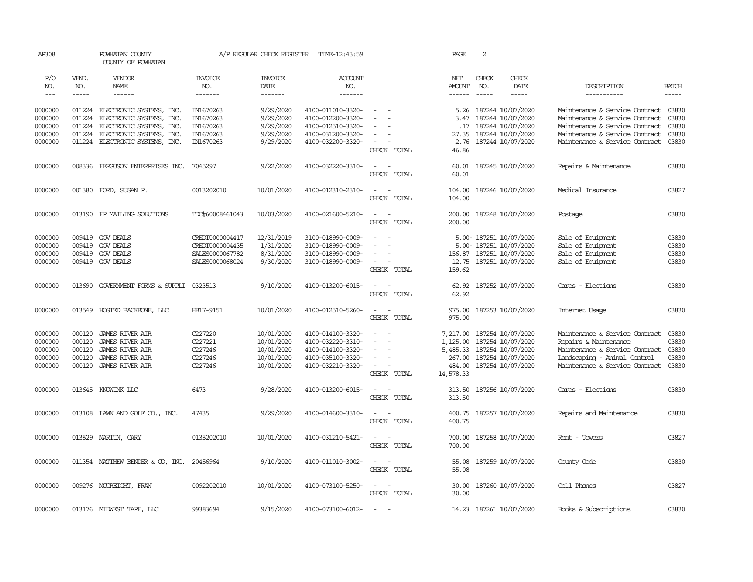AP308 POWHATAN COUNTY A/P REGULAR CHECK REGISTER TIME-12:43:59 PAGE 2

COUNTY OF POWHATAN

| P/O NO. | VEND. NO. | VENDOR NAME | INVOICE NO. | INVOICE DATE | ACCOUNT NO. | | NET AMOUNT | CHECK NO. | CHECK DATE | DESCRIPTION | BATCH |
|---|---|---|---|---|---|---|---|---|---|---|---|
| --- | ----- | ------ | ------- | ------- | ------- | | ------ | ----- | ----- | ----------- | ----- |
| 0000000 | 011224 | ELECTRONIC SYSTEMS, INC. | IN1670263 | 9/29/2020 | 4100-011010-3320- | - - | 5.26 | 187244 | 10/07/2020 | Maintenance & Service Contract | 03830 |
| 0000000 | 011224 | ELECTRONIC SYSTEMS, INC. | IN1670263 | 9/29/2020 | 4100-012200-3320- | - - | 3.47 | 187244 | 10/07/2020 | Maintenance & Service Contract | 03830 |
| 0000000 | 011224 | ELECTRONIC SYSTEMS, INC. | IN1670263 | 9/29/2020 | 4100-012510-3320- | - - | .17 | 187244 | 10/07/2020 | Maintenance & Service Contract | 03830 |
| 0000000 | 011224 | ELECTRONIC SYSTEMS, INC. | IN1670263 | 9/29/2020 | 4100-031200-3320- | - - | 27.35 | 187244 | 10/07/2020 | Maintenance & Service Contract | 03830 |
| 0000000 | 011224 | ELECTRONIC SYSTEMS, INC. | IN1670263 | 9/29/2020 | 4100-032200-3320- | - - | 2.76 | 187244 | 10/07/2020 | Maintenance & Service Contract | 03830 |
| | | | | | | CHECK TOTAL | 46.86 | | | | |
| 0000000 | 008336 | FERGUSON ENTERPRISES INC. | 7045297 | 9/22/2020 | 4100-032220-3310- | - - | 60.01 | 187245 | 10/07/2020 | Repairs & Maintenance | 03830 |
| | | | | | | CHECK TOTAL | 60.01 | | | | |
| 0000000 | 001380 | FORD, SUSAN P. | 0013202010 | 10/01/2020 | 4100-012310-2310- | - - | 104.00 | 187246 | 10/07/2020 | Medical Insurance | 03827 |
| | | | | | | CHECK TOTAL | 104.00 | | | | |
| 0000000 | 013190 | FP MAILING SOLUTIONS | TDC#60008461043 | 10/03/2020 | 4100-021600-5210- | - - | 200.00 | 187248 | 10/07/2020 | Postage | 03830 |
| | | | | | | CHECK TOTAL | 200.00 | | | | |
| 0000000 | 009419 | GOV DEALS | CREDT0000004417 | 12/31/2019 | 3100-018990-0009- | - - | 5.00- | 187251 | 10/07/2020 | Sale of Equipment | 03830 |
| 0000000 | 009419 | GOV DEALS | CREDT0000004435 | 1/31/2020 | 3100-018990-0009- | - - | 5.00- | 187251 | 10/07/2020 | Sale of Equipment | 03830 |
| 0000000 | 009419 | GOV DEALS | SALES0000067782 | 8/31/2020 | 3100-018990-0009- | - - | 156.87 | 187251 | 10/07/2020 | Sale of Equipment | 03830 |
| 0000000 | 009419 | GOV DEALS | SALES0000068024 | 9/30/2020 | 3100-018990-0009- | - - | 12.75 | 187251 | 10/07/2020 | Sale of Equipment | 03830 |
| | | | | | | CHECK TOTAL | 159.62 | | | | |
| 0000000 | 013690 | GOVERNMENT FORMS & SUPPLI | 0323513 | 9/10/2020 | 4100-013200-6015- | - - | 62.92 | 187252 | 10/07/2020 | Cares - Elections | 03830 |
| | | | | | | CHECK TOTAL | 62.92 | | | | |
| 0000000 | 013549 | HOSTED BACKBONE, LLC | HB17-9151 | 10/01/2020 | 4100-012510-5260- | - - | 975.00 | 187253 | 10/07/2020 | Internet Usage | 03830 |
| | | | | | | CHECK TOTAL | 975.00 | | | | |
| 0000000 | 000120 | JAMES RIVER AIR | C227220 | 10/01/2020 | 4100-014100-3320- | - - | 7,217.00 | 187254 | 10/07/2020 | Maintenance & Service Contract | 03830 |
| 0000000 | 000120 | JAMES RIVER AIR | C227221 | 10/01/2020 | 4100-032220-3310- | - - | 1,125.00 | 187254 | 10/07/2020 | Repairs & Maintenance | 03830 |
| 0000000 | 000120 | JAMES RIVER AIR | C227246 | 10/01/2020 | 4100-014100-3320- | - - | 5,485.33 | 187254 | 10/07/2020 | Maintenance & Service Contract | 03830 |
| 0000000 | 000120 | JAMES RIVER AIR | C227246 | 10/01/2020 | 4100-035100-3320- | - - | 267.00 | 187254 | 10/07/2020 | Landscaping - Animal Control | 03830 |
| 0000000 | 000120 | JAMES RIVER AIR | C227246 | 10/01/2020 | 4100-032210-3320- | - - | 484.00 | 187254 | 10/07/2020 | Maintenance & Service Contract | 03830 |
| | | | | | | CHECK TOTAL | 14,578.33 | | | | |
| 0000000 | 013645 | KNOWINK LLC | 6473 | 9/28/2020 | 4100-013200-6015- | - - | 313.50 | 187256 | 10/07/2020 | Cares - Elections | 03830 |
| | | | | | | CHECK TOTAL | 313.50 | | | | |
| 0000000 | 013108 | LAWN AND GOLF CO., INC. | 47435 | 9/29/2020 | 4100-014600-3310- | - - | 400.75 | 187257 | 10/07/2020 | Repairs and Maintenance | 03830 |
| | | | | | | CHECK TOTAL | 400.75 | | | | |
| 0000000 | 013529 | MARTIN, CARY | 0135202010 | 10/01/2020 | 4100-031210-5421- | - - | 700.00 | 187258 | 10/07/2020 | Rent - Towers | 03827 |
| | | | | | | CHECK TOTAL | 700.00 | | | | |
| 0000000 | 011354 | MATTHEW BENDER & CO, INC. | 20456964 | 9/10/2020 | 4100-011010-3002- | - - | 55.08 | 187259 | 10/07/2020 | County Code | 03830 |
| | | | | | | CHECK TOTAL | 55.08 | | | | |
| 0000000 | 009276 | MCCREIGHT, FRAN | 0092202010 | 10/01/2020 | 4100-073100-5250- | - - | 30.00 | 187260 | 10/07/2020 | Cell Phones | 03827 |
| | | | | | | CHECK TOTAL | 30.00 | | | | |
| 0000000 | 013176 | MIDWEST TAPE, LLC | 99383694 | 9/15/2020 | 4100-073100-6012- | - - | 14.23 | 187261 | 10/07/2020 | Books & Subscriptions | 03830 |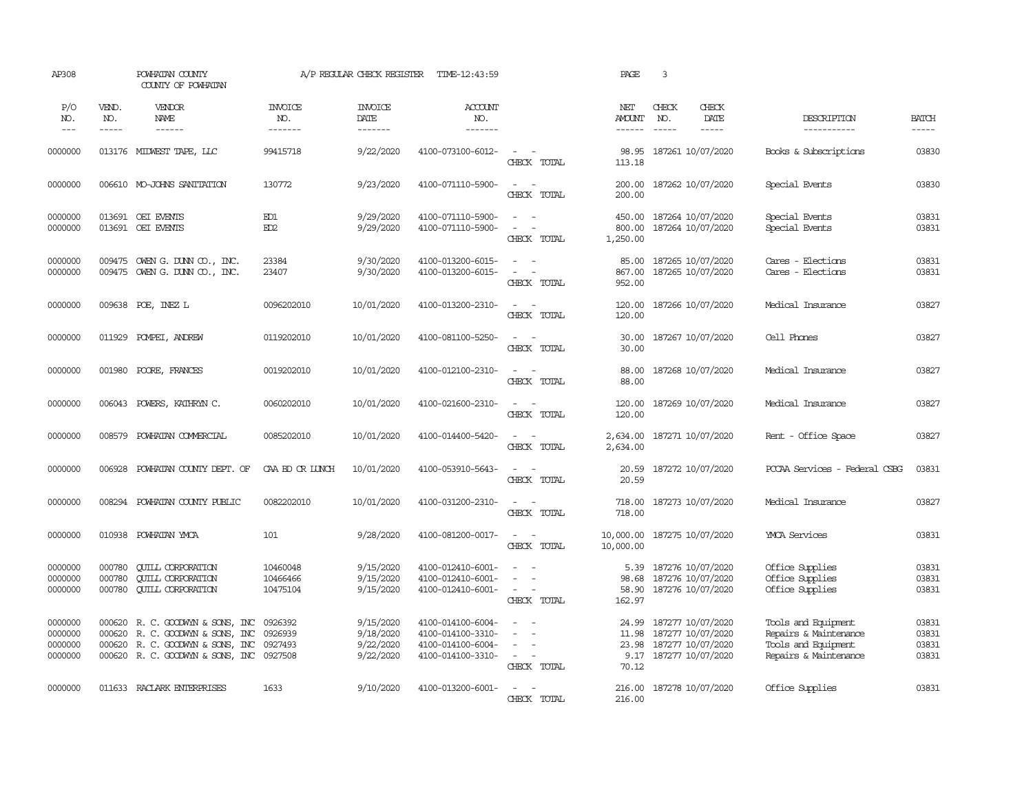AP308 POWHATAN COUNTY A/P REGULAR CHECK REGISTER TIME-12:43:59 PAGE 3
COUNTY OF POWHATAN

| P/O NO. | VEND. NO. | VENDOR NAME | INVOICE NO. | INVOICE DATE | ACCOUNT NO. | | NET AMOUNT | CHECK NO. | CHECK DATE | DESCRIPTION | BATCH |
|---|---|---|---|---|---|---|---|---|---|---|---|
| 0000000 | 013176 | MIDWEST TAPE, LLC | 99415718 | 9/22/2020 | 4100-073100-6012- | - - | 98.95 | 187261 | 10/07/2020 | Books & Subscriptions | 03830 |
| | | | | | | CHECK TOTAL | 113.18 | | | | |
| 0000000 | 006610 | MO-JOHNS SANITATION | 130772 | 9/23/2020 | 4100-071110-5900- | - - | 200.00 | 187262 | 10/07/2020 | Special Events | 03830 |
| | | | | | | CHECK TOTAL | 200.00 | | | | |
| 0000000 | 013691 | OEI EVENTS | ED1 | 9/29/2020 | 4100-071110-5900- | - - | 450.00 | 187264 | 10/07/2020 | Special Events | 03831 |
| 0000000 | 013691 | OEI EVENTS | ED2 | 9/29/2020 | 4100-071110-5900- | - - | 800.00 | 187264 | 10/07/2020 | Special Events | 03831 |
| | | | | | | CHECK TOTAL | 1,250.00 | | | | |
| 0000000 | 009475 | OWEN G. DUNN CO., INC. | 23384 | 9/30/2020 | 4100-013200-6015- | - - | 85.00 | 187265 | 10/07/2020 | Cares - Elections | 03831 |
| 0000000 | 009475 | OWEN G. DUNN CO., INC. | 23407 | 9/30/2020 | 4100-013200-6015- | - - | 867.00 | 187265 | 10/07/2020 | Cares - Elections | 03831 |
| | | | | | | CHECK TOTAL | 952.00 | | | | |
| 0000000 | 009638 | POE, INEZ L | 0096202010 | 10/01/2020 | 4100-013200-2310- | - - | 120.00 | 187266 | 10/07/2020 | Medical Insurance | 03827 |
| | | | | | | CHECK TOTAL | 120.00 | | | | |
| 0000000 | 011929 | POMPEI, ANDREW | 0119202010 | 10/01/2020 | 4100-081100-5250- | - - | 30.00 | 187267 | 10/07/2020 | Cell Phones | 03827 |
| | | | | | | CHECK TOTAL | 30.00 | | | | |
| 0000000 | 001980 | POORE, FRANCES | 0019202010 | 10/01/2020 | 4100-012100-2310- | - - | 88.00 | 187268 | 10/07/2020 | Medical Insurance | 03827 |
| | | | | | | CHECK TOTAL | 88.00 | | | | |
| 0000000 | 006043 | POWERS, KATHRYN C. | 0060202010 | 10/01/2020 | 4100-021600-2310- | - - | 120.00 | 187269 | 10/07/2020 | Medical Insurance | 03827 |
| | | | | | | CHECK TOTAL | 120.00 | | | | |
| 0000000 | 008579 | POWHATAN COMMERCIAL | 0085202010 | 10/01/2020 | 4100-014400-5420- | - - | 2,634.00 | 187271 | 10/07/2020 | Rent - Office Space | 03827 |
| | | | | | | CHECK TOTAL | 2,634.00 | | | | |
| 0000000 | 006928 | POWHATAN COUNTY DEPT. OF | CAA BD OR LUNCH | 10/01/2020 | 4100-053910-5643- | - - | 20.59 | 187272 | 10/07/2020 | PCCAA Services - Federal CSBG | 03831 |
| | | | | | | CHECK TOTAL | 20.59 | | | | |
| 0000000 | 008294 | POWHATAN COUNTY PUBLIC | 0082202010 | 10/01/2020 | 4100-031200-2310- | - - | 718.00 | 187273 | 10/07/2020 | Medical Insurance | 03827 |
| | | | | | | CHECK TOTAL | 718.00 | | | | |
| 0000000 | 010938 | POWHATAN YMCA | 101 | 9/28/2020 | 4100-081200-0017- | - - | 10,000.00 | 187275 | 10/07/2020 | YMCA Services | 03831 |
| | | | | | | CHECK TOTAL | 10,000.00 | | | | |
| 0000000 | 000780 | QUILL CORPORATION | 10460048 | 9/15/2020 | 4100-012410-6001- | - - | 5.39 | 187276 | 10/07/2020 | Office Supplies | 03831 |
| 0000000 | 000780 | QUILL CORPORATION | 10466466 | 9/15/2020 | 4100-012410-6001- | - - | 98.68 | 187276 | 10/07/2020 | Office Supplies | 03831 |
| 0000000 | 000780 | QUILL CORPORATION | 10475104 | 9/15/2020 | 4100-012410-6001- | - - | 58.90 | 187276 | 10/07/2020 | Office Supplies | 03831 |
| | | | | | | CHECK TOTAL | 162.97 | | | | |
| 0000000 | 000620 | R. C. GOODWYN & SONS, INC | 0926392 | 9/15/2020 | 4100-014100-6004- | - - | 24.99 | 187277 | 10/07/2020 | Tools and Equipment | 03831 |
| 0000000 | 000620 | R. C. GOODWYN & SONS, INC | 0926939 | 9/18/2020 | 4100-014100-3310- | - - | 11.98 | 187277 | 10/07/2020 | Repairs & Maintenance | 03831 |
| 0000000 | 000620 | R. C. GOODWYN & SONS, INC | 0927493 | 9/22/2020 | 4100-014100-6004- | - - | 23.98 | 187277 | 10/07/2020 | Tools and Equipment | 03831 |
| 0000000 | 000620 | R. C. GOODWYN & SONS, INC | 0927508 | 9/22/2020 | 4100-014100-3310- | - - | 9.17 | 187277 | 10/07/2020 | Repairs & Maintenance | 03831 |
| | | | | | | CHECK TOTAL | 70.12 | | | | |
| 0000000 | 011633 | RACLARK ENTERPRISES | 1633 | 9/10/2020 | 4100-013200-6001- | - - | 216.00 | 187278 | 10/07/2020 | Office Supplies | 03831 |
| | | | | | | CHECK TOTAL | 216.00 | | | | |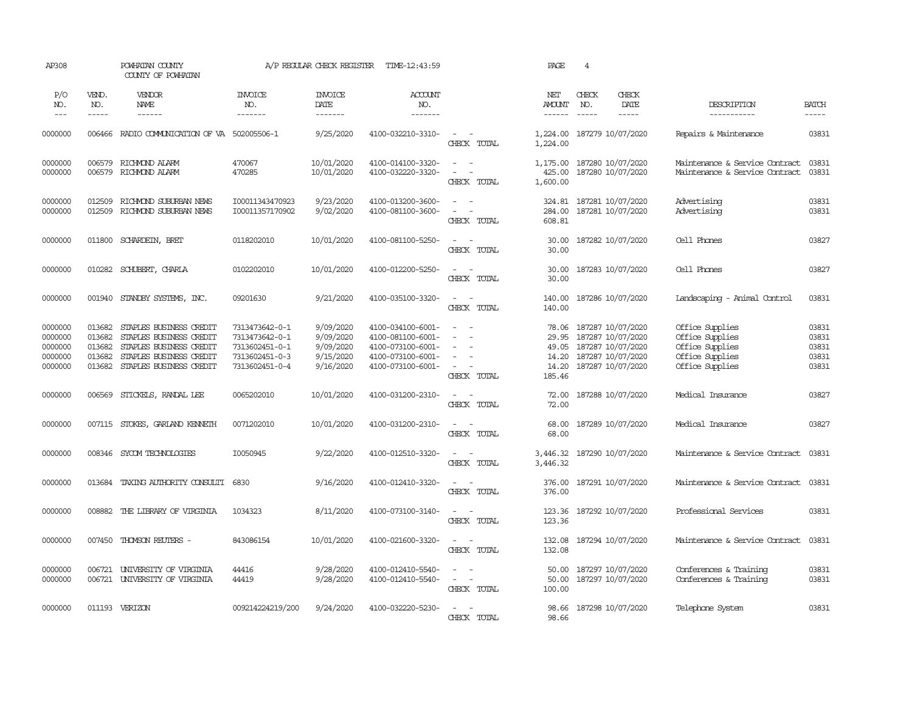AP308 POWHATAN COUNTY COUNTY OF POWHATAN A/P REGULAR CHECK REGISTER TIME-12:43:59 PAGE 4

| P/O NO. | VEND. NO. | VENDOR NAME | INVOICE NO. | INVOICE DATE | ACCOUNT NO. | | NET AMOUNT | CHECK NO. | CHECK DATE | DESCRIPTION | BATCH |
|---|---|---|---|---|---|---|---|---|---|---|---|
| 0000000 | 006466 | RADIO COMMUNICATION OF VA | 502005506-1 | 9/25/2020 | 4100-032210-3310- | - - | 1,224.00 | 187279 | 10/07/2020 | Repairs & Maintenance | 03831 |
| | | | | | | CHECK TOTAL | 1,224.00 | | | | |
| 0000000 | 006579 | RICHMOND ALARM | 470067 | 10/01/2020 | 4100-014100-3320- | - - | 1,175.00 | 187280 | 10/07/2020 | Maintenance & Service Contract | 03831 |
| 0000000 | 006579 | RICHMOND ALARM | 470285 | 10/01/2020 | 4100-032220-3320- | - - | 425.00 | 187280 | 10/07/2020 | Maintenance & Service Contract | 03831 |
| | | | | | | CHECK TOTAL | 1,600.00 | | | | |
| 0000000 | 012509 | RICHMOND SUBURBAN NEWS | I00011343470923 | 9/23/2020 | 4100-013200-3600- | - - | 324.81 | 187281 | 10/07/2020 | Advertising | 03831 |
| 0000000 | 012509 | RICHMOND SUBURBAN NEWS | I00011357170902 | 9/02/2020 | 4100-081100-3600- | - - | 284.00 | 187281 | 10/07/2020 | Advertising | 03831 |
| | | | | | | CHECK TOTAL | 608.81 | | | | |
| 0000000 | 011800 | SCHARDEIN, BRET | 0118202010 | 10/01/2020 | 4100-081100-5250- | - - | 30.00 | 187282 | 10/07/2020 | Cell Phones | 03827 |
| | | | | | | CHECK TOTAL | 30.00 | | | | |
| 0000000 | 010282 | SCHUBERT, CHARLA | 0102202010 | 10/01/2020 | 4100-012200-5250- | - - | 30.00 | 187283 | 10/07/2020 | Cell Phones | 03827 |
| | | | | | | CHECK TOTAL | 30.00 | | | | |
| 0000000 | 001940 | STANDBY SYSTEMS, INC. | 09201630 | 9/21/2020 | 4100-035100-3320- | - - | 140.00 | 187286 | 10/07/2020 | Landscaping - Animal Control | 03831 |
| | | | | | | CHECK TOTAL | 140.00 | | | | |
| 0000000 | 013682 | STAPLES BUSINESS CREDIT | 7313473642-0-1 | 9/09/2020 | 4100-034100-6001- | - - | 78.06 | 187287 | 10/07/2020 | Office Supplies | 03831 |
| 0000000 | 013682 | STAPLES BUSINESS CREDIT | 7313473642-0-1 | 9/09/2020 | 4100-081100-6001- | - - | 29.95 | 187287 | 10/07/2020 | Office Supplies | 03831 |
| 0000000 | 013682 | STAPLES BUSINESS CREDIT | 7313602451-0-1 | 9/09/2020 | 4100-073100-6001- | - - | 49.05 | 187287 | 10/07/2020 | Office Supplies | 03831 |
| 0000000 | 013682 | STAPLES BUSINESS CREDIT | 7313602451-0-3 | 9/15/2020 | 4100-073100-6001- | - - | 14.20 | 187287 | 10/07/2020 | Office Supplies | 03831 |
| 0000000 | 013682 | STAPLES BUSINESS CREDIT | 7313602451-0-4 | 9/16/2020 | 4100-073100-6001- | - - | 14.20 | 187287 | 10/07/2020 | Office Supplies | 03831 |
| | | | | | | CHECK TOTAL | 185.46 | | | | |
| 0000000 | 006569 | STICKELS, RANDAL LEE | 0065202010 | 10/01/2020 | 4100-031200-2310- | - - | 72.00 | 187288 | 10/07/2020 | Medical Insurance | 03827 |
| | | | | | | CHECK TOTAL | 72.00 | | | | |
| 0000000 | 007115 | STOKES, GARLAND KENNETH | 0071202010 | 10/01/2020 | 4100-031200-2310- | - - | 68.00 | 187289 | 10/07/2020 | Medical Insurance | 03827 |
| | | | | | | CHECK TOTAL | 68.00 | | | | |
| 0000000 | 008346 | SYCOM TECHNOLOGIES | I0050945 | 9/22/2020 | 4100-012510-3320- | - - | 3,446.32 | 187290 | 10/07/2020 | Maintenance & Service Contract | 03831 |
| | | | | | | CHECK TOTAL | 3,446.32 | | | | |
| 0000000 | 013684 | TAXING AUTHORITY CONSULTI | 6830 | 9/16/2020 | 4100-012410-3320- | - - | 376.00 | 187291 | 10/07/2020 | Maintenance & Service Contract | 03831 |
| | | | | | | CHECK TOTAL | 376.00 | | | | |
| 0000000 | 008882 | THE LIBRARY OF VIRGINIA | 1034323 | 8/11/2020 | 4100-073100-3140- | - - | 123.36 | 187292 | 10/07/2020 | Professional Services | 03831 |
| | | | | | | CHECK TOTAL | 123.36 | | | | |
| 0000000 | 007450 | THOMSON REUTERS - | 843086154 | 10/01/2020 | 4100-021600-3320- | - - | 132.08 | 187294 | 10/07/2020 | Maintenance & Service Contract | 03831 |
| | | | | | | CHECK TOTAL | 132.08 | | | | |
| 0000000 | 006721 | UNIVERSITY OF VIRGINIA | 44416 | 9/28/2020 | 4100-012410-5540- | - - | 50.00 | 187297 | 10/07/2020 | Conferences & Training | 03831 |
| 0000000 | 006721 | UNIVERSITY OF VIRGINIA | 44419 | 9/28/2020 | 4100-012410-5540- | - - | 50.00 | 187297 | 10/07/2020 | Conferences & Training | 03831 |
| | | | | | | CHECK TOTAL | 100.00 | | | | |
| 0000000 | 011193 | VERIZON | 009214224219/200 | 9/24/2020 | 4100-032220-5230- | - - | 98.66 | 187298 | 10/07/2020 | Telephone System | 03831 |
| | | | | | | CHECK TOTAL | 98.66 | | | | |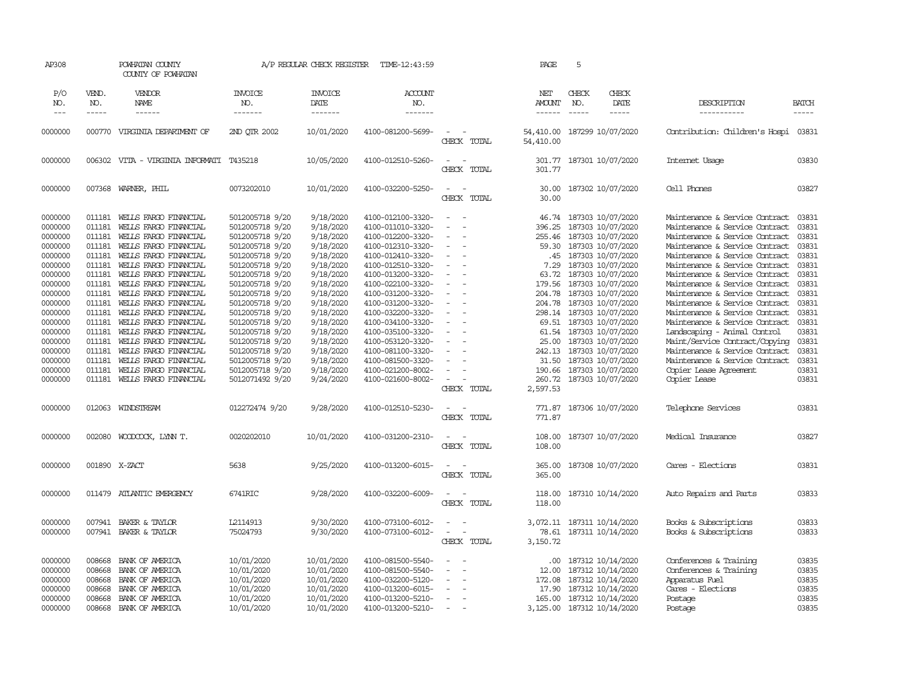AP308 POWHATAN COUNTY A/P REGULAR CHECK REGISTER TIME-12:43:59 PAGE 5

COUNTY OF POWHATAN

| P/O NO. | VEND. NO. | VENDOR NAME | INVOICE NO. | INVOICE DATE | ACCOUNT NO. | | NET AMOUNT | CHECK NO. | CHECK DATE | DESCRIPTION | BATCH |
|---|---|---|---|---|---|---|---|---|---|---|---|
| --- | ----- | ------ | ------- | ------- | ------- | | ------ | ----- | ----- | ----------- | ----- |
| 0000000 | 000770 | VIRGINIA DEPARTMENT OF | 2ND QTR 2002 | 10/01/2020 | 4100-081200-5699- | - - | 54,410.00 | 187299 | 10/07/2020 | Contribution: Children's Hospi | 03831 |
| | | | | | | CHECK TOTAL | 54,410.00 | | | | |
| 0000000 | 006302 | VITA - VIRGINIA INFORMATI | T435218 | 10/05/2020 | 4100-012510-5260- | - - | 301.77 | 187301 | 10/07/2020 | Internet Usage | 03830 |
| | | | | | | CHECK TOTAL | 301.77 | | | | |
| 0000000 | 007368 | WARNER, PHIL | 0073202010 | 10/01/2020 | 4100-032200-5250- | - - | 30.00 | 187302 | 10/07/2020 | Cell Phones | 03827 |
| | | | | | | CHECK TOTAL | 30.00 | | | | |
| 0000000 | 011181 | WELLS FARGO FINANCIAL | 5012005718 9/20 | 9/18/2020 | 4100-012100-3320- | - - | 46.74 | 187303 | 10/07/2020 | Maintenance & Service Contract | 03831 |
| 0000000 | 011181 | WELLS FARGO FINANCIAL | 5012005718 9/20 | 9/18/2020 | 4100-011010-3320- | - - | 396.25 | 187303 | 10/07/2020 | Maintenance & Service Contract | 03831 |
| 0000000 | 011181 | WELLS FARGO FINANCIAL | 5012005718 9/20 | 9/18/2020 | 4100-012200-3320- | - - | 255.46 | 187303 | 10/07/2020 | Maintenance & Service Contract | 03831 |
| 0000000 | 011181 | WELLS FARGO FINANCIAL | 5012005718 9/20 | 9/18/2020 | 4100-012310-3320- | - - | 59.30 | 187303 | 10/07/2020 | Maintenance & Service Contract | 03831 |
| 0000000 | 011181 | WELLS FARGO FINANCIAL | 5012005718 9/20 | 9/18/2020 | 4100-012410-3320- | - - | .45 | 187303 | 10/07/2020 | Maintenance & Service Contract | 03831 |
| 0000000 | 011181 | WELLS FARGO FINANCIAL | 5012005718 9/20 | 9/18/2020 | 4100-012510-3320- | - - | 7.29 | 187303 | 10/07/2020 | Maintenance & Service Contract | 03831 |
| 0000000 | 011181 | WELLS FARGO FINANCIAL | 5012005718 9/20 | 9/18/2020 | 4100-013200-3320- | - - | 63.72 | 187303 | 10/07/2020 | Maintenance & Service Contract | 03831 |
| 0000000 | 011181 | WELLS FARGO FINANCIAL | 5012005718 9/20 | 9/18/2020 | 4100-022100-3320- | - - | 179.56 | 187303 | 10/07/2020 | Maintenance & Service Contract | 03831 |
| 0000000 | 011181 | WELLS FARGO FINANCIAL | 5012005718 9/20 | 9/18/2020 | 4100-031200-3320- | - - | 204.78 | 187303 | 10/07/2020 | Maintenance & Service Contract | 03831 |
| 0000000 | 011181 | WELLS FARGO FINANCIAL | 5012005718 9/20 | 9/18/2020 | 4100-031200-3320- | - - | 204.78 | 187303 | 10/07/2020 | Maintenance & Service Contract | 03831 |
| 0000000 | 011181 | WELLS FARGO FINANCIAL | 5012005718 9/20 | 9/18/2020 | 4100-032200-3320- | - - | 298.14 | 187303 | 10/07/2020 | Maintenance & Service Contract | 03831 |
| 0000000 | 011181 | WELLS FARGO FINANCIAL | 5012005718 9/20 | 9/18/2020 | 4100-034100-3320- | - - | 69.51 | 187303 | 10/07/2020 | Maintenance & Service Contract | 03831 |
| 0000000 | 011181 | WELLS FARGO FINANCIAL | 5012005718 9/20 | 9/18/2020 | 4100-035100-3320- | - - | 61.54 | 187303 | 10/07/2020 | Landscaping - Animal Control | 03831 |
| 0000000 | 011181 | WELLS FARGO FINANCIAL | 5012005718 9/20 | 9/18/2020 | 4100-053120-3320- | - - | 25.00 | 187303 | 10/07/2020 | Maint/Service Contract/Copying | 03831 |
| 0000000 | 011181 | WELLS FARGO FINANCIAL | 5012005718 9/20 | 9/18/2020 | 4100-081100-3320- | - - | 242.13 | 187303 | 10/07/2020 | Maintenance & Service Contract | 03831 |
| 0000000 | 011181 | WELLS FARGO FINANCIAL | 5012005718 9/20 | 9/18/2020 | 4100-081500-3320- | - - | 31.50 | 187303 | 10/07/2020 | Maintenance & Service Contract | 03831 |
| 0000000 | 011181 | WELLS FARGO FINANCIAL | 5012005718 9/20 | 9/18/2020 | 4100-021200-8002- | - - | 190.66 | 187303 | 10/07/2020 | Copier Lease Agreement | 03831 |
| 0000000 | 011181 | WELLS FARGO FINANCIAL | 5012071492 9/20 | 9/24/2020 | 4100-021600-8002- | - - | 260.72 | 187303 | 10/07/2020 | Copier Lease | 03831 |
| | | | | | | CHECK TOTAL | 2,597.53 | | | | |
| 0000000 | 012063 | WINDSTREAM | 012272474 9/20 | 9/28/2020 | 4100-012510-5230- | - - | 771.87 | 187306 | 10/07/2020 | Telephone Services | 03831 |
| | | | | | | CHECK TOTAL | 771.87 | | | | |
| 0000000 | 002080 | WOODCOCK, LYNN T. | 0020202010 | 10/01/2020 | 4100-031200-2310- | - - | 108.00 | 187307 | 10/07/2020 | Medical Insurance | 03827 |
| | | | | | | CHECK TOTAL | 108.00 | | | | |
| 0000000 | 001890 | X-ZACT | 5638 | 9/25/2020 | 4100-013200-6015- | - - | 365.00 | 187308 | 10/07/2020 | Cares - Elections | 03831 |
| | | | | | | CHECK TOTAL | 365.00 | | | | |
| 0000000 | 011479 | ATLANTIC EMERGENCY | 6741RIC | 9/28/2020 | 4100-032200-6009- | - - | 118.00 | 187310 | 10/14/2020 | Auto Repairs and Parts | 03833 |
| | | | | | | CHECK TOTAL | 118.00 | | | | |
| 0000000 | 007941 | BAKER & TAYLOR | L2114913 | 9/30/2020 | 4100-073100-6012- | - - | 3,072.11 | 187311 | 10/14/2020 | Books & Subscriptions | 03833 |
| 0000000 | 007941 | BAKER & TAYLOR | 75024793 | 9/30/2020 | 4100-073100-6012- | - - | 78.61 | 187311 | 10/14/2020 | Books & Subscriptions | 03833 |
| | | | | | | CHECK TOTAL | 3,150.72 | | | | |
| 0000000 | 008668 | BANK OF AMERICA | 10/01/2020 | 10/01/2020 | 4100-081500-5540- | - - | .00 | 187312 | 10/14/2020 | Conferences & Training | 03835 |
| 0000000 | 008668 | BANK OF AMERICA | 10/01/2020 | 10/01/2020 | 4100-081500-5540- | - - | 12.00 | 187312 | 10/14/2020 | Conferences & Training | 03835 |
| 0000000 | 008668 | BANK OF AMERICA | 10/01/2020 | 10/01/2020 | 4100-032200-5120- | - - | 172.08 | 187312 | 10/14/2020 | Apparatus Fuel | 03835 |
| 0000000 | 008668 | BANK OF AMERICA | 10/01/2020 | 10/01/2020 | 4100-013200-6015- | - - | 17.90 | 187312 | 10/14/2020 | Cares - Elections | 03835 |
| 0000000 | 008668 | BANK OF AMERICA | 10/01/2020 | 10/01/2020 | 4100-013200-5210- | - - | 165.00 | 187312 | 10/14/2020 | Postage | 03835 |
| 0000000 | 008668 | BANK OF AMERICA | 10/01/2020 | 10/01/2020 | 4100-013200-5210- | - - | 3,125.00 | 187312 | 10/14/2020 | Postage | 03835 |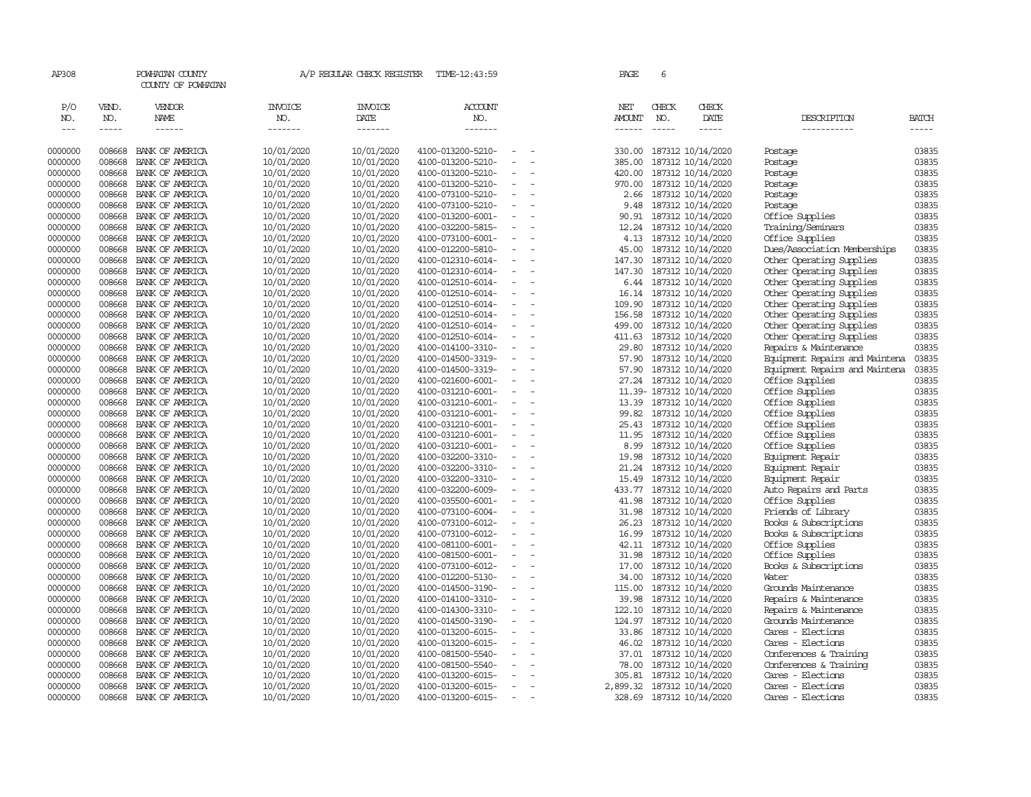AP308 POWHATAN COUNTY A/P REGULAR CHECK REGISTER TIME-12:43:59 PAGE 6

COUNTY OF POWHATAN

| P/O NO. | VEND. NO. | VENDOR NAME | INVOICE NO. | INVOICE DATE | ACCOUNT NO. | NET AMOUNT | CHECK NO. | CHECK DATE | DESCRIPTION | BATCH |
|---|---|---|---|---|---|---|---|---|---|---|
| 0000000 | 008668 | BANK OF AMERICA | 10/01/2020 | 10/01/2020 | 4100-013200-5210- - - | 330.00 | 187312 | 10/14/2020 | Postage | 03835 |
| 0000000 | 008668 | BANK OF AMERICA | 10/01/2020 | 10/01/2020 | 4100-013200-5210- - - | 385.00 | 187312 | 10/14/2020 | Postage | 03835 |
| 0000000 | 008668 | BANK OF AMERICA | 10/01/2020 | 10/01/2020 | 4100-013200-5210- - - | 420.00 | 187312 | 10/14/2020 | Postage | 03835 |
| 0000000 | 008668 | BANK OF AMERICA | 10/01/2020 | 10/01/2020 | 4100-013200-5210- - - | 970.00 | 187312 | 10/14/2020 | Postage | 03835 |
| 0000000 | 008668 | BANK OF AMERICA | 10/01/2020 | 10/01/2020 | 4100-073100-5210- - - | 2.66 | 187312 | 10/14/2020 | Postage | 03835 |
| 0000000 | 008668 | BANK OF AMERICA | 10/01/2020 | 10/01/2020 | 4100-073100-5210- - - | 9.48 | 187312 | 10/14/2020 | Postage | 03835 |
| 0000000 | 008668 | BANK OF AMERICA | 10/01/2020 | 10/01/2020 | 4100-013200-6001- - - | 90.91 | 187312 | 10/14/2020 | Office Supplies | 03835 |
| 0000000 | 008668 | BANK OF AMERICA | 10/01/2020 | 10/01/2020 | 4100-032200-5815- - - | 12.24 | 187312 | 10/14/2020 | Training/Seminars | 03835 |
| 0000000 | 008668 | BANK OF AMERICA | 10/01/2020 | 10/01/2020 | 4100-073100-6001- - - | 4.13 | 187312 | 10/14/2020 | Office Supplies | 03835 |
| 0000000 | 008668 | BANK OF AMERICA | 10/01/2020 | 10/01/2020 | 4100-012200-5810- - - | 45.00 | 187312 | 10/14/2020 | Dues/Association Memberships | 03835 |
| 0000000 | 008668 | BANK OF AMERICA | 10/01/2020 | 10/01/2020 | 4100-012310-6014- - - | 147.30 | 187312 | 10/14/2020 | Other Operating Supplies | 03835 |
| 0000000 | 008668 | BANK OF AMERICA | 10/01/2020 | 10/01/2020 | 4100-012310-6014- - - | 147.30 | 187312 | 10/14/2020 | Other Operating Supplies | 03835 |
| 0000000 | 008668 | BANK OF AMERICA | 10/01/2020 | 10/01/2020 | 4100-012510-6014- - - | 6.44 | 187312 | 10/14/2020 | Other Operating Supplies | 03835 |
| 0000000 | 008668 | BANK OF AMERICA | 10/01/2020 | 10/01/2020 | 4100-012510-6014- - - | 16.14 | 187312 | 10/14/2020 | Other Operating Supplies | 03835 |
| 0000000 | 008668 | BANK OF AMERICA | 10/01/2020 | 10/01/2020 | 4100-012510-6014- - - | 109.90 | 187312 | 10/14/2020 | Other Operating Supplies | 03835 |
| 0000000 | 008668 | BANK OF AMERICA | 10/01/2020 | 10/01/2020 | 4100-012510-6014- - - | 156.58 | 187312 | 10/14/2020 | Other Operating Supplies | 03835 |
| 0000000 | 008668 | BANK OF AMERICA | 10/01/2020 | 10/01/2020 | 4100-012510-6014- - - | 499.00 | 187312 | 10/14/2020 | Other Operating Supplies | 03835 |
| 0000000 | 008668 | BANK OF AMERICA | 10/01/2020 | 10/01/2020 | 4100-012510-6014- - - | 411.63 | 187312 | 10/14/2020 | Other Operating Supplies | 03835 |
| 0000000 | 008668 | BANK OF AMERICA | 10/01/2020 | 10/01/2020 | 4100-014100-3310- - - | 29.80 | 187312 | 10/14/2020 | Repairs & Maintenance | 03835 |
| 0000000 | 008668 | BANK OF AMERICA | 10/01/2020 | 10/01/2020 | 4100-014500-3319- - - | 57.90 | 187312 | 10/14/2020 | Equipment Repairs and Maintena | 03835 |
| 0000000 | 008668 | BANK OF AMERICA | 10/01/2020 | 10/01/2020 | 4100-014500-3319- - - | 57.90 | 187312 | 10/14/2020 | Equipment Repairs and Maintena | 03835 |
| 0000000 | 008668 | BANK OF AMERICA | 10/01/2020 | 10/01/2020 | 4100-021600-6001- - - | 27.24 | 187312 | 10/14/2020 | Office Supplies | 03835 |
| 0000000 | 008668 | BANK OF AMERICA | 10/01/2020 | 10/01/2020 | 4100-031210-6001- - - | 11.39- | 187312 | 10/14/2020 | Office Supplies | 03835 |
| 0000000 | 008668 | BANK OF AMERICA | 10/01/2020 | 10/01/2020 | 4100-031210-6001- - - | 13.39 | 187312 | 10/14/2020 | Office Supplies | 03835 |
| 0000000 | 008668 | BANK OF AMERICA | 10/01/2020 | 10/01/2020 | 4100-031210-6001- - - | 99.82 | 187312 | 10/14/2020 | Office Supplies | 03835 |
| 0000000 | 008668 | BANK OF AMERICA | 10/01/2020 | 10/01/2020 | 4100-031210-6001- - - | 25.43 | 187312 | 10/14/2020 | Office Supplies | 03835 |
| 0000000 | 008668 | BANK OF AMERICA | 10/01/2020 | 10/01/2020 | 4100-031210-6001- - - | 11.95 | 187312 | 10/14/2020 | Office Supplies | 03835 |
| 0000000 | 008668 | BANK OF AMERICA | 10/01/2020 | 10/01/2020 | 4100-031210-6001- - - | 8.99 | 187312 | 10/14/2020 | Office Supplies | 03835 |
| 0000000 | 008668 | BANK OF AMERICA | 10/01/2020 | 10/01/2020 | 4100-032200-3310- - - | 19.98 | 187312 | 10/14/2020 | Equipment Repair | 03835 |
| 0000000 | 008668 | BANK OF AMERICA | 10/01/2020 | 10/01/2020 | 4100-032200-3310- - - | 21.24 | 187312 | 10/14/2020 | Equipment Repair | 03835 |
| 0000000 | 008668 | BANK OF AMERICA | 10/01/2020 | 10/01/2020 | 4100-032200-3310- - - | 15.49 | 187312 | 10/14/2020 | Equipment Repair | 03835 |
| 0000000 | 008668 | BANK OF AMERICA | 10/01/2020 | 10/01/2020 | 4100-032200-6009- - - | 433.77 | 187312 | 10/14/2020 | Auto Repairs and Parts | 03835 |
| 0000000 | 008668 | BANK OF AMERICA | 10/01/2020 | 10/01/2020 | 4100-035500-6001- - - | 41.98 | 187312 | 10/14/2020 | Office Supplies | 03835 |
| 0000000 | 008668 | BANK OF AMERICA | 10/01/2020 | 10/01/2020 | 4100-073100-6004- - - | 31.98 | 187312 | 10/14/2020 | Friends of Library | 03835 |
| 0000000 | 008668 | BANK OF AMERICA | 10/01/2020 | 10/01/2020 | 4100-073100-6012- - - | 26.23 | 187312 | 10/14/2020 | Books & Subscriptions | 03835 |
| 0000000 | 008668 | BANK OF AMERICA | 10/01/2020 | 10/01/2020 | 4100-073100-6012- - - | 16.99 | 187312 | 10/14/2020 | Books & Subscriptions | 03835 |
| 0000000 | 008668 | BANK OF AMERICA | 10/01/2020 | 10/01/2020 | 4100-081100-6001- - - | 42.11 | 187312 | 10/14/2020 | Office Supplies | 03835 |
| 0000000 | 008668 | BANK OF AMERICA | 10/01/2020 | 10/01/2020 | 4100-081500-6001- - - | 31.98 | 187312 | 10/14/2020 | Office Supplies | 03835 |
| 0000000 | 008668 | BANK OF AMERICA | 10/01/2020 | 10/01/2020 | 4100-073100-6012- - - | 17.00 | 187312 | 10/14/2020 | Books & Subscriptions | 03835 |
| 0000000 | 008668 | BANK OF AMERICA | 10/01/2020 | 10/01/2020 | 4100-012200-5130- - - | 34.00 | 187312 | 10/14/2020 | Water | 03835 |
| 0000000 | 008668 | BANK OF AMERICA | 10/01/2020 | 10/01/2020 | 4100-014500-3190- - - | 115.00 | 187312 | 10/14/2020 | Grounds Maintenance | 03835 |
| 0000000 | 008668 | BANK OF AMERICA | 10/01/2020 | 10/01/2020 | 4100-014100-3310- - - | 39.98 | 187312 | 10/14/2020 | Repairs & Maintenance | 03835 |
| 0000000 | 008668 | BANK OF AMERICA | 10/01/2020 | 10/01/2020 | 4100-014300-3310- - - | 122.10 | 187312 | 10/14/2020 | Repairs & Maintenance | 03835 |
| 0000000 | 008668 | BANK OF AMERICA | 10/01/2020 | 10/01/2020 | 4100-014500-3190- - - | 124.97 | 187312 | 10/14/2020 | Grounds Maintenance | 03835 |
| 0000000 | 008668 | BANK OF AMERICA | 10/01/2020 | 10/01/2020 | 4100-013200-6015- - - | 33.86 | 187312 | 10/14/2020 | Cares - Elections | 03835 |
| 0000000 | 008668 | BANK OF AMERICA | 10/01/2020 | 10/01/2020 | 4100-013200-6015- - - | 46.02 | 187312 | 10/14/2020 | Cares - Elections | 03835 |
| 0000000 | 008668 | BANK OF AMERICA | 10/01/2020 | 10/01/2020 | 4100-081500-5540- - - | 37.01 | 187312 | 10/14/2020 | Conferences & Training | 03835 |
| 0000000 | 008668 | BANK OF AMERICA | 10/01/2020 | 10/01/2020 | 4100-081500-5540- - - | 78.00 | 187312 | 10/14/2020 | Conferences & Training | 03835 |
| 0000000 | 008668 | BANK OF AMERICA | 10/01/2020 | 10/01/2020 | 4100-013200-6015- - - | 305.81 | 187312 | 10/14/2020 | Cares - Elections | 03835 |
| 0000000 | 008668 | BANK OF AMERICA | 10/01/2020 | 10/01/2020 | 4100-013200-6015- - - | 2,899.32 | 187312 | 10/14/2020 | Cares - Elections | 03835 |
| 0000000 | 008668 | BANK OF AMERICA | 10/01/2020 | 10/01/2020 | 4100-013200-6015- - - | 328.69 | 187312 | 10/14/2020 | Cares - Elections | 03835 |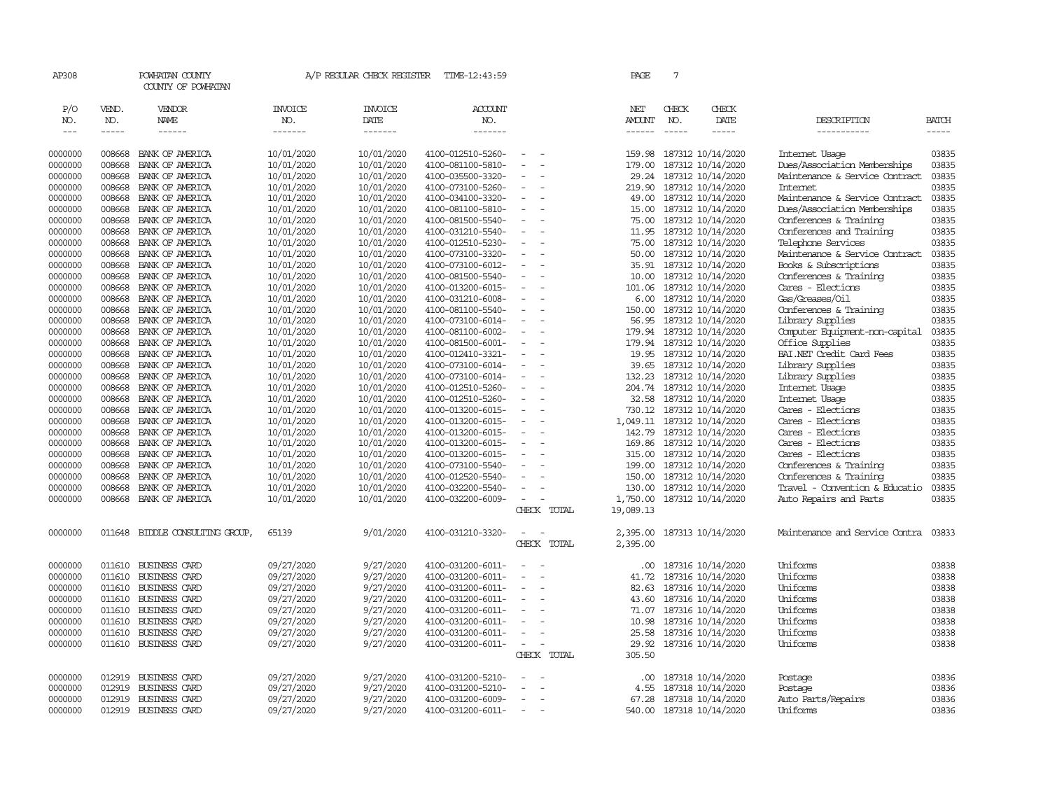AP308 POWHATAN COUNTY A/P REGULAR CHECK REGISTER TIME-12:43:59

COUNTY OF POWHATAN

| P/O NO. | VEND. NO. | VENDOR NAME | INVOICE NO. | INVOICE DATE | ACCOUNT NO. | | NET AMOUNT | CHECK NO. | CHECK DATE | DESCRIPTION | BATCH |
|---|---|---|---|---|---|---|---|---|---|---|---|
| 0000000 | 008668 | BANK OF AMERICA | 10/01/2020 | 10/01/2020 | 4100-012510-5260- | - - | 159.98 | 187312 | 10/14/2020 | Internet Usage | 03835 |
| 0000000 | 008668 | BANK OF AMERICA | 10/01/2020 | 10/01/2020 | 4100-081100-5810- | - - | 179.00 | 187312 | 10/14/2020 | Dues/Association Memberships | 03835 |
| 0000000 | 008668 | BANK OF AMERICA | 10/01/2020 | 10/01/2020 | 4100-035500-3320- | - - | 29.24 | 187312 | 10/14/2020 | Maintenance & Service Contract | 03835 |
| 0000000 | 008668 | BANK OF AMERICA | 10/01/2020 | 10/01/2020 | 4100-073100-5260- | - - | 219.90 | 187312 | 10/14/2020 | Internet | 03835 |
| 0000000 | 008668 | BANK OF AMERICA | 10/01/2020 | 10/01/2020 | 4100-034100-3320- | - - | 49.00 | 187312 | 10/14/2020 | Maintenance & Service Contract | 03835 |
| 0000000 | 008668 | BANK OF AMERICA | 10/01/2020 | 10/01/2020 | 4100-081100-5810- | - - | 15.00 | 187312 | 10/14/2020 | Dues/Association Memberships | 03835 |
| 0000000 | 008668 | BANK OF AMERICA | 10/01/2020 | 10/01/2020 | 4100-081500-5540- | - - | 75.00 | 187312 | 10/14/2020 | Conferences & Training | 03835 |
| 0000000 | 008668 | BANK OF AMERICA | 10/01/2020 | 10/01/2020 | 4100-031210-5540- | - - | 11.95 | 187312 | 10/14/2020 | Conferences and Training | 03835 |
| 0000000 | 008668 | BANK OF AMERICA | 10/01/2020 | 10/01/2020 | 4100-012510-5230- | - - | 75.00 | 187312 | 10/14/2020 | Telephone Services | 03835 |
| 0000000 | 008668 | BANK OF AMERICA | 10/01/2020 | 10/01/2020 | 4100-073100-3320- | - - | 50.00 | 187312 | 10/14/2020 | Maintenance & Service Contract | 03835 |
| 0000000 | 008668 | BANK OF AMERICA | 10/01/2020 | 10/01/2020 | 4100-073100-6012- | - - | 35.91 | 187312 | 10/14/2020 | Books & Subscriptions | 03835 |
| 0000000 | 008668 | BANK OF AMERICA | 10/01/2020 | 10/01/2020 | 4100-081500-5540- | - - | 10.00 | 187312 | 10/14/2020 | Conferences & Training | 03835 |
| 0000000 | 008668 | BANK OF AMERICA | 10/01/2020 | 10/01/2020 | 4100-013200-6015- | - - | 101.06 | 187312 | 10/14/2020 | Cares - Elections | 03835 |
| 0000000 | 008668 | BANK OF AMERICA | 10/01/2020 | 10/01/2020 | 4100-031210-6008- | - - | 6.00 | 187312 | 10/14/2020 | Gas/Greases/Oil | 03835 |
| 0000000 | 008668 | BANK OF AMERICA | 10/01/2020 | 10/01/2020 | 4100-081100-5540- | - - | 150.00 | 187312 | 10/14/2020 | Conferences & Training | 03835 |
| 0000000 | 008668 | BANK OF AMERICA | 10/01/2020 | 10/01/2020 | 4100-073100-6014- | - - | 56.95 | 187312 | 10/14/2020 | Library Supplies | 03835 |
| 0000000 | 008668 | BANK OF AMERICA | 10/01/2020 | 10/01/2020 | 4100-081100-6002- | - - | 179.94 | 187312 | 10/14/2020 | Computer Equipment-non-capital | 03835 |
| 0000000 | 008668 | BANK OF AMERICA | 10/01/2020 | 10/01/2020 | 4100-081500-6001- | - - | 179.94 | 187312 | 10/14/2020 | Office Supplies | 03835 |
| 0000000 | 008668 | BANK OF AMERICA | 10/01/2020 | 10/01/2020 | 4100-012410-3321- | - - | 19.95 | 187312 | 10/14/2020 | BAI.NET Credit Card Fees | 03835 |
| 0000000 | 008668 | BANK OF AMERICA | 10/01/2020 | 10/01/2020 | 4100-073100-6014- | - - | 39.65 | 187312 | 10/14/2020 | Library Supplies | 03835 |
| 0000000 | 008668 | BANK OF AMERICA | 10/01/2020 | 10/01/2020 | 4100-073100-6014- | - - | 132.23 | 187312 | 10/14/2020 | Library Supplies | 03835 |
| 0000000 | 008668 | BANK OF AMERICA | 10/01/2020 | 10/01/2020 | 4100-012510-5260- | - - | 204.74 | 187312 | 10/14/2020 | Internet Usage | 03835 |
| 0000000 | 008668 | BANK OF AMERICA | 10/01/2020 | 10/01/2020 | 4100-012510-5260- | - - | 32.58 | 187312 | 10/14/2020 | Internet Usage | 03835 |
| 0000000 | 008668 | BANK OF AMERICA | 10/01/2020 | 10/01/2020 | 4100-013200-6015- | - - | 730.12 | 187312 | 10/14/2020 | Cares - Elections | 03835 |
| 0000000 | 008668 | BANK OF AMERICA | 10/01/2020 | 10/01/2020 | 4100-013200-6015- | - - | 1,049.11 | 187312 | 10/14/2020 | Cares - Elections | 03835 |
| 0000000 | 008668 | BANK OF AMERICA | 10/01/2020 | 10/01/2020 | 4100-013200-6015- | - - | 142.79 | 187312 | 10/14/2020 | Cares - Elections | 03835 |
| 0000000 | 008668 | BANK OF AMERICA | 10/01/2020 | 10/01/2020 | 4100-013200-6015- | - - | 169.86 | 187312 | 10/14/2020 | Cares - Elections | 03835 |
| 0000000 | 008668 | BANK OF AMERICA | 10/01/2020 | 10/01/2020 | 4100-013200-6015- | - - | 315.00 | 187312 | 10/14/2020 | Cares - Elections | 03835 |
| 0000000 | 008668 | BANK OF AMERICA | 10/01/2020 | 10/01/2020 | 4100-073100-5540- | - - | 199.00 | 187312 | 10/14/2020 | Conferences & Training | 03835 |
| 0000000 | 008668 | BANK OF AMERICA | 10/01/2020 | 10/01/2020 | 4100-012520-5540- | - - | 150.00 | 187312 | 10/14/2020 | Conferences & Training | 03835 |
| 0000000 | 008668 | BANK OF AMERICA | 10/01/2020 | 10/01/2020 | 4100-032200-5540- | - - | 130.00 | 187312 | 10/14/2020 | Travel - Convention & Educatio | 03835 |
| 0000000 | 008668 | BANK OF AMERICA | 10/01/2020 | 10/01/2020 | 4100-032200-6009- | - - | 1,750.00 | 187312 | 10/14/2020 | Auto Repairs and Parts | 03835 |
| | | | | | | CHECK TOTAL | 19,089.13 | | | | |
| 0000000 | 011648 | BIDDLE CONSULTING GROUP, | 65139 | 9/01/2020 | 4100-031210-3320- | - - | 2,395.00 | 187313 | 10/14/2020 | Maintenance and Service Contra | 03833 |
| | | | | | | CHECK TOTAL | 2,395.00 | | | | |
| 0000000 | 011610 | BUSINESS CARD | 09/27/2020 | 9/27/2020 | 4100-031200-6011- | - - | .00 | 187316 | 10/14/2020 | Uniforms | 03838 |
| 0000000 | 011610 | BUSINESS CARD | 09/27/2020 | 9/27/2020 | 4100-031200-6011- | - - | 41.72 | 187316 | 10/14/2020 | Uniforms | 03838 |
| 0000000 | 011610 | BUSINESS CARD | 09/27/2020 | 9/27/2020 | 4100-031200-6011- | - - | 82.63 | 187316 | 10/14/2020 | Uniforms | 03838 |
| 0000000 | 011610 | BUSINESS CARD | 09/27/2020 | 9/27/2020 | 4100-031200-6011- | - - | 43.60 | 187316 | 10/14/2020 | Uniforms | 03838 |
| 0000000 | 011610 | BUSINESS CARD | 09/27/2020 | 9/27/2020 | 4100-031200-6011- | - - | 71.07 | 187316 | 10/14/2020 | Uniforms | 03838 |
| 0000000 | 011610 | BUSINESS CARD | 09/27/2020 | 9/27/2020 | 4100-031200-6011- | - - | 10.98 | 187316 | 10/14/2020 | Uniforms | 03838 |
| 0000000 | 011610 | BUSINESS CARD | 09/27/2020 | 9/27/2020 | 4100-031200-6011- | - - | 25.58 | 187316 | 10/14/2020 | Uniforms | 03838 |
| 0000000 | 011610 | BUSINESS CARD | 09/27/2020 | 9/27/2020 | 4100-031200-6011- | - - | 29.92 | 187316 | 10/14/2020 | Uniforms | 03838 |
| | | | | | | CHECK TOTAL | 305.50 | | | | |
| 0000000 | 012919 | BUSINESS CARD | 09/27/2020 | 9/27/2020 | 4100-031200-5210- | - - | .00 | 187318 | 10/14/2020 | Postage | 03836 |
| 0000000 | 012919 | BUSINESS CARD | 09/27/2020 | 9/27/2020 | 4100-031200-5210- | - - | 4.55 | 187318 | 10/14/2020 | Postage | 03836 |
| 0000000 | 012919 | BUSINESS CARD | 09/27/2020 | 9/27/2020 | 4100-031200-6009- | - - | 67.28 | 187318 | 10/14/2020 | Auto Parts/Repairs | 03836 |
| 0000000 | 012919 | BUSINESS CARD | 09/27/2020 | 9/27/2020 | 4100-031200-6011- | - - | 540.00 | 187318 | 10/14/2020 | Uniforms | 03836 |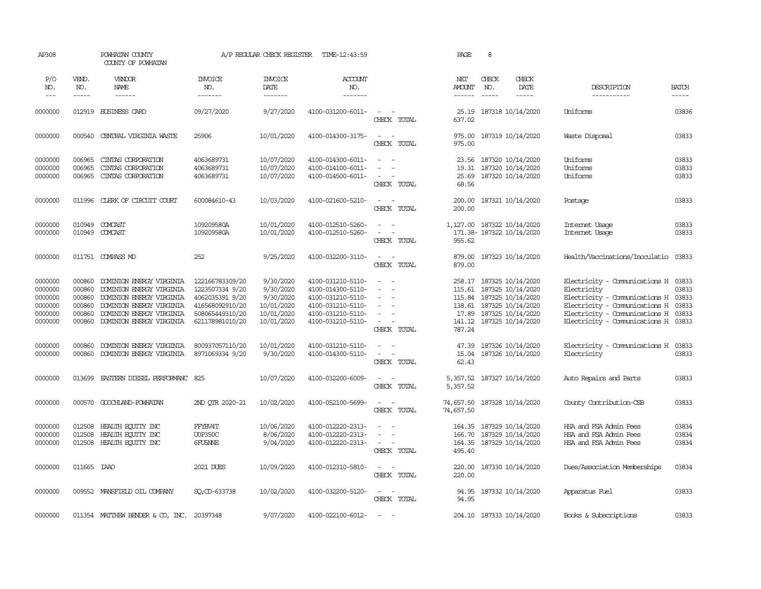AP308 POWHATAN COUNTY A/P REGULAR CHECK REGISTER TIME-12:43:59 PAGE 8

COUNTY OF POWHATAN

| P/O NO. | VEND. NO. | VENDOR NAME | INVOICE NO. | INVOICE DATE | ACCOUNT NO. | | NET AMOUNT | CHECK NO. | CHECK DATE | DESCRIPTION | BATCH |
|---|---|---|---|---|---|---|---|---|---|---|---|
| 0000000 | 012919 | BUSINESS CARD | 09/27/2020 | 9/27/2020 | 4100-031200-6011- | - - | 25.19 | 187318 | 10/14/2020 | Uniforms | 03836 |
| | | | | | | CHECK TOTAL | 637.02 | | | | |
| 0000000 | 000540 | CENTRAL VIRGINIA WASTE | 25906 | 10/01/2020 | 4100-014300-3175- | - - | 975.00 | 187319 | 10/14/2020 | Waste Disposal | 03833 |
| | | | | | | CHECK TOTAL | 975.00 | | | | |
| 0000000 | 006965 | CINTAS CORPORATION | 4063689731 | 10/07/2020 | 4100-014300-6011- | - - | 23.56 | 187320 | 10/14/2020 | Uniforms | 03833 |
| 0000000 | 006965 | CINTAS CORPORATION | 4063689731 | 10/07/2020 | 4100-014100-6011- | - - | 19.31 | 187320 | 10/14/2020 | Uniforms | 03833 |
| 0000000 | 006965 | CINTAS CORPORATION | 4063689731 | 10/07/2020 | 4100-014500-6011- | - - | 25.69 | 187320 | 10/14/2020 | Uniforms | 03833 |
| | | | | | | CHECK TOTAL | 68.56 | | | | |
| 0000000 | 011996 | CLERK OF CIRCUIT COURT | 600084610-43 | 10/03/2020 | 4100-021600-5210- | - - | 200.00 | 187321 | 10/14/2020 | Postage | 03833 |
| | | | | | | CHECK TOTAL | 200.00 | | | | |
| 0000000 | 010949 | COMCAST | 109209580A | 10/01/2020 | 4100-012510-5260- | - - | 1,127.00 | 187322 | 10/14/2020 | Internet Usage | 03833 |
| 0000000 | 010949 | COMCAST | 109209580A | 10/01/2020 | 4100-012510-5260- | - - | 171.38- | 187322 | 10/14/2020 | Internet Usage | 03833 |
| | | | | | | CHECK TOTAL | 955.62 | | | | |
| 0000000 | 011751 | COMPASS MD | 252 | 9/25/2020 | 4100-032200-3110- | - - | 879.00 | 187323 | 10/14/2020 | Health/Vaccinations/Inoculatio | 03833 |
| | | | | | | CHECK TOTAL | 879.00 | | | | |
| 0000000 | 000860 | DOMINION ENERGY VIRGINIA | 122166783309/20 | 9/30/2020 | 4100-031210-5110- | - - | 258.17 | 187325 | 10/14/2020 | Electricity - Communications H | 03833 |
| 0000000 | 000860 | DOMINION ENERGY VIRGINIA | 1223507334 9/20 | 9/30/2020 | 4100-014300-5110- | - - | 115.61 | 187325 | 10/14/2020 | Electricity | 03833 |
| 0000000 | 000860 | DOMINION ENERGY VIRGINIA | 4062035391 9/20 | 9/30/2020 | 4100-031210-5110- | - - | 115.84 | 187325 | 10/14/2020 | Electricity - Communications H | 03833 |
| 0000000 | 000860 | DOMINION ENERGY VIRGINIA | 416568092910/20 | 10/01/2020 | 4100-031210-5110- | - - | 138.61 | 187325 | 10/14/2020 | Electricity - Communications H | 03833 |
| 0000000 | 000860 | DOMINION ENERGY VIRGINIA | 508065449310/20 | 10/01/2020 | 4100-031210-5110- | - - | 17.89 | 187325 | 10/14/2020 | Electricity - Communications H | 03833 |
| 0000000 | 000860 | DOMINION ENERGY VIRGINIA | 621178981010/20 | 10/01/2020 | 4100-031210-5110- | - - | 141.12 | 187325 | 10/14/2020 | Electricity - Communications H | 03833 |
| | | | | | | CHECK TOTAL | 787.24 | | | | |
| 0000000 | 000860 | DOMINION ENERGY VIRGINIA | 800937057110/20 | 10/01/2020 | 4100-031210-5110- | - - | 47.39 | 187326 | 10/14/2020 | Electricity - Communications H | 03833 |
| 0000000 | 000860 | DOMINION ENERGY VIRGINIA | 8971069334 9/20 | 9/30/2020 | 4100-014300-5110- | - - | 15.04 | 187326 | 10/14/2020 | Electricity | 03833 |
| | | | | | | CHECK TOTAL | 62.43 | | | | |
| 0000000 | 013699 | EASTERN DIESEL PERFORMANC | 825 | 10/07/2020 | 4100-032200-6009- | - - | 5,357.52 | 187327 | 10/14/2020 | Auto Repairs and Parts | 03833 |
| | | | | | | CHECK TOTAL | 5,357.52 | | | | |
| 0000000 | 000570 | GOOCHLAND-POWHATAN | 2ND QTR 2020-21 | 10/02/2020 | 4100-052100-5699- | - - | 74,657.50 | 187328 | 10/14/2020 | County Contribution-CSB | 03833 |
| | | | | | | CHECK TOTAL | 74,657.50 | | | | |
| 0000000 | 012508 | HEALTH EQUITY INC | FFYBV4T | 10/06/2020 | 4100-012220-2313- | - - | 164.35 | 187329 | 10/14/2020 | HSA and FSA Admin Fees | 03834 |
| 0000000 | 012508 | HEALTH EQUITY INC | U0P350C | 8/06/2020 | 4100-012220-2313- | - - | 166.70 | 187329 | 10/14/2020 | HSA and FSA Admin Fees | 03834 |
| 0000000 | 012508 | HEALTH EQUITY INC | 6FU5NNE | 9/04/2020 | 4100-012220-2313- | - - | 164.35 | 187329 | 10/14/2020 | HSA and FSA Admin Fees | 03834 |
| | | | | | | CHECK TOTAL | 495.40 | | | | |
| 0000000 | 011665 | IAAO | 2021 DUES | 10/09/2020 | 4100-012310-5810- | - - | 220.00 | 187330 | 10/14/2020 | Dues/Association Memberships | 03834 |
| | | | | | | CHECK TOTAL | 220.00 | | | | |
| 0000000 | 009552 | MANSFIELD OIL COMPANY | SQ;CD-633738 | 10/02/2020 | 4100-032200-5120- | - - | 94.95 | 187332 | 10/14/2020 | Apparatus Fuel | 03833 |
| | | | | | | CHECK TOTAL | 94.95 | | | | |
| 0000000 | 011354 | MATTHEW BENDER & CO, INC. | 20397348 | 9/07/2020 | 4100-022100-6012- | - - | 204.10 | 187333 | 10/14/2020 | Books & Subscriptions | 03833 |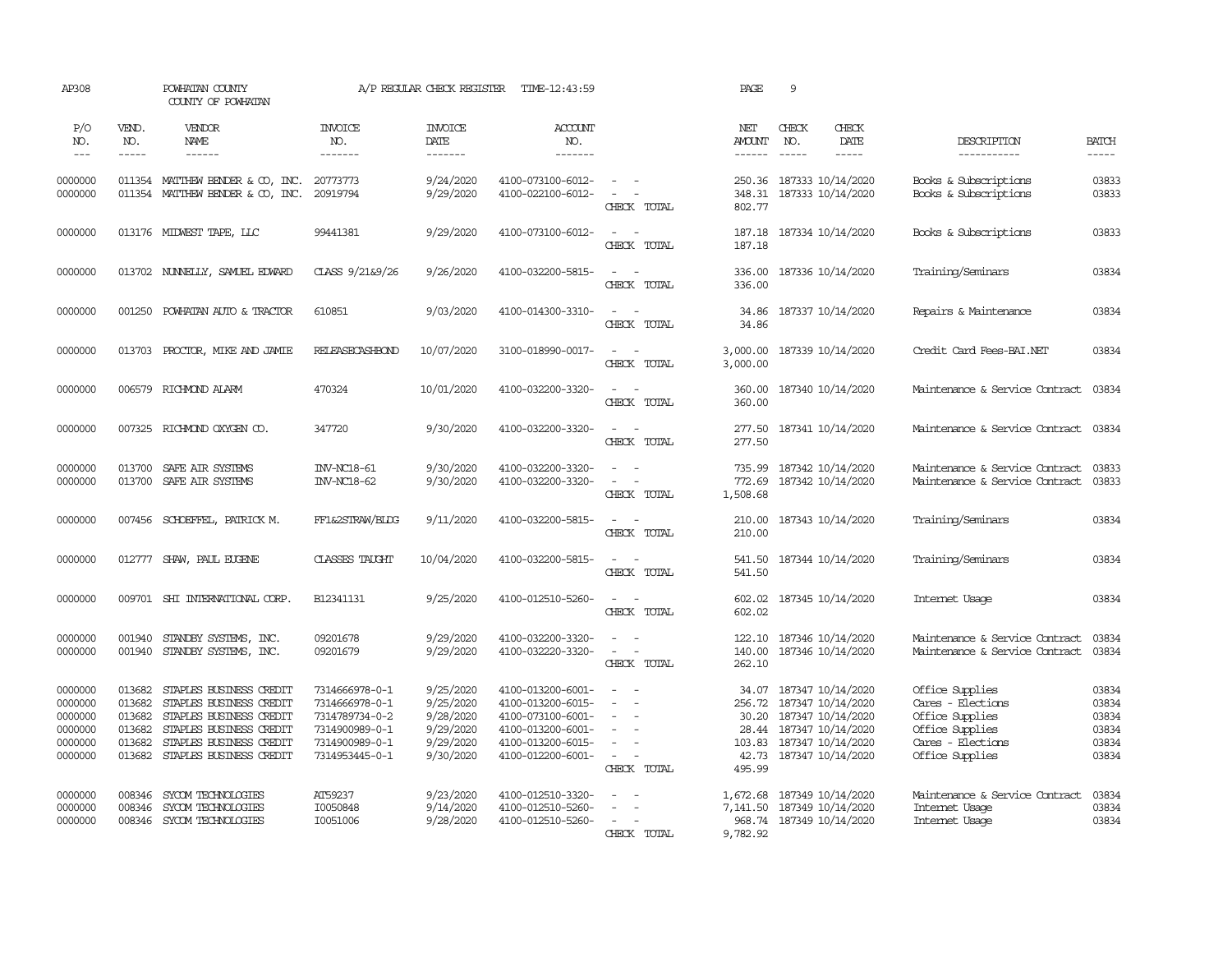AP308 POWHATAN COUNTY A/P REGULAR CHECK REGISTER TIME-12:43:59 PAGE 9

COUNTY OF POWHATAN

| P/O NO. | VEND. NO. | VENDOR NAME | INVOICE NO. | INVOICE DATE | ACCOUNT NO. | | NET AMOUNT | CHECK NO. | CHECK DATE | DESCRIPTION | BATCH |
|---|---|---|---|---|---|---|---|---|---|---|---|
| 0000000 | 011354 | MATTHEW BENDER & CO, INC. | 20773773 | 9/24/2020 | 4100-073100-6012- | - - | 250.36 | 187333 | 10/14/2020 | Books & Subscriptions | 03833 |
| 0000000 | 011354 | MATTHEW BENDER & CO, INC. | 20919794 | 9/29/2020 | 4100-022100-6012- | - - | 348.31 | 187333 | 10/14/2020 | Books & Subscriptions | 03833 |
| | | | | | | CHECK TOTAL | 802.77 | | | | |
| 0000000 | 013176 | MIDWEST TAPE, LLC | 99441381 | 9/29/2020 | 4100-073100-6012- | - - | 187.18 | 187334 | 10/14/2020 | Books & Subscriptions | 03833 |
| | | | | | | CHECK TOTAL | 187.18 | | | | |
| 0000000 | 013702 | NUNNELLY, SAMUEL EDWARD | CLASS 9/21&9/26 | 9/26/2020 | 4100-032200-5815- | - - | 336.00 | 187336 | 10/14/2020 | Training/Seminars | 03834 |
| | | | | | | CHECK TOTAL | 336.00 | | | | |
| 0000000 | 001250 | POWHATAN AUTO & TRACTOR | 610851 | 9/03/2020 | 4100-014300-3310- | - - | 34.86 | 187337 | 10/14/2020 | Repairs & Maintenance | 03834 |
| | | | | | | CHECK TOTAL | 34.86 | | | | |
| 0000000 | 013703 | PROCTOR, MIKE AND JAMIE | RELEASECASHBOND | 10/07/2020 | 3100-018990-0017- | - - | 3,000.00 | 187339 | 10/14/2020 | Credit Card Fees-BAI.NET | 03834 |
| | | | | | | CHECK TOTAL | 3,000.00 | | | | |
| 0000000 | 006579 | RICHMOND ALARM | 470324 | 10/01/2020 | 4100-032200-3320- | - - | 360.00 | 187340 | 10/14/2020 | Maintenance & Service Contract | 03834 |
| | | | | | | CHECK TOTAL | 360.00 | | | | |
| 0000000 | 007325 | RICHMOND OXYGEN CO. | 347720 | 9/30/2020 | 4100-032200-3320- | - - | 277.50 | 187341 | 10/14/2020 | Maintenance & Service Contract | 03834 |
| | | | | | | CHECK TOTAL | 277.50 | | | | |
| 0000000 | 013700 | SAFE AIR SYSTEMS | INV-NC18-61 | 9/30/2020 | 4100-032200-3320- | - - | 735.99 | 187342 | 10/14/2020 | Maintenance & Service Contract | 03833 |
| 0000000 | 013700 | SAFE AIR SYSTEMS | INV-NC18-62 | 9/30/2020 | 4100-032200-3320- | - - | 772.69 | 187342 | 10/14/2020 | Maintenance & Service Contract | 03833 |
| | | | | | | CHECK TOTAL | 1,508.68 | | | | |
| 0000000 | 007456 | SCHOEFFEL, PATRICK M. | FF1&2STRAW/BLDG | 9/11/2020 | 4100-032200-5815- | - - | 210.00 | 187343 | 10/14/2020 | Training/Seminars | 03834 |
| | | | | | | CHECK TOTAL | 210.00 | | | | |
| 0000000 | 012777 | SHAW, PAUL EUGENE | CLASSES TAUGHT | 10/04/2020 | 4100-032200-5815- | - - | 541.50 | 187344 | 10/14/2020 | Training/Seminars | 03834 |
| | | | | | | CHECK TOTAL | 541.50 | | | | |
| 0000000 | 009701 | SHI INTERNATIONAL CORP. | B12341131 | 9/25/2020 | 4100-012510-5260- | - - | 602.02 | 187345 | 10/14/2020 | Internet Usage | 03834 |
| | | | | | | CHECK TOTAL | 602.02 | | | | |
| 0000000 | 001940 | STANDBY SYSTEMS, INC. | 09201678 | 9/29/2020 | 4100-032200-3320- | - - | 122.10 | 187346 | 10/14/2020 | Maintenance & Service Contract | 03834 |
| 0000000 | 001940 | STANDBY SYSTEMS, INC. | 09201679 | 9/29/2020 | 4100-032220-3320- | - - | 140.00 | 187346 | 10/14/2020 | Maintenance & Service Contract | 03834 |
| | | | | | | CHECK TOTAL | 262.10 | | | | |
| 0000000 | 013682 | STAPLES BUSINESS CREDIT | 7314666978-0-1 | 9/25/2020 | 4100-013200-6001- | - - | 34.07 | 187347 | 10/14/2020 | Office Supplies | 03834 |
| 0000000 | 013682 | STAPLES BUSINESS CREDIT | 7314666978-0-1 | 9/25/2020 | 4100-013200-6015- | - - | 256.72 | 187347 | 10/14/2020 | Cares - Elections | 03834 |
| 0000000 | 013682 | STAPLES BUSINESS CREDIT | 7314789734-0-2 | 9/28/2020 | 4100-073100-6001- | - - | 30.20 | 187347 | 10/14/2020 | Office Supplies | 03834 |
| 0000000 | 013682 | STAPLES BUSINESS CREDIT | 7314900989-0-1 | 9/29/2020 | 4100-013200-6001- | - - | 28.44 | 187347 | 10/14/2020 | Office Supplies | 03834 |
| 0000000 | 013682 | STAPLES BUSINESS CREDIT | 7314900989-0-1 | 9/29/2020 | 4100-013200-6015- | - - | 103.83 | 187347 | 10/14/2020 | Cares - Elections | 03834 |
| 0000000 | 013682 | STAPLES BUSINESS CREDIT | 7314953445-0-1 | 9/30/2020 | 4100-012200-6001- | - - | 42.73 | 187347 | 10/14/2020 | Office Supplies | 03834 |
| | | | | | | CHECK TOTAL | 495.99 | | | | |
| 0000000 | 008346 | SYCOM TECHNOLOGIES | AT59237 | 9/23/2020 | 4100-012510-3320- | - - | 1,672.68 | 187349 | 10/14/2020 | Maintenance & Service Contract | 03834 |
| 0000000 | 008346 | SYCOM TECHNOLOGIES | I0050848 | 9/14/2020 | 4100-012510-5260- | - - | 7,141.50 | 187349 | 10/14/2020 | Internet Usage | 03834 |
| 0000000 | 008346 | SYCOM TECHNOLOGIES | I0051006 | 9/28/2020 | 4100-012510-5260- | - - | 968.74 | 187349 | 10/14/2020 | Internet Usage | 03834 |
| | | | | | | CHECK TOTAL | 9,782.92 | | | | |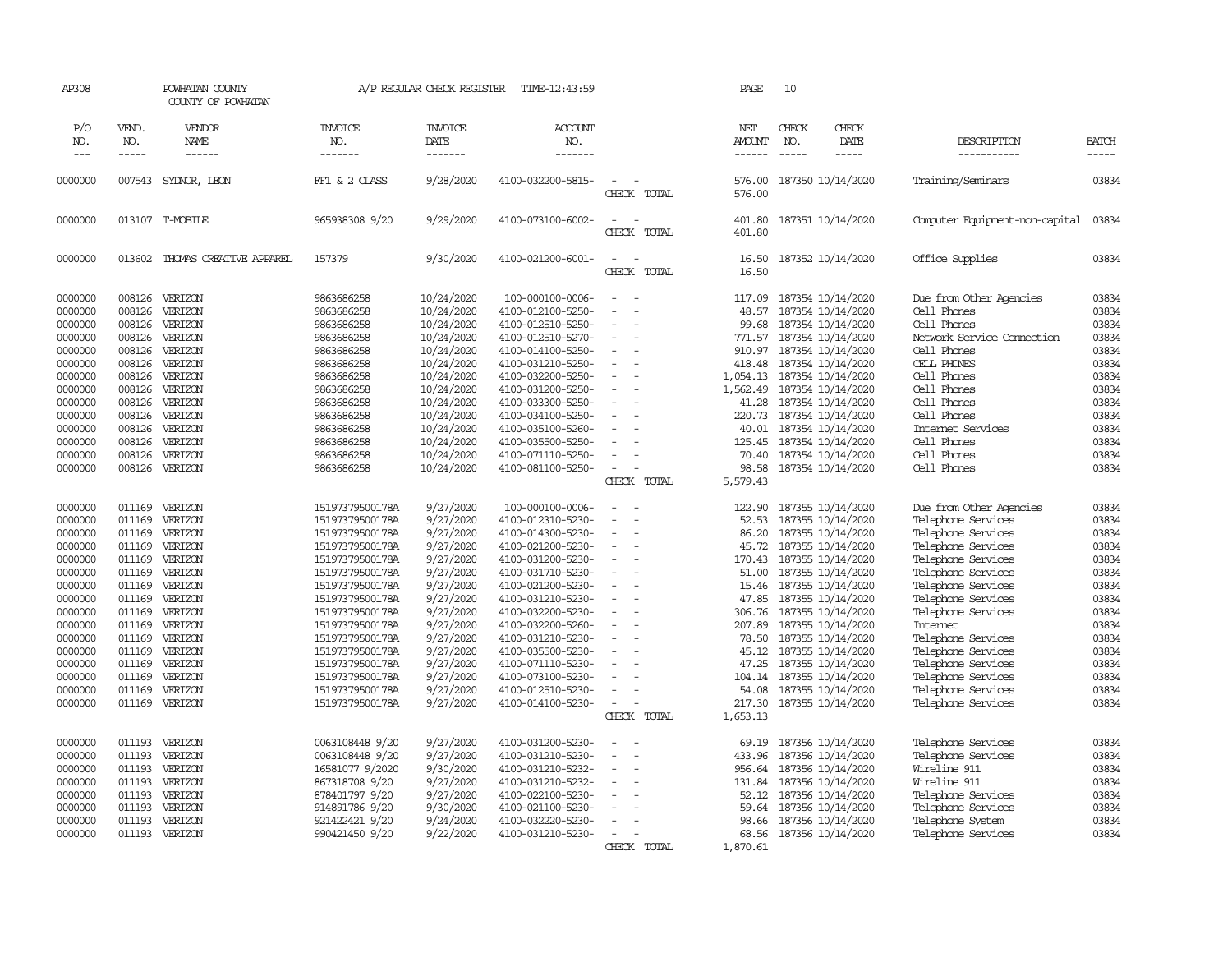AP308 POWHATAN COUNTY A/P REGULAR CHECK REGISTER TIME-12:43:59 PAGE 10

COUNTY OF POWHATAN

| P/O NO. | VEND. NO. | VENDOR NAME | INVOICE NO. | INVOICE DATE | ACCOUNT NO. | | NET AMOUNT | CHECK NO. | CHECK DATE | DESCRIPTION | BATCH |
|---|---|---|---|---|---|---|---|---|---|---|---|
| --- | ----- | ------ | ------- | ------- | ------- | | ------ | ----- | ----- | ----------- | ----- |
| 0000000 | 007543 | SYDNOR, LEON | FF1 & 2 CLASS | 9/28/2020 | 4100-032200-5815- | - - | 576.00 | 187350 | 10/14/2020 | Training/Seminars | 03834 |
| | | | | | | CHECK TOTAL | 576.00 | | | | |
| 0000000 | 013107 | T-MOBILE | 965938308 9/20 | 9/29/2020 | 4100-073100-6002- | - - | 401.80 | 187351 | 10/14/2020 | Computer Equipment-non-capital | 03834 |
| | | | | | | CHECK TOTAL | 401.80 | | | | |
| 0000000 | 013602 | THOMAS CREATIVE APPAREL | 157379 | 9/30/2020 | 4100-021200-6001- | - - | 16.50 | 187352 | 10/14/2020 | Office Supplies | 03834 |
| | | | | | | CHECK TOTAL | 16.50 | | | | |
| 0000000 | 008126 | VERIZON | 9863686258 | 10/24/2020 | 100-000100-0006- | - - | 117.09 | 187354 | 10/14/2020 | Due from Other Agencies | 03834 |
| 0000000 | 008126 | VERIZON | 9863686258 | 10/24/2020 | 4100-012100-5250- | - - | 48.57 | 187354 | 10/14/2020 | Cell Phones | 03834 |
| 0000000 | 008126 | VERIZON | 9863686258 | 10/24/2020 | 4100-012510-5250- | - - | 99.68 | 187354 | 10/14/2020 | Cell Phones | 03834 |
| 0000000 | 008126 | VERIZON | 9863686258 | 10/24/2020 | 4100-012510-5270- | - - | 771.57 | 187354 | 10/14/2020 | Network Service Connection | 03834 |
| 0000000 | 008126 | VERIZON | 9863686258 | 10/24/2020 | 4100-014100-5250- | - - | 910.97 | 187354 | 10/14/2020 | Cell Phones | 03834 |
| 0000000 | 008126 | VERIZON | 9863686258 | 10/24/2020 | 4100-031210-5250- | - - | 418.48 | 187354 | 10/14/2020 | CELL PHONES | 03834 |
| 0000000 | 008126 | VERIZON | 9863686258 | 10/24/2020 | 4100-032200-5250- | - - | 1,054.13 | 187354 | 10/14/2020 | Cell Phones | 03834 |
| 0000000 | 008126 | VERIZON | 9863686258 | 10/24/2020 | 4100-031200-5250- | - - | 1,562.49 | 187354 | 10/14/2020 | Cell Phones | 03834 |
| 0000000 | 008126 | VERIZON | 9863686258 | 10/24/2020 | 4100-033300-5250- | - - | 41.28 | 187354 | 10/14/2020 | Cell Phones | 03834 |
| 0000000 | 008126 | VERIZON | 9863686258 | 10/24/2020 | 4100-034100-5250- | - - | 220.73 | 187354 | 10/14/2020 | Cell Phones | 03834 |
| 0000000 | 008126 | VERIZON | 9863686258 | 10/24/2020 | 4100-035100-5260- | - - | 40.01 | 187354 | 10/14/2020 | Internet Services | 03834 |
| 0000000 | 008126 | VERIZON | 9863686258 | 10/24/2020 | 4100-035500-5250- | - - | 125.45 | 187354 | 10/14/2020 | Cell Phones | 03834 |
| 0000000 | 008126 | VERIZON | 9863686258 | 10/24/2020 | 4100-071110-5250- | - - | 70.40 | 187354 | 10/14/2020 | Cell Phones | 03834 |
| 0000000 | 008126 | VERIZON | 9863686258 | 10/24/2020 | 4100-081100-5250- | - - | 98.58 | 187354 | 10/14/2020 | Cell Phones | 03834 |
| | | | | | | CHECK TOTAL | 5,579.43 | | | | |
| 0000000 | 011169 | VERIZON | 15197379500178A | 9/27/2020 | 100-000100-0006- | - - | 122.90 | 187355 | 10/14/2020 | Due from Other Agencies | 03834 |
| 0000000 | 011169 | VERIZON | 15197379500178A | 9/27/2020 | 4100-012310-5230- | - - | 52.53 | 187355 | 10/14/2020 | Telephone Services | 03834 |
| 0000000 | 011169 | VERIZON | 15197379500178A | 9/27/2020 | 4100-014300-5230- | - - | 86.20 | 187355 | 10/14/2020 | Telephone Services | 03834 |
| 0000000 | 011169 | VERIZON | 15197379500178A | 9/27/2020 | 4100-021200-5230- | - - | 45.72 | 187355 | 10/14/2020 | Telephone Services | 03834 |
| 0000000 | 011169 | VERIZON | 15197379500178A | 9/27/2020 | 4100-031200-5230- | - - | 170.43 | 187355 | 10/14/2020 | Telephone Services | 03834 |
| 0000000 | 011169 | VERIZON | 15197379500178A | 9/27/2020 | 4100-031710-5230- | - - | 51.00 | 187355 | 10/14/2020 | Telephone Services | 03834 |
| 0000000 | 011169 | VERIZON | 15197379500178A | 9/27/2020 | 4100-021200-5230- | - - | 15.46 | 187355 | 10/14/2020 | Telephone Services | 03834 |
| 0000000 | 011169 | VERIZON | 15197379500178A | 9/27/2020 | 4100-031210-5230- | - - | 47.85 | 187355 | 10/14/2020 | Telephone Services | 03834 |
| 0000000 | 011169 | VERIZON | 15197379500178A | 9/27/2020 | 4100-032200-5230- | - - | 306.76 | 187355 | 10/14/2020 | Telephone Services | 03834 |
| 0000000 | 011169 | VERIZON | 15197379500178A | 9/27/2020 | 4100-032200-5260- | - - | 207.89 | 187355 | 10/14/2020 | Internet | 03834 |
| 0000000 | 011169 | VERIZON | 15197379500178A | 9/27/2020 | 4100-031210-5230- | - - | 78.50 | 187355 | 10/14/2020 | Telephone Services | 03834 |
| 0000000 | 011169 | VERIZON | 15197379500178A | 9/27/2020 | 4100-035500-5230- | - - | 45.12 | 187355 | 10/14/2020 | Telephone Services | 03834 |
| 0000000 | 011169 | VERIZON | 15197379500178A | 9/27/2020 | 4100-071110-5230- | - - | 47.25 | 187355 | 10/14/2020 | Telephone Services | 03834 |
| 0000000 | 011169 | VERIZON | 15197379500178A | 9/27/2020 | 4100-073100-5230- | - - | 104.14 | 187355 | 10/14/2020 | Telephone Services | 03834 |
| 0000000 | 011169 | VERIZON | 15197379500178A | 9/27/2020 | 4100-012510-5230- | - - | 54.08 | 187355 | 10/14/2020 | Telephone Services | 03834 |
| 0000000 | 011169 | VERIZON | 15197379500178A | 9/27/2020 | 4100-014100-5230- | - - | 217.30 | 187355 | 10/14/2020 | Telephone Services | 03834 |
| | | | | | | CHECK TOTAL | 1,653.13 | | | | |
| 0000000 | 011193 | VERIZON | 0063108448 9/20 | 9/27/2020 | 4100-031200-5230- | - - | 69.19 | 187356 | 10/14/2020 | Telephone Services | 03834 |
| 0000000 | 011193 | VERIZON | 0063108448 9/20 | 9/27/2020 | 4100-031210-5230- | - - | 433.96 | 187356 | 10/14/2020 | Telephone Services | 03834 |
| 0000000 | 011193 | VERIZON | 16581077 9/2020 | 9/30/2020 | 4100-031210-5232- | - - | 956.64 | 187356 | 10/14/2020 | Wireline 911 | 03834 |
| 0000000 | 011193 | VERIZON | 867318708 9/20 | 9/27/2020 | 4100-031210-5232- | - - | 131.84 | 187356 | 10/14/2020 | Wireline 911 | 03834 |
| 0000000 | 011193 | VERIZON | 878401797 9/20 | 9/27/2020 | 4100-022100-5230- | - - | 52.12 | 187356 | 10/14/2020 | Telephone Services | 03834 |
| 0000000 | 011193 | VERIZON | 914891786 9/20 | 9/30/2020 | 4100-021100-5230- | - - | 59.64 | 187356 | 10/14/2020 | Telephone Services | 03834 |
| 0000000 | 011193 | VERIZON | 921422421 9/20 | 9/24/2020 | 4100-032220-5230- | - - | 98.66 | 187356 | 10/14/2020 | Telephone System | 03834 |
| 0000000 | 011193 | VERIZON | 990421450 9/20 | 9/22/2020 | 4100-031210-5230- | - - | 68.56 | 187356 | 10/14/2020 | Telephone Services | 03834 |
| | | | | | | CHECK TOTAL | 1,870.61 | | | | |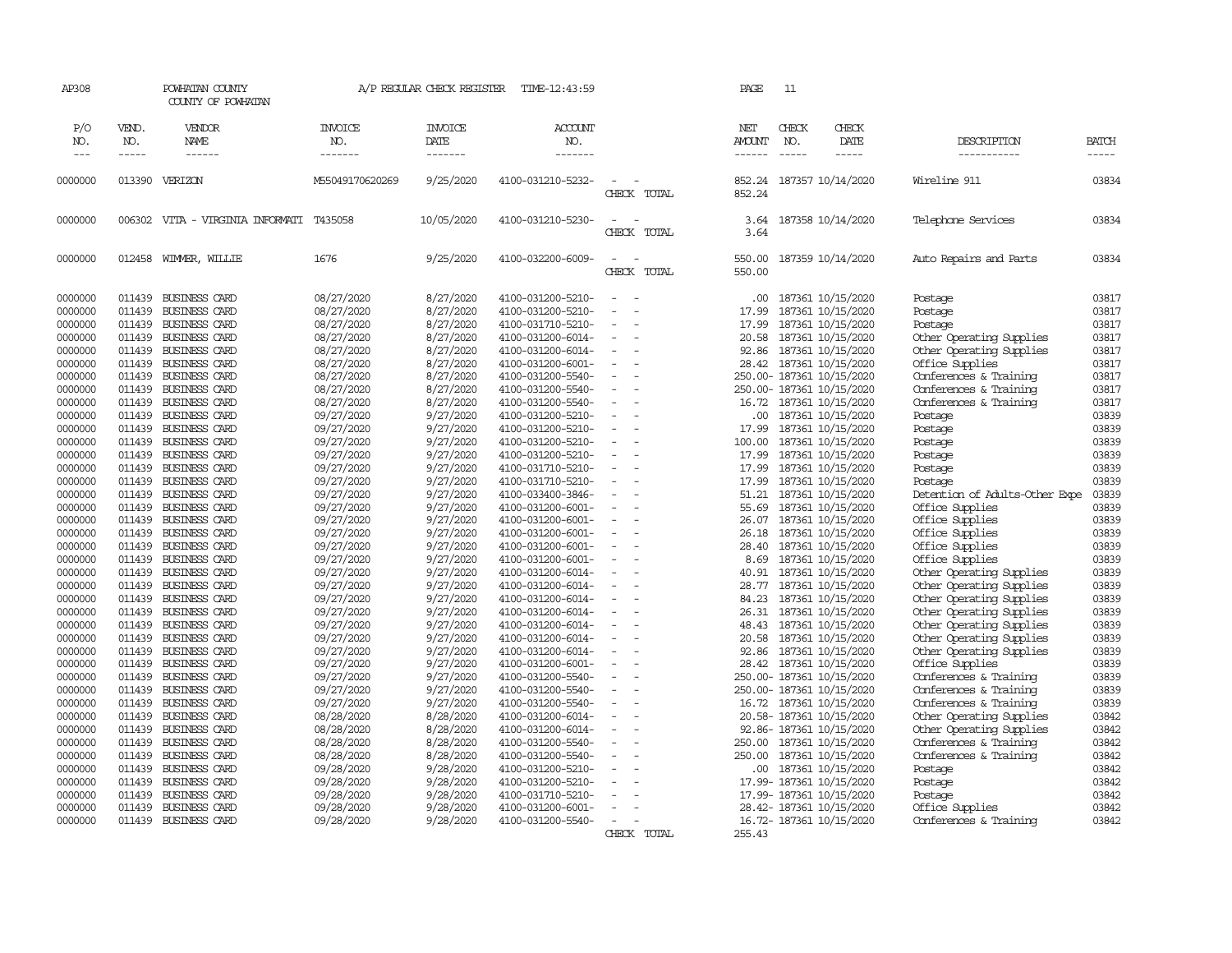AP308 POWHATAN COUNTY A/P REGULAR CHECK REGISTER TIME-12:43:59 PAGE 11

COUNTY OF POWHATAN

| P/O NO. | VEND. NO. | VENDOR NAME | INVOICE NO. | INVOICE DATE | ACCOUNT NO. | | NET AMOUNT | CHECK NO. | CHECK DATE | DESCRIPTION | BATCH |
|---|---|---|---|---|---|---|---|---|---|---|---|
| 0000000 | 013390 | VERIZON | M55049170620269 | 9/25/2020 | 4100-031210-5232- | - - | 852.24 | 187357 | 10/14/2020 | Wireline 911 | 03834 |
| | | | | | | CHECK TOTAL | 852.24 | | | | |
| 0000000 | 006302 | VITA - VIRGINIA INFORMATI | T435058 | 10/05/2020 | 4100-031210-5230- | - - | 3.64 | 187358 | 10/14/2020 | Telephone Services | 03834 |
| | | | | | | CHECK TOTAL | 3.64 | | | | |
| 0000000 | 012458 | WIMMER, WILLIE | 1676 | 9/25/2020 | 4100-032200-6009- | - - | 550.00 | 187359 | 10/14/2020 | Auto Repairs and Parts | 03834 |
| | | | | | | CHECK TOTAL | 550.00 | | | | |
| 0000000 | 011439 | BUSINESS CARD | 08/27/2020 | 8/27/2020 | 4100-031200-5210- | - - | .00 | 187361 | 10/15/2020 | Postage | 03817 |
| 0000000 | 011439 | BUSINESS CARD | 08/27/2020 | 8/27/2020 | 4100-031200-5210- | - - | 17.99 | 187361 | 10/15/2020 | Postage | 03817 |
| 0000000 | 011439 | BUSINESS CARD | 08/27/2020 | 8/27/2020 | 4100-031710-5210- | - - | 17.99 | 187361 | 10/15/2020 | Postage | 03817 |
| 0000000 | 011439 | BUSINESS CARD | 08/27/2020 | 8/27/2020 | 4100-031200-6014- | - - | 20.58 | 187361 | 10/15/2020 | Other Operating Supplies | 03817 |
| 0000000 | 011439 | BUSINESS CARD | 08/27/2020 | 8/27/2020 | 4100-031200-6014- | - - | 92.86 | 187361 | 10/15/2020 | Other Operating Supplies | 03817 |
| 0000000 | 011439 | BUSINESS CARD | 08/27/2020 | 8/27/2020 | 4100-031200-6001- | - - | 28.42 | 187361 | 10/15/2020 | Office Supplies | 03817 |
| 0000000 | 011439 | BUSINESS CARD | 08/27/2020 | 8/27/2020 | 4100-031200-5540- | - - | 250.00- | 187361 | 10/15/2020 | Conferences & Training | 03817 |
| 0000000 | 011439 | BUSINESS CARD | 08/27/2020 | 8/27/2020 | 4100-031200-5540- | - - | 250.00- | 187361 | 10/15/2020 | Conferences & Training | 03817 |
| 0000000 | 011439 | BUSINESS CARD | 08/27/2020 | 8/27/2020 | 4100-031200-5540- | - - | 16.72 | 187361 | 10/15/2020 | Conferences & Training | 03817 |
| 0000000 | 011439 | BUSINESS CARD | 09/27/2020 | 9/27/2020 | 4100-031200-5210- | - - | .00 | 187361 | 10/15/2020 | Postage | 03839 |
| 0000000 | 011439 | BUSINESS CARD | 09/27/2020 | 9/27/2020 | 4100-031200-5210- | - - | 17.99 | 187361 | 10/15/2020 | Postage | 03839 |
| 0000000 | 011439 | BUSINESS CARD | 09/27/2020 | 9/27/2020 | 4100-031200-5210- | - - | 100.00 | 187361 | 10/15/2020 | Postage | 03839 |
| 0000000 | 011439 | BUSINESS CARD | 09/27/2020 | 9/27/2020 | 4100-031200-5210- | - - | 17.99 | 187361 | 10/15/2020 | Postage | 03839 |
| 0000000 | 011439 | BUSINESS CARD | 09/27/2020 | 9/27/2020 | 4100-031710-5210- | - - | 17.99 | 187361 | 10/15/2020 | Postage | 03839 |
| 0000000 | 011439 | BUSINESS CARD | 09/27/2020 | 9/27/2020 | 4100-031710-5210- | - - | 17.99 | 187361 | 10/15/2020 | Postage | 03839 |
| 0000000 | 011439 | BUSINESS CARD | 09/27/2020 | 9/27/2020 | 4100-033400-3846- | - - | 51.21 | 187361 | 10/15/2020 | Detention of Adults-Other Expe | 03839 |
| 0000000 | 011439 | BUSINESS CARD | 09/27/2020 | 9/27/2020 | 4100-031200-6001- | - - | 55.69 | 187361 | 10/15/2020 | Office Supplies | 03839 |
| 0000000 | 011439 | BUSINESS CARD | 09/27/2020 | 9/27/2020 | 4100-031200-6001- | - - | 26.07 | 187361 | 10/15/2020 | Office Supplies | 03839 |
| 0000000 | 011439 | BUSINESS CARD | 09/27/2020 | 9/27/2020 | 4100-031200-6001- | - - | 26.18 | 187361 | 10/15/2020 | Office Supplies | 03839 |
| 0000000 | 011439 | BUSINESS CARD | 09/27/2020 | 9/27/2020 | 4100-031200-6001- | - - | 28.40 | 187361 | 10/15/2020 | Office Supplies | 03839 |
| 0000000 | 011439 | BUSINESS CARD | 09/27/2020 | 9/27/2020 | 4100-031200-6001- | - - | 8.69 | 187361 | 10/15/2020 | Office Supplies | 03839 |
| 0000000 | 011439 | BUSINESS CARD | 09/27/2020 | 9/27/2020 | 4100-031200-6014- | - - | 40.91 | 187361 | 10/15/2020 | Other Operating Supplies | 03839 |
| 0000000 | 011439 | BUSINESS CARD | 09/27/2020 | 9/27/2020 | 4100-031200-6014- | - - | 28.77 | 187361 | 10/15/2020 | Other Operating Supplies | 03839 |
| 0000000 | 011439 | BUSINESS CARD | 09/27/2020 | 9/27/2020 | 4100-031200-6014- | - - | 84.23 | 187361 | 10/15/2020 | Other Operating Supplies | 03839 |
| 0000000 | 011439 | BUSINESS CARD | 09/27/2020 | 9/27/2020 | 4100-031200-6014- | - - | 26.31 | 187361 | 10/15/2020 | Other Operating Supplies | 03839 |
| 0000000 | 011439 | BUSINESS CARD | 09/27/2020 | 9/27/2020 | 4100-031200-6014- | - - | 48.43 | 187361 | 10/15/2020 | Other Operating Supplies | 03839 |
| 0000000 | 011439 | BUSINESS CARD | 09/27/2020 | 9/27/2020 | 4100-031200-6014- | - - | 20.58 | 187361 | 10/15/2020 | Other Operating Supplies | 03839 |
| 0000000 | 011439 | BUSINESS CARD | 09/27/2020 | 9/27/2020 | 4100-031200-6014- | - - | 92.86 | 187361 | 10/15/2020 | Other Operating Supplies | 03839 |
| 0000000 | 011439 | BUSINESS CARD | 09/27/2020 | 9/27/2020 | 4100-031200-6001- | - - | 28.42 | 187361 | 10/15/2020 | Office Supplies | 03839 |
| 0000000 | 011439 | BUSINESS CARD | 09/27/2020 | 9/27/2020 | 4100-031200-5540- | - - | 250.00- | 187361 | 10/15/2020 | Conferences & Training | 03839 |
| 0000000 | 011439 | BUSINESS CARD | 09/27/2020 | 9/27/2020 | 4100-031200-5540- | - - | 250.00- | 187361 | 10/15/2020 | Conferences & Training | 03839 |
| 0000000 | 011439 | BUSINESS CARD | 09/27/2020 | 9/27/2020 | 4100-031200-5540- | - - | 16.72 | 187361 | 10/15/2020 | Conferences & Training | 03839 |
| 0000000 | 011439 | BUSINESS CARD | 08/28/2020 | 8/28/2020 | 4100-031200-6014- | - - | 20.58- | 187361 | 10/15/2020 | Other Operating Supplies | 03842 |
| 0000000 | 011439 | BUSINESS CARD | 08/28/2020 | 8/28/2020 | 4100-031200-6014- | - - | 92.86- | 187361 | 10/15/2020 | Other Operating Supplies | 03842 |
| 0000000 | 011439 | BUSINESS CARD | 08/28/2020 | 8/28/2020 | 4100-031200-5540- | - - | 250.00 | 187361 | 10/15/2020 | Conferences & Training | 03842 |
| 0000000 | 011439 | BUSINESS CARD | 08/28/2020 | 8/28/2020 | 4100-031200-5540- | - - | 250.00 | 187361 | 10/15/2020 | Conferences & Training | 03842 |
| 0000000 | 011439 | BUSINESS CARD | 09/28/2020 | 9/28/2020 | 4100-031200-5210- | - - | .00 | 187361 | 10/15/2020 | Postage | 03842 |
| 0000000 | 011439 | BUSINESS CARD | 09/28/2020 | 9/28/2020 | 4100-031200-5210- | - - | 17.99- | 187361 | 10/15/2020 | Postage | 03842 |
| 0000000 | 011439 | BUSINESS CARD | 09/28/2020 | 9/28/2020 | 4100-031710-5210- | - - | 17.99- | 187361 | 10/15/2020 | Postage | 03842 |
| 0000000 | 011439 | BUSINESS CARD | 09/28/2020 | 9/28/2020 | 4100-031200-6001- | - - | 28.42- | 187361 | 10/15/2020 | Office Supplies | 03842 |
| 0000000 | 011439 | BUSINESS CARD | 09/28/2020 | 9/28/2020 | 4100-031200-5540- | - - | 16.72- | 187361 | 10/15/2020 | Conferences & Training | 03842 |
| | | | | | | CHECK TOTAL | 255.43 | | | | |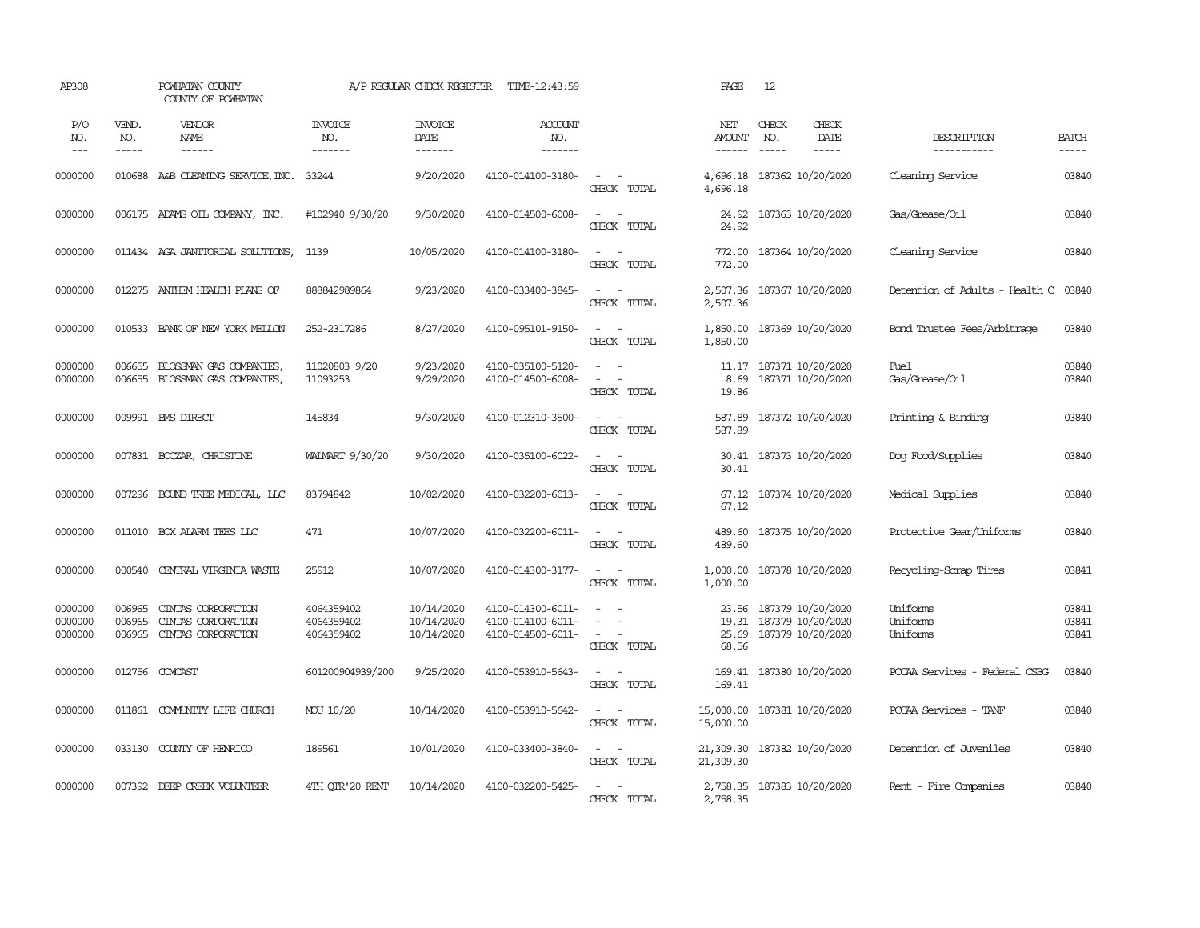AP308 POWHATAN COUNTY A/P REGULAR CHECK REGISTER TIME-12:43:59 PAGE 12
COUNTY OF POWHATAN

| P/O NO. | VEND. NO. | VENDOR NAME | INVOICE NO. | INVOICE DATE | ACCOUNT NO. | | NET AMOUNT | CHECK NO. | CHECK DATE | DESCRIPTION | BATCH |
|---|---|---|---|---|---|---|---|---|---|---|---|
| 0000000 | 010688 | A&B CLEANING SERVICE,INC. | 33244 | 9/20/2020 | 4100-014100-3180- | - - | 4,696.18 | 187362 | 10/20/2020 | Cleaning Service | 03840 |
| | | | | | | CHECK TOTAL | 4,696.18 | | | | |
| 0000000 | 006175 | ADAMS OIL COMPANY, INC. | #102940 9/30/20 | 9/30/2020 | 4100-014500-6008- | - - | 24.92 | 187363 | 10/20/2020 | Gas/Grease/Oil | 03840 |
| | | | | | | CHECK TOTAL | 24.92 | | | | |
| 0000000 | 011434 | AGA JANITORIAL SOLUTIONS, | 1139 | 10/05/2020 | 4100-014100-3180- | - - | 772.00 | 187364 | 10/20/2020 | Cleaning Service | 03840 |
| | | | | | | CHECK TOTAL | 772.00 | | | | |
| 0000000 | 012275 | ANTHEM HEALTH PLANS OF | 888842989864 | 9/23/2020 | 4100-033400-3845- | - - | 2,507.36 | 187367 | 10/20/2020 | Detention of Adults - Health C | 03840 |
| | | | | | | CHECK TOTAL | 2,507.36 | | | | |
| 0000000 | 010533 | BANK OF NEW YORK MELLON | 252-2317286 | 8/27/2020 | 4100-095101-9150- | - - | 1,850.00 | 187369 | 10/20/2020 | Bond Trustee Fees/Arbitrage | 03840 |
| | | | | | | CHECK TOTAL | 1,850.00 | | | | |
| 0000000 | 006655 | BLOSSMAN GAS COMPANIES, | 11020803 9/20 | 9/23/2020 | 4100-035100-5120- | - - | 11.17 | 187371 | 10/20/2020 | Fuel | 03840 |
| 0000000 | 006655 | BLOSSMAN GAS COMPANIES, | 11093253 | 9/29/2020 | 4100-014500-6008- | - - | 8.69 | 187371 | 10/20/2020 | Gas/Grease/Oil | 03840 |
| | | | | | | CHECK TOTAL | 19.86 | | | | |
| 0000000 | 009991 | BMS DIRECT | 145834 | 9/30/2020 | 4100-012310-3500- | - - | 587.89 | 187372 | 10/20/2020 | Printing & Binding | 03840 |
| | | | | | | CHECK TOTAL | 587.89 | | | | |
| 0000000 | 007831 | BOCZAR, CHRISTINE | WALMART 9/30/20 | 9/30/2020 | 4100-035100-6022- | - - | 30.41 | 187373 | 10/20/2020 | Dog Food/Supplies | 03840 |
| | | | | | | CHECK TOTAL | 30.41 | | | | |
| 0000000 | 007296 | BOUND TREE MEDICAL, LLC | 83794842 | 10/02/2020 | 4100-032200-6013- | - - | 67.12 | 187374 | 10/20/2020 | Medical Supplies | 03840 |
| | | | | | | CHECK TOTAL | 67.12 | | | | |
| 0000000 | 011010 | BOX ALARM TEES LLC | 471 | 10/07/2020 | 4100-032200-6011- | - - | 489.60 | 187375 | 10/20/2020 | Protective Gear/Uniforms | 03840 |
| | | | | | | CHECK TOTAL | 489.60 | | | | |
| 0000000 | 000540 | CENTRAL VIRGINIA WASTE | 25912 | 10/07/2020 | 4100-014300-3177- | - - | 1,000.00 | 187378 | 10/20/2020 | Recycling-Scrap Tires | 03841 |
| | | | | | | CHECK TOTAL | 1,000.00 | | | | |
| 0000000 | 006965 | CINTAS CORPORATION | 4064359402 | 10/14/2020 | 4100-014300-6011- | - - | 23.56 | 187379 | 10/20/2020 | Uniforms | 03841 |
| 0000000 | 006965 | CINTAS CORPORATION | 4064359402 | 10/14/2020 | 4100-014100-6011- | - - | 19.31 | 187379 | 10/20/2020 | Uniforms | 03841 |
| 0000000 | 006965 | CINTAS CORPORATION | 4064359402 | 10/14/2020 | 4100-014500-6011- | - - | 25.69 | 187379 | 10/20/2020 | Uniforms | 03841 |
| | | | | | | CHECK TOTAL | 68.56 | | | | |
| 0000000 | 012756 | COMCAST | 601200904939/200 | 9/25/2020 | 4100-053910-5643- | - - | 169.41 | 187380 | 10/20/2020 | PCCAA Services - Federal CSBG | 03840 |
| | | | | | | CHECK TOTAL | 169.41 | | | | |
| 0000000 | 011861 | COMMUNITY LIFE CHURCH | MOU 10/20 | 10/14/2020 | 4100-053910-5642- | - - | 15,000.00 | 187381 | 10/20/2020 | PCCAA Services - TANF | 03840 |
| | | | | | | CHECK TOTAL | 15,000.00 | | | | |
| 0000000 | 033130 | COUNTY OF HENRICO | 189561 | 10/01/2020 | 4100-033400-3840- | - - | 21,309.30 | 187382 | 10/20/2020 | Detention of Juveniles | 03840 |
| | | | | | | CHECK TOTAL | 21,309.30 | | | | |
| 0000000 | 007392 | DEEP CREEK VOLUNTEER | 4TH QTR'20 RENT | 10/14/2020 | 4100-032200-5425- | - - | 2,758.35 | 187383 | 10/20/2020 | Rent - Fire Companies | 03840 |
| | | | | | | CHECK TOTAL | 2,758.35 | | | | |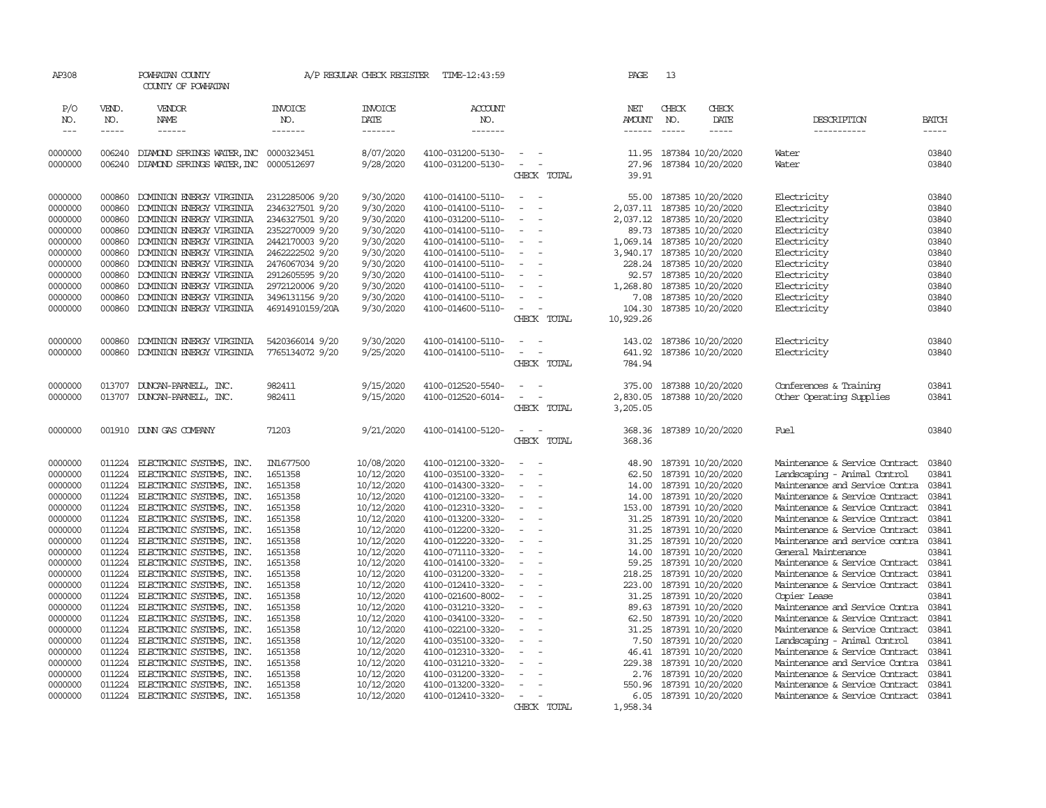AP308 POWHATAN COUNTY A/P REGULAR CHECK REGISTER TIME-12:43:59 PAGE 13

COUNTY OF POWHATAN

| P/O NO. | VEND. NO. | VENDOR NAME | INVOICE NO. | INVOICE DATE | ACCOUNT NO. | | NET AMOUNT | CHECK NO. | CHECK DATE | DESCRIPTION | BATCH |
|---|---|---|---|---|---|---|---|---|---|---|---|
| --- | ----- | ------ | ------- | ------- | ------- | | ------ | ----- | ----- | ----------- | ----- |
| 0000000 | 006240 | DIAMOND SPRINGS WATER,INC | 0000323451 | 8/07/2020 | 4100-031200-5130- | - - | 11.95 | 187384 | 10/20/2020 | Water | 03840 |
| 0000000 | 006240 | DIAMOND SPRINGS WATER,INC | 0000512697 | 9/28/2020 | 4100-031200-5130- | - - | 27.96 | 187384 | 10/20/2020 | Water | 03840 |
| | | | | | | CHECK TOTAL | 39.91 | | | | |
| 0000000 | 000860 | DOMINION ENERGY VIRGINIA | 2312285006 9/20 | 9/30/2020 | 4100-014100-5110- | - - | 55.00 | 187385 | 10/20/2020 | Electricity | 03840 |
| 0000000 | 000860 | DOMINION ENERGY VIRGINIA | 2346327501 9/20 | 9/30/2020 | 4100-014100-5110- | - - | 2,037.11 | 187385 | 10/20/2020 | Electricity | 03840 |
| 0000000 | 000860 | DOMINION ENERGY VIRGINIA | 2346327501 9/20 | 9/30/2020 | 4100-031200-5110- | - - | 2,037.12 | 187385 | 10/20/2020 | Electricity | 03840 |
| 0000000 | 000860 | DOMINION ENERGY VIRGINIA | 2352270009 9/20 | 9/30/2020 | 4100-014100-5110- | - - | 89.73 | 187385 | 10/20/2020 | Electricity | 03840 |
| 0000000 | 000860 | DOMINION ENERGY VIRGINIA | 2442170003 9/20 | 9/30/2020 | 4100-014100-5110- | - - | 1,069.14 | 187385 | 10/20/2020 | Electricity | 03840 |
| 0000000 | 000860 | DOMINION ENERGY VIRGINIA | 2462222502 9/20 | 9/30/2020 | 4100-014100-5110- | - - | 3,940.17 | 187385 | 10/20/2020 | Electricity | 03840 |
| 0000000 | 000860 | DOMINION ENERGY VIRGINIA | 2476067034 9/20 | 9/30/2020 | 4100-014100-5110- | - - | 228.24 | 187385 | 10/20/2020 | Electricity | 03840 |
| 0000000 | 000860 | DOMINION ENERGY VIRGINIA | 2912605595 9/20 | 9/30/2020 | 4100-014100-5110- | - - | 92.57 | 187385 | 10/20/2020 | Electricity | 03840 |
| 0000000 | 000860 | DOMINION ENERGY VIRGINIA | 2972120006 9/20 | 9/30/2020 | 4100-014100-5110- | - - | 1,268.80 | 187385 | 10/20/2020 | Electricity | 03840 |
| 0000000 | 000860 | DOMINION ENERGY VIRGINIA | 3496131156 9/20 | 9/30/2020 | 4100-014100-5110- | - - | 7.08 | 187385 | 10/20/2020 | Electricity | 03840 |
| 0000000 | 000860 | DOMINION ENERGY VIRGINIA | 46914910159/20A | 9/30/2020 | 4100-014600-5110- | - - | 104.30 | 187385 | 10/20/2020 | Electricity | 03840 |
| | | | | | | CHECK TOTAL | 10,929.26 | | | | |
| 0000000 | 000860 | DOMINION ENERGY VIRGINIA | 5420366014 9/20 | 9/30/2020 | 4100-014100-5110- | - - | 143.02 | 187386 | 10/20/2020 | Electricity | 03840 |
| 0000000 | 000860 | DOMINION ENERGY VIRGINIA | 7765134072 9/20 | 9/25/2020 | 4100-014100-5110- | - - | 641.92 | 187386 | 10/20/2020 | Electricity | 03840 |
| | | | | | | CHECK TOTAL | 784.94 | | | | |
| 0000000 | 013707 | DUNCAN-PARNELL, INC. | 982411 | 9/15/2020 | 4100-012520-5540- | - - | 375.00 | 187388 | 10/20/2020 | Conferences & Training | 03841 |
| 0000000 | 013707 | DUNCAN-PARNELL, INC. | 982411 | 9/15/2020 | 4100-012520-6014- | - - | 2,830.05 | 187388 | 10/20/2020 | Other Operating Supplies | 03841 |
| | | | | | | CHECK TOTAL | 3,205.05 | | | | |
| 0000000 | 001910 | DUNN GAS COMPANY | 71203 | 9/21/2020 | 4100-014100-5120- | - - | 368.36 | 187389 | 10/20/2020 | Fuel | 03840 |
| | | | | | | CHECK TOTAL | 368.36 | | | | |
| 0000000 | 011224 | ELECTRONIC SYSTEMS, INC. | IN1677500 | 10/08/2020 | 4100-012100-3320- | - - | 48.90 | 187391 | 10/20/2020 | Maintenance & Service Contract | 03840 |
| 0000000 | 011224 | ELECTRONIC SYSTEMS, INC. | 1651358 | 10/12/2020 | 4100-035100-3320- | - - | 62.50 | 187391 | 10/20/2020 | Landscaping - Animal Control | 03841 |
| 0000000 | 011224 | ELECTRONIC SYSTEMS, INC. | 1651358 | 10/12/2020 | 4100-014300-3320- | - - | 14.00 | 187391 | 10/20/2020 | Maintenance and Service Contra | 03841 |
| 0000000 | 011224 | ELECTRONIC SYSTEMS, INC. | 1651358 | 10/12/2020 | 4100-012100-3320- | - - | 14.00 | 187391 | 10/20/2020 | Maintenance & Service Contract | 03841 |
| 0000000 | 011224 | ELECTRONIC SYSTEMS, INC. | 1651358 | 10/12/2020 | 4100-012310-3320- | - - | 153.00 | 187391 | 10/20/2020 | Maintenance & Service Contract | 03841 |
| 0000000 | 011224 | ELECTRONIC SYSTEMS, INC. | 1651358 | 10/12/2020 | 4100-013200-3320- | - - | 31.25 | 187391 | 10/20/2020 | Maintenance & Service Contract | 03841 |
| 0000000 | 011224 | ELECTRONIC SYSTEMS, INC. | 1651358 | 10/12/2020 | 4100-012200-3320- | - - | 31.25 | 187391 | 10/20/2020 | Maintenance & Service Contract | 03841 |
| 0000000 | 011224 | ELECTRONIC SYSTEMS, INC. | 1651358 | 10/12/2020 | 4100-012220-3320- | - - | 31.25 | 187391 | 10/20/2020 | Maintenance and service contra | 03841 |
| 0000000 | 011224 | ELECTRONIC SYSTEMS, INC. | 1651358 | 10/12/2020 | 4100-071110-3320- | - - | 14.00 | 187391 | 10/20/2020 | General Maintenance | 03841 |
| 0000000 | 011224 | ELECTRONIC SYSTEMS, INC. | 1651358 | 10/12/2020 | 4100-014100-3320- | - - | 59.25 | 187391 | 10/20/2020 | Maintenance & Service Contract | 03841 |
| 0000000 | 011224 | ELECTRONIC SYSTEMS, INC. | 1651358 | 10/12/2020 | 4100-031200-3320- | - - | 218.25 | 187391 | 10/20/2020 | Maintenance & Service Contract | 03841 |
| 0000000 | 011224 | ELECTRONIC SYSTEMS, INC. | 1651358 | 10/12/2020 | 4100-012410-3320- | - - | 223.00 | 187391 | 10/20/2020 | Maintenance & Service Contract | 03841 |
| 0000000 | 011224 | ELECTRONIC SYSTEMS, INC. | 1651358 | 10/12/2020 | 4100-021600-8002- | - - | 31.25 | 187391 | 10/20/2020 | Copier Lease | 03841 |
| 0000000 | 011224 | ELECTRONIC SYSTEMS, INC. | 1651358 | 10/12/2020 | 4100-031210-3320- | - - | 89.63 | 187391 | 10/20/2020 | Maintenance and Service Contra | 03841 |
| 0000000 | 011224 | ELECTRONIC SYSTEMS, INC. | 1651358 | 10/12/2020 | 4100-034100-3320- | - - | 62.50 | 187391 | 10/20/2020 | Maintenance & Service Contract | 03841 |
| 0000000 | 011224 | ELECTRONIC SYSTEMS, INC. | 1651358 | 10/12/2020 | 4100-022100-3320- | - - | 31.25 | 187391 | 10/20/2020 | Maintenance & Service Contract | 03841 |
| 0000000 | 011224 | ELECTRONIC SYSTEMS, INC. | 1651358 | 10/12/2020 | 4100-035100-3320- | - - | 7.50 | 187391 | 10/20/2020 | Landscaping - Animal Control | 03841 |
| 0000000 | 011224 | ELECTRONIC SYSTEMS, INC. | 1651358 | 10/12/2020 | 4100-012310-3320- | - - | 46.41 | 187391 | 10/20/2020 | Maintenance & Service Contract | 03841 |
| 0000000 | 011224 | ELECTRONIC SYSTEMS, INC. | 1651358 | 10/12/2020 | 4100-031210-3320- | - - | 229.38 | 187391 | 10/20/2020 | Maintenance and Service Contra | 03841 |
| 0000000 | 011224 | ELECTRONIC SYSTEMS, INC. | 1651358 | 10/12/2020 | 4100-031200-3320- | - - | 2.76 | 187391 | 10/20/2020 | Maintenance & Service Contract | 03841 |
| 0000000 | 011224 | ELECTRONIC SYSTEMS, INC. | 1651358 | 10/12/2020 | 4100-013200-3320- | - - | 550.96 | 187391 | 10/20/2020 | Maintenance & Service Contract | 03841 |
| 0000000 | 011224 | ELECTRONIC SYSTEMS, INC. | 1651358 | 10/12/2020 | 4100-012410-3320- | - - | 6.05 | 187391 | 10/20/2020 | Maintenance & Service Contract | 03841 |
| | | | | | | CHECK TOTAL | 1,958.34 | | | | |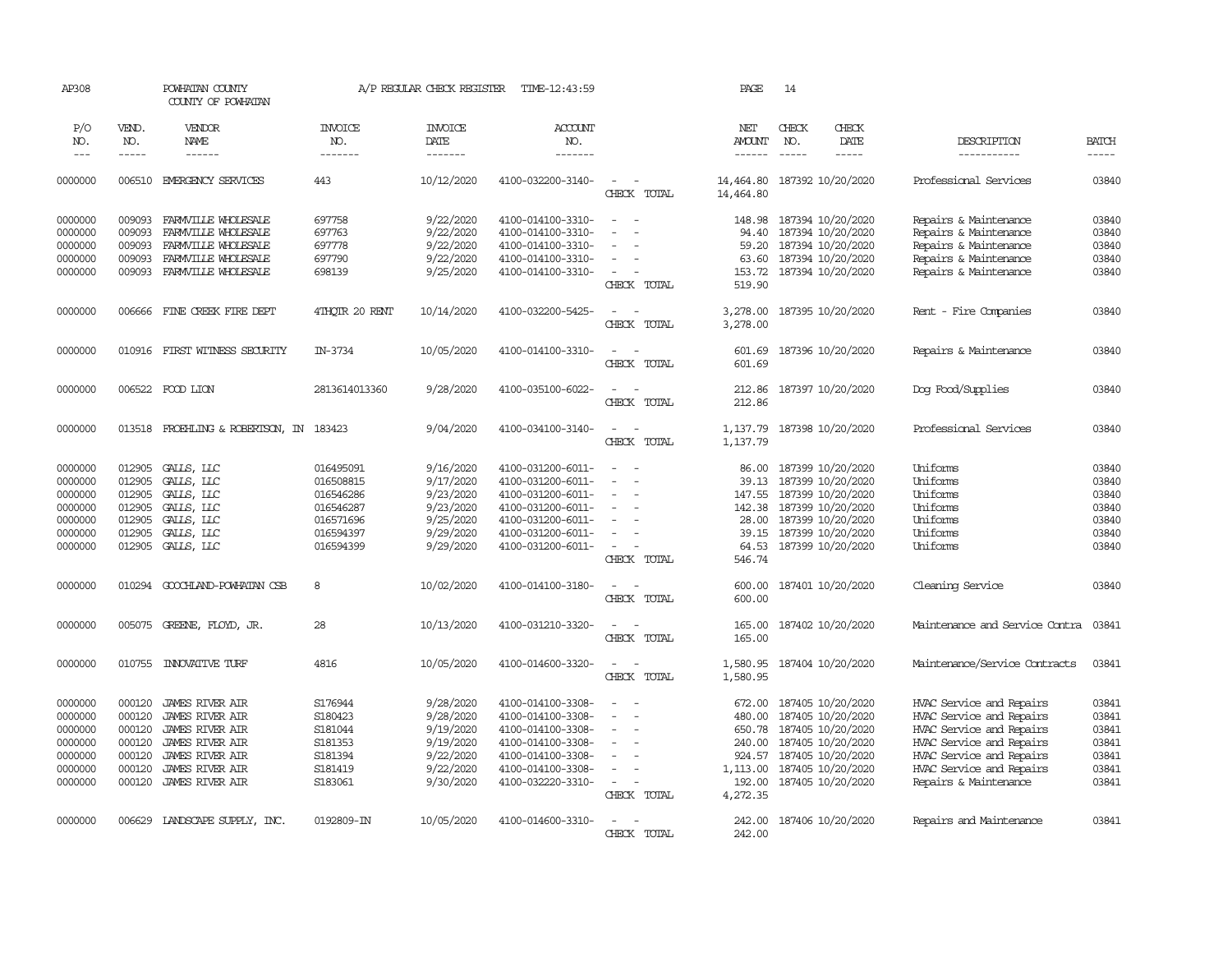AP308 POWHATAN COUNTY A/P REGULAR CHECK REGISTER TIME-12:43:59 PAGE 14

COUNTY OF POWHATAN

| P/O NO. | VEND. NO. | VENDOR NAME | INVOICE NO. | INVOICE DATE | ACCOUNT NO. | | NET AMOUNT | CHECK NO. | CHECK DATE | DESCRIPTION | BATCH |
|---|---|---|---|---|---|---|---|---|---|---|---|
| --- | ----- | ------ | ------- | ------- | ------- | | ------ | ----- | ----- | ----------- | ----- |
| 0000000 | 006510 | EMERGENCY SERVICES | 443 | 10/12/2020 | 4100-032200-3140- | - - | 14,464.80 | 187392 | 10/20/2020 | Professional Services | 03840 |
| | | | | | | CHECK TOTAL | 14,464.80 | | | | |
| 0000000 | 009093 | FARMVILLE WHOLESALE | 697758 | 9/22/2020 | 4100-014100-3310- | - - | 148.98 | 187394 | 10/20/2020 | Repairs & Maintenance | 03840 |
| 0000000 | 009093 | FARMVILLE WHOLESALE | 697763 | 9/22/2020 | 4100-014100-3310- | - - | 94.40 | 187394 | 10/20/2020 | Repairs & Maintenance | 03840 |
| 0000000 | 009093 | FARMVILLE WHOLESALE | 697778 | 9/22/2020 | 4100-014100-3310- | - - | 59.20 | 187394 | 10/20/2020 | Repairs & Maintenance | 03840 |
| 0000000 | 009093 | FARMVILLE WHOLESALE | 697790 | 9/22/2020 | 4100-014100-3310- | - - | 63.60 | 187394 | 10/20/2020 | Repairs & Maintenance | 03840 |
| 0000000 | 009093 | FARMVILLE WHOLESALE | 698139 | 9/25/2020 | 4100-014100-3310- | - - | 153.72 | 187394 | 10/20/2020 | Repairs & Maintenance | 03840 |
| | | | | | | CHECK TOTAL | 519.90 | | | | |
| 0000000 | 006666 | FINE CREEK FIRE DEPT | 4THQTR 20 RENT | 10/14/2020 | 4100-032200-5425- | - - | 3,278.00 | 187395 | 10/20/2020 | Rent - Fire Companies | 03840 |
| | | | | | | CHECK TOTAL | 3,278.00 | | | | |
| 0000000 | 010916 | FIRST WITNESS SECURITY | IN-3734 | 10/05/2020 | 4100-014100-3310- | - - | 601.69 | 187396 | 10/20/2020 | Repairs & Maintenance | 03840 |
| | | | | | | CHECK TOTAL | 601.69 | | | | |
| 0000000 | 006522 | FOOD LION | 2813614013360 | 9/28/2020 | 4100-035100-6022- | - - | 212.86 | 187397 | 10/20/2020 | Dog Food/Supplies | 03840 |
| | | | | | | CHECK TOTAL | 212.86 | | | | |
| 0000000 | 013518 | FROEHLING & ROBERTSON, IN | 183423 | 9/04/2020 | 4100-034100-3140- | - - | 1,137.79 | 187398 | 10/20/2020 | Professional Services | 03840 |
| | | | | | | CHECK TOTAL | 1,137.79 | | | | |
| 0000000 | 012905 | GALLS, LLC | 016495091 | 9/16/2020 | 4100-031200-6011- | - - | 86.00 | 187399 | 10/20/2020 | Uniforms | 03840 |
| 0000000 | 012905 | GALLS, LLC | 016508815 | 9/17/2020 | 4100-031200-6011- | - - | 39.13 | 187399 | 10/20/2020 | Uniforms | 03840 |
| 0000000 | 012905 | GALLS, LLC | 016546286 | 9/23/2020 | 4100-031200-6011- | - - | 147.55 | 187399 | 10/20/2020 | Uniforms | 03840 |
| 0000000 | 012905 | GALLS, LLC | 016546287 | 9/23/2020 | 4100-031200-6011- | - - | 142.38 | 187399 | 10/20/2020 | Uniforms | 03840 |
| 0000000 | 012905 | GALLS, LLC | 016571696 | 9/25/2020 | 4100-031200-6011- | - - | 28.00 | 187399 | 10/20/2020 | Uniforms | 03840 |
| 0000000 | 012905 | GALLS, LLC | 016594397 | 9/29/2020 | 4100-031200-6011- | - - | 39.15 | 187399 | 10/20/2020 | Uniforms | 03840 |
| 0000000 | 012905 | GALLS, LLC | 016594399 | 9/29/2020 | 4100-031200-6011- | - - | 64.53 | 187399 | 10/20/2020 | Uniforms | 03840 |
| | | | | | | CHECK TOTAL | 546.74 | | | | |
| 0000000 | 010294 | GOOCHLAND-POWHATAN CSB | 8 | 10/02/2020 | 4100-014100-3180- | - - | 600.00 | 187401 | 10/20/2020 | Cleaning Service | 03840 |
| | | | | | | CHECK TOTAL | 600.00 | | | | |
| 0000000 | 005075 | GREENE, FLOYD, JR. | 28 | 10/13/2020 | 4100-031210-3320- | - - | 165.00 | 187402 | 10/20/2020 | Maintenance and Service Contra | 03841 |
| | | | | | | CHECK TOTAL | 165.00 | | | | |
| 0000000 | 010755 | INNOVATIVE TURF | 4816 | 10/05/2020 | 4100-014600-3320- | - - | 1,580.95 | 187404 | 10/20/2020 | Maintenance/Service Contracts | 03841 |
| | | | | | | CHECK TOTAL | 1,580.95 | | | | |
| 0000000 | 000120 | JAMES RIVER AIR | S176944 | 9/28/2020 | 4100-014100-3308- | - - | 672.00 | 187405 | 10/20/2020 | HVAC Service and Repairs | 03841 |
| 0000000 | 000120 | JAMES RIVER AIR | S180423 | 9/28/2020 | 4100-014100-3308- | - - | 480.00 | 187405 | 10/20/2020 | HVAC Service and Repairs | 03841 |
| 0000000 | 000120 | JAMES RIVER AIR | S181044 | 9/19/2020 | 4100-014100-3308- | - - | 650.78 | 187405 | 10/20/2020 | HVAC Service and Repairs | 03841 |
| 0000000 | 000120 | JAMES RIVER AIR | S181353 | 9/19/2020 | 4100-014100-3308- | - - | 240.00 | 187405 | 10/20/2020 | HVAC Service and Repairs | 03841 |
| 0000000 | 000120 | JAMES RIVER AIR | S181394 | 9/22/2020 | 4100-014100-3308- | - - | 924.57 | 187405 | 10/20/2020 | HVAC Service and Repairs | 03841 |
| 0000000 | 000120 | JAMES RIVER AIR | S181419 | 9/22/2020 | 4100-014100-3308- | - - | 1,113.00 | 187405 | 10/20/2020 | HVAC Service and Repairs | 03841 |
| 0000000 | 000120 | JAMES RIVER AIR | S183061 | 9/30/2020 | 4100-032220-3310- | - - | 192.00 | 187405 | 10/20/2020 | Repairs & Maintenance | 03841 |
| | | | | | | CHECK TOTAL | 4,272.35 | | | | |
| 0000000 | 006629 | LANDSCAPE SUPPLY, INC. | 0192809-IN | 10/05/2020 | 4100-014600-3310- | - - | 242.00 | 187406 | 10/20/2020 | Repairs and Maintenance | 03841 |
| | | | | | | CHECK TOTAL | 242.00 | | | | |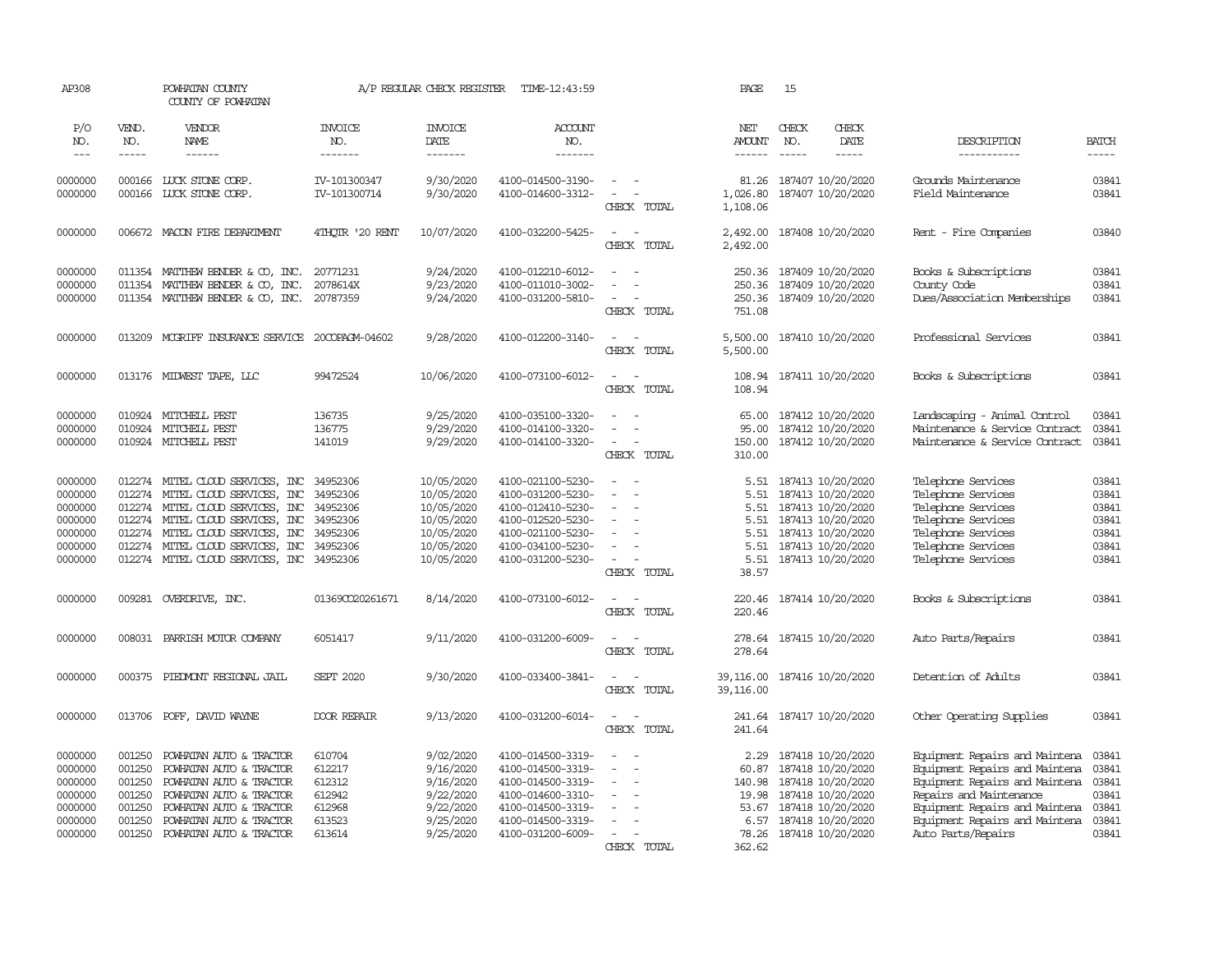AP308 POWHATAN COUNTY A/P REGULAR CHECK REGISTER TIME-12:43:59 PAGE 15

COUNTY OF POWHATAN

| P/O NO. | VEND. NO. | VENDOR NAME | INVOICE NO. | INVOICE DATE | ACCOUNT NO. | | NET AMOUNT | CHECK NO. | CHECK DATE | DESCRIPTION | BATCH |
|---|---|---|---|---|---|---|---|---|---|---|---|
| 0000000 | 000166 | LUCK STONE CORP. | IV-101300347 | 9/30/2020 | 4100-014500-3190- | - - | 81.26 | 187407 | 10/20/2020 | Grounds Maintenance | 03841 |
| 0000000 | 000166 | LUCK STONE CORP. | IV-101300714 | 9/30/2020 | 4100-014600-3312- | - - | 1,026.80 | 187407 | 10/20/2020 | Field Maintenance | 03841 |
| | | | | | | CHECK TOTAL | 1,108.06 | | | | |
| 0000000 | 006672 | MACON FIRE DEPARTMENT | 4THQTR '20 RENT | 10/07/2020 | 4100-032200-5425- | - - | 2,492.00 | 187408 | 10/20/2020 | Rent - Fire Companies | 03840 |
| | | | | | | CHECK TOTAL | 2,492.00 | | | | |
| 0000000 | 011354 | MATTHEW BENDER & CO, INC. | 20771231 | 9/24/2020 | 4100-012210-6012- | - - | 250.36 | 187409 | 10/20/2020 | Books & Subscriptions | 03841 |
| 0000000 | 011354 | MATTHEW BENDER & CO, INC. | 2078614X | 9/23/2020 | 4100-011010-3002- | - - | 250.36 | 187409 | 10/20/2020 | County Code | 03841 |
| 0000000 | 011354 | MATTHEW BENDER & CO, INC. | 20787359 | 9/24/2020 | 4100-031200-5810- | - - | 250.36 | 187409 | 10/20/2020 | Dues/Association Memberships | 03841 |
| | | | | | | CHECK TOTAL | 751.08 | | | | |
| 0000000 | 013209 | MCGRIFF INSURANCE SERVICE | 20COPAGM-04602 | 9/28/2020 | 4100-012200-3140- | - - | 5,500.00 | 187410 | 10/20/2020 | Professional Services | 03841 |
| | | | | | | CHECK TOTAL | 5,500.00 | | | | |
| 0000000 | 013176 | MIDWEST TAPE, LLC | 99472524 | 10/06/2020 | 4100-073100-6012- | - - | 108.94 | 187411 | 10/20/2020 | Books & Subscriptions | 03841 |
| | | | | | | CHECK TOTAL | 108.94 | | | | |
| 0000000 | 010924 | MITCHELL PEST | 136735 | 9/25/2020 | 4100-035100-3320- | - - | 65.00 | 187412 | 10/20/2020 | Landscaping - Animal Control | 03841 |
| 0000000 | 010924 | MITCHELL PEST | 136775 | 9/29/2020 | 4100-014100-3320- | - - | 95.00 | 187412 | 10/20/2020 | Maintenance & Service Contract | 03841 |
| 0000000 | 010924 | MITCHELL PEST | 141019 | 9/29/2020 | 4100-014100-3320- | - - | 150.00 | 187412 | 10/20/2020 | Maintenance & Service Contract | 03841 |
| | | | | | | CHECK TOTAL | 310.00 | | | | |
| 0000000 | 012274 | MITEL CLOUD SERVICES, INC | 34952306 | 10/05/2020 | 4100-021100-5230- | - - | 5.51 | 187413 | 10/20/2020 | Telephone Services | 03841 |
| 0000000 | 012274 | MITEL CLOUD SERVICES, INC | 34952306 | 10/05/2020 | 4100-031200-5230- | - - | 5.51 | 187413 | 10/20/2020 | Telephone Services | 03841 |
| 0000000 | 012274 | MITEL CLOUD SERVICES, INC | 34952306 | 10/05/2020 | 4100-012410-5230- | - - | 5.51 | 187413 | 10/20/2020 | Telephone Services | 03841 |
| 0000000 | 012274 | MITEL CLOUD SERVICES, INC | 34952306 | 10/05/2020 | 4100-012520-5230- | - - | 5.51 | 187413 | 10/20/2020 | Telephone Services | 03841 |
| 0000000 | 012274 | MITEL CLOUD SERVICES, INC | 34952306 | 10/05/2020 | 4100-021100-5230- | - - | 5.51 | 187413 | 10/20/2020 | Telephone Services | 03841 |
| 0000000 | 012274 | MITEL CLOUD SERVICES, INC | 34952306 | 10/05/2020 | 4100-034100-5230- | - - | 5.51 | 187413 | 10/20/2020 | Telephone Services | 03841 |
| 0000000 | 012274 | MITEL CLOUD SERVICES, INC | 34952306 | 10/05/2020 | 4100-031200-5230- | - - | 5.51 | 187413 | 10/20/2020 | Telephone Services | 03841 |
| | | | | | | CHECK TOTAL | 38.57 | | | | |
| 0000000 | 009281 | OVERDRIVE, INC. | 01369CO20261671 | 8/14/2020 | 4100-073100-6012- | - - | 220.46 | 187414 | 10/20/2020 | Books & Subscriptions | 03841 |
| | | | | | | CHECK TOTAL | 220.46 | | | | |
| 0000000 | 008031 | PARRISH MOTOR COMPANY | 6051417 | 9/11/2020 | 4100-031200-6009- | - - | 278.64 | 187415 | 10/20/2020 | Auto Parts/Repairs | 03841 |
| | | | | | | CHECK TOTAL | 278.64 | | | | |
| 0000000 | 000375 | PIEDMONT REGIONAL JAIL | SEPT 2020 | 9/30/2020 | 4100-033400-3841- | - - | 39,116.00 | 187416 | 10/20/2020 | Detention of Adults | 03841 |
| | | | | | | CHECK TOTAL | 39,116.00 | | | | |
| 0000000 | 013706 | POFF, DAVID WAYNE | DOOR REPAIR | 9/13/2020 | 4100-031200-6014- | - - | 241.64 | 187417 | 10/20/2020 | Other Operating Supplies | 03841 |
| | | | | | | CHECK TOTAL | 241.64 | | | | |
| 0000000 | 001250 | POWHATAN AUTO & TRACTOR | 610704 | 9/02/2020 | 4100-014500-3319- | - - | 2.29 | 187418 | 10/20/2020 | Equipment Repairs and Maintena | 03841 |
| 0000000 | 001250 | POWHATAN AUTO & TRACTOR | 612217 | 9/16/2020 | 4100-014500-3319- | - - | 60.87 | 187418 | 10/20/2020 | Equipment Repairs and Maintena | 03841 |
| 0000000 | 001250 | POWHATAN AUTO & TRACTOR | 612312 | 9/16/2020 | 4100-014500-3319- | - - | 140.98 | 187418 | 10/20/2020 | Equipment Repairs and Maintena | 03841 |
| 0000000 | 001250 | POWHATAN AUTO & TRACTOR | 612942 | 9/22/2020 | 4100-014600-3310- | - - | 19.98 | 187418 | 10/20/2020 | Repairs and Maintenance | 03841 |
| 0000000 | 001250 | POWHATAN AUTO & TRACTOR | 612968 | 9/22/2020 | 4100-014500-3319- | - - | 53.67 | 187418 | 10/20/2020 | Equipment Repairs and Maintena | 03841 |
| 0000000 | 001250 | POWHATAN AUTO & TRACTOR | 613523 | 9/25/2020 | 4100-014500-3319- | - - | 6.57 | 187418 | 10/20/2020 | Equipment Repairs and Maintena | 03841 |
| 0000000 | 001250 | POWHATAN AUTO & TRACTOR | 613614 | 9/25/2020 | 4100-031200-6009- | - - | 78.26 | 187418 | 10/20/2020 | Auto Parts/Repairs | 03841 |
| | | | | | | CHECK TOTAL | 362.62 | | | | |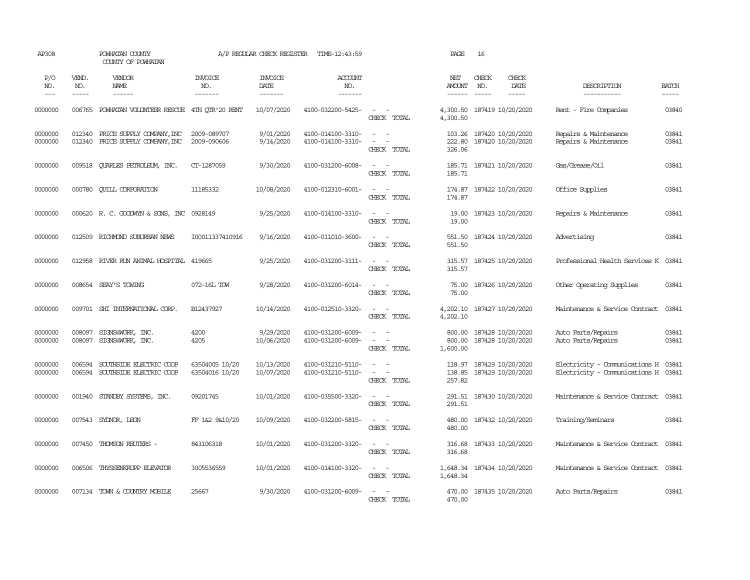AP308 POWHATAN COUNTY A/P REGULAR CHECK REGISTER TIME-12:43:59 PAGE 16
COUNTY OF POWHATAN

| P/O NO. | VEND. NO. | VENDOR NAME | INVOICE NO. | INVOICE DATE | ACCOUNT NO. | | NET AMOUNT | CHECK NO. | CHECK DATE | DESCRIPTION | BATCH |
|---|---|---|---|---|---|---|---|---|---|---|---|
| 0000000 | 006765 | POWHATAN VOLUNTEER RESCUE | 4TH QTR'20 RENT | 10/07/2020 | 4100-032200-5425- | - - | 4,300.50 | 187419 | 10/20/2020 | Rent - Fire Companies | 03840 |
| | | | | | | CHECK TOTAL | 4,300.50 | | | | |
| 0000000 | 012340 | PRICE SUPPLY COMPANY, INC | 2009-089707 | 9/01/2020 | 4100-014100-3310- | - - | 103.26 | 187420 | 10/20/2020 | Repairs & Maintenance | 03841 |
| 0000000 | 012340 | PRICE SUPPLY COMPANY, INC | 2009-090606 | 9/14/2020 | 4100-014100-3310- | - - | 222.80 | 187420 | 10/20/2020 | Repairs & Maintenance | 03841 |
| | | | | | | CHECK TOTAL | 326.06 | | | | |
| 0000000 | 009518 | QUARLES PETROLEUM, INC. | CT-1287059 | 9/30/2020 | 4100-031200-6008- | - - | 185.71 | 187421 | 10/20/2020 | Gas/Grease/Oil | 03841 |
| | | | | | | CHECK TOTAL | 185.71 | | | | |
| 0000000 | 000780 | QUILL CORPORATION | 11185332 | 10/08/2020 | 4100-012310-6001- | - - | 174.87 | 187422 | 10/20/2020 | Office Supplies | 03841 |
| | | | | | | CHECK TOTAL | 174.87 | | | | |
| 0000000 | 000620 | R. C. GOODWYN & SONS, INC | 0928149 | 9/25/2020 | 4100-014100-3310- | - - | 19.00 | 187423 | 10/20/2020 | Repairs & Maintenance | 03841 |
| | | | | | | CHECK TOTAL | 19.00 | | | | |
| 0000000 | 012509 | RICHMOND SUBURBAN NEWS | I00011337410916 | 9/16/2020 | 4100-011010-3600- | - - | 551.50 | 187424 | 10/20/2020 | Advertising | 03841 |
| | | | | | | CHECK TOTAL | 551.50 | | | | |
| 0000000 | 012958 | RIVER RUN ANIMAL HOSPITAL | 419665 | 9/25/2020 | 4100-031200-3111- | - - | 315.57 | 187425 | 10/20/2020 | Professional Health Services K | 03841 |
| | | | | | | CHECK TOTAL | 315.57 | | | | |
| 0000000 | 008654 | SEAY'S TOWING | 072-16L TOW | 9/28/2020 | 4100-031200-6014- | - - | 75.00 | 187426 | 10/20/2020 | Other Operating Supplies | 03841 |
| | | | | | | CHECK TOTAL | 75.00 | | | | |
| 0000000 | 009701 | SHI INTERNATIONAL CORP. | B12437927 | 10/14/2020 | 4100-012510-3320- | - - | 4,202.10 | 187427 | 10/20/2020 | Maintenance & Service Contract | 03841 |
| | | | | | | CHECK TOTAL | 4,202.10 | | | | |
| 0000000 | 008097 | SIGNS@WORK, INC. | 4200 | 9/29/2020 | 4100-031200-6009- | - - | 800.00 | 187428 | 10/20/2020 | Auto Parts/Repairs | 03841 |
| 0000000 | 008097 | SIGNS@WORK, INC. | 4205 | 10/06/2020 | 4100-031200-6009- | - - | 800.00 | 187428 | 10/20/2020 | Auto Parts/Repairs | 03841 |
| | | | | | | CHECK TOTAL | 1,600.00 | | | | |
| 0000000 | 006594 | SOUTHSIDE ELECTRIC COOP | 63504005 10/20 | 10/13/2020 | 4100-031210-5110- | - - | 118.97 | 187429 | 10/20/2020 | Electricity - Comunications H | 03841 |
| 0000000 | 006594 | SOUTHSIDE ELECTRIC COOP | 63504016 10/20 | 10/07/2020 | 4100-031210-5110- | - - | 138.85 | 187429 | 10/20/2020 | Electricity - Comunications H | 03841 |
| | | | | | | CHECK TOTAL | 257.82 | | | | |
| 0000000 | 001940 | STANDBY SYSTEMS, INC. | 09201745 | 10/01/2020 | 4100-035500-3320- | - - | 291.51 | 187430 | 10/20/2020 | Maintenance & Service Contract | 03841 |
| | | | | | | CHECK TOTAL | 291.51 | | | | |
| 0000000 | 007543 | SYDNOR, LEON | FF 1&2 9&10/20 | 10/09/2020 | 4100-032200-5815- | - - | 480.00 | 187432 | 10/20/2020 | Training/Seminars | 03841 |
| | | | | | | CHECK TOTAL | 480.00 | | | | |
| 0000000 | 007450 | THOMSON REUTERS - | 843106318 | 10/01/2020 | 4100-031200-3320- | - - | 316.68 | 187433 | 10/20/2020 | Maintenance & Service Contract | 03841 |
| | | | | | | CHECK TOTAL | 316.68 | | | | |
| 0000000 | 006506 | THYSSENKRUPP ELEVATOR | 3005536559 | 10/01/2020 | 4100-014100-3320- | - - | 1,648.34 | 187434 | 10/20/2020 | Maintenance & Service Contract | 03841 |
| | | | | | | CHECK TOTAL | 1,648.34 | | | | |
| 0000000 | 007134 | TOWN & COUNTRY MOBILE | 25667 | 9/30/2020 | 4100-031200-6009- | - - | 470.00 | 187435 | 10/20/2020 | Auto Parts/Repairs | 03841 |
| | | | | | | CHECK TOTAL | 470.00 | | | | |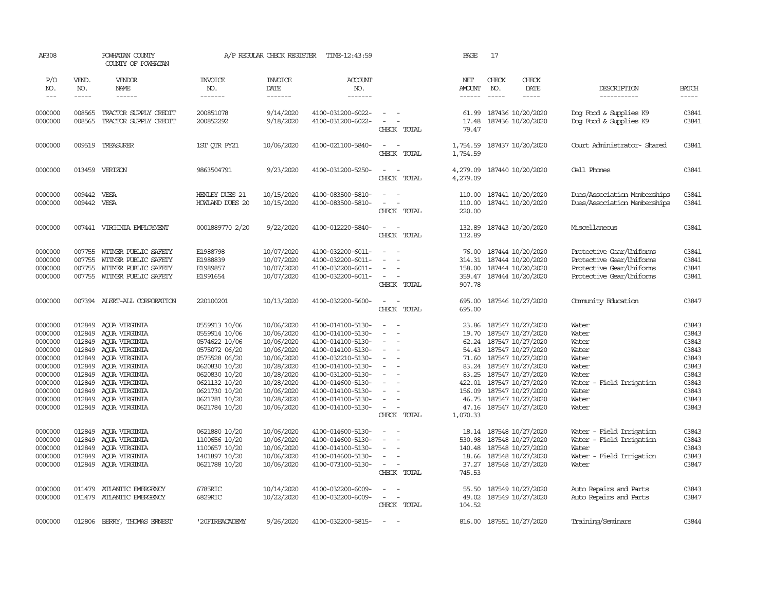AP308 POWHATAN COUNTY A/P REGULAR CHECK REGISTER TIME-12:43:59

COUNTY OF POWHATAN

| P/O NO. | VEND. NO. | VENDOR NAME | INVOICE NO. | INVOICE DATE | ACCOUNT NO. | | NET AMOUNT | CHECK NO. | CHECK DATE | DESCRIPTION | BATCH |
|---|---|---|---|---|---|---|---|---|---|---|---|
| 0000000 | 008565 | TRACTOR SUPPLY CREDIT | 200851078 | 9/14/2020 | 4100-031200-6022- | - - | 61.99 | 187436 | 10/20/2020 | Dog Food & Supplies K9 | 03841 |
| 0000000 | 008565 | TRACTOR SUPPLY CREDIT | 200852292 | 9/18/2020 | 4100-031200-6022- | - - | 17.48 | 187436 | 10/20/2020 | Dog Food & Supplies K9 | 03841 |
| | | | | | | CHECK TOTAL | 79.47 | | | | |
| 0000000 | 009519 | TREASURER | 1ST QTR FY21 | 10/06/2020 | 4100-021100-5840- | - - | 1,754.59 | 187437 | 10/20/2020 | Court Administrator- Shared | 03841 |
| | | | | | | CHECK TOTAL | 1,754.59 | | | | |
| 0000000 | 013459 | VERIZON | 9863504791 | 9/23/2020 | 4100-031200-5250- | - - | 4,279.09 | 187440 | 10/20/2020 | Cell Phones | 03841 |
| | | | | | | CHECK TOTAL | 4,279.09 | | | | |
| 0000000 | 009442 | VESA | HENLEY DUES 21 | 10/15/2020 | 4100-083500-5810- | - - | 110.00 | 187441 | 10/20/2020 | Dues/Association Memberships | 03841 |
| 0000000 | 009442 | VESA | HOWLAND DUES 20 | 10/15/2020 | 4100-083500-5810- | - - | 110.00 | 187441 | 10/20/2020 | Dues/Association Memberships | 03841 |
| | | | | | | CHECK TOTAL | 220.00 | | | | |
| 0000000 | 007441 | VIRGINIA EMPLOYMENT | 0001889770 2/20 | 9/22/2020 | 4100-012220-5840- | - - | 132.89 | 187443 | 10/20/2020 | Miscellaneous | 03841 |
| | | | | | | CHECK TOTAL | 132.89 | | | | |
| 0000000 | 007755 | WITMER PUBLIC SAFETY | E1988798 | 10/07/2020 | 4100-032200-6011- | - - | 76.00 | 187444 | 10/20/2020 | Protective Gear/Uniforms | 03841 |
| 0000000 | 007755 | WITMER PUBLIC SAFETY | E1988839 | 10/07/2020 | 4100-032200-6011- | - - | 314.31 | 187444 | 10/20/2020 | Protective Gear/Uniforms | 03841 |
| 0000000 | 007755 | WITMER PUBLIC SAFETY | E1989857 | 10/07/2020 | 4100-032200-6011- | - - | 158.00 | 187444 | 10/20/2020 | Protective Gear/Uniforms | 03841 |
| 0000000 | 007755 | WITMER PUBLIC SAFETY | E1991654 | 10/07/2020 | 4100-032200-6011- | - - | 359.47 | 187444 | 10/20/2020 | Protective Gear/Uniforms | 03841 |
| | | | | | | CHECK TOTAL | 907.78 | | | | |
| 0000000 | 007394 | ALERT-ALL CORPORATION | 220100201 | 10/13/2020 | 4100-032200-5600- | - - | 695.00 | 187546 | 10/27/2020 | Community Education | 03847 |
| | | | | | | CHECK TOTAL | 695.00 | | | | |
| 0000000 | 012849 | AQUA VIRGINIA | 0559913 10/06 | 10/06/2020 | 4100-014100-5130- | - - | 23.86 | 187547 | 10/27/2020 | Water | 03843 |
| 0000000 | 012849 | AQUA VIRGINIA | 0559914 10/06 | 10/06/2020 | 4100-014100-5130- | - - | 19.70 | 187547 | 10/27/2020 | Water | 03843 |
| 0000000 | 012849 | AQUA VIRGINIA | 0574622 10/06 | 10/06/2020 | 4100-014100-5130- | - - | 62.24 | 187547 | 10/27/2020 | Water | 03843 |
| 0000000 | 012849 | AQUA VIRGINIA | 0575072 06/20 | 10/06/2020 | 4100-014100-5130- | - - | 54.43 | 187547 | 10/27/2020 | Water | 03843 |
| 0000000 | 012849 | AQUA VIRGINIA | 0575528 06/20 | 10/06/2020 | 4100-032210-5130- | - - | 71.60 | 187547 | 10/27/2020 | Water | 03843 |
| 0000000 | 012849 | AQUA VIRGINIA | 0620830 10/20 | 10/28/2020 | 4100-014100-5130- | - - | 83.24 | 187547 | 10/27/2020 | Water | 03843 |
| 0000000 | 012849 | AQUA VIRGINIA | 0620830 10/20 | 10/28/2020 | 4100-031200-5130- | - - | 83.25 | 187547 | 10/27/2020 | Water | 03843 |
| 0000000 | 012849 | AQUA VIRGINIA | 0621132 10/20 | 10/28/2020 | 4100-014600-5130- | - - | 422.01 | 187547 | 10/27/2020 | Water - Field Irrigation | 03843 |
| 0000000 | 012849 | AQUA VIRGINIA | 0621730 10/20 | 10/06/2020 | 4100-014100-5130- | - - | 156.09 | 187547 | 10/27/2020 | Water | 03843 |
| 0000000 | 012849 | AQUA VIRGINIA | 0621781 10/20 | 10/28/2020 | 4100-014100-5130- | - - | 46.75 | 187547 | 10/27/2020 | Water | 03843 |
| 0000000 | 012849 | AQUA VIRGINIA | 0621784 10/20 | 10/06/2020 | 4100-014100-5130- | - - | 47.16 | 187547 | 10/27/2020 | Water | 03843 |
| | | | | | | CHECK TOTAL | 1,070.33 | | | | |
| 0000000 | 012849 | AQUA VIRGINIA | 0621880 10/20 | 10/06/2020 | 4100-014600-5130- | - - | 18.14 | 187548 | 10/27/2020 | Water - Field Irrigation | 03843 |
| 0000000 | 012849 | AQUA VIRGINIA | 1100656 10/20 | 10/06/2020 | 4100-014600-5130- | - - | 530.98 | 187548 | 10/27/2020 | Water - Field Irrigation | 03843 |
| 0000000 | 012849 | AQUA VIRGINIA | 1100657 10/20 | 10/06/2020 | 4100-014100-5130- | - - | 140.48 | 187548 | 10/27/2020 | Water | 03843 |
| 0000000 | 012849 | AQUA VIRGINIA | 1401897 10/20 | 10/06/2020 | 4100-014600-5130- | - - | 18.66 | 187548 | 10/27/2020 | Water - Field Irrigation | 03843 |
| 0000000 | 012849 | AQUA VIRGINIA | 0621788 10/20 | 10/06/2020 | 4100-073100-5130- | - - | 37.27 | 187548 | 10/27/2020 | Water | 03847 |
| | | | | | | CHECK TOTAL | 745.53 | | | | |
| 0000000 | 011479 | ATLANTIC EMERGENCY | 6785RIC | 10/14/2020 | 4100-032200-6009- | - - | 55.50 | 187549 | 10/27/2020 | Auto Repairs and Parts | 03843 |
| 0000000 | 011479 | ATLANTIC EMERGENCY | 6829RIC | 10/22/2020 | 4100-032200-6009- | - - | 49.02 | 187549 | 10/27/2020 | Auto Repairs and Parts | 03847 |
| | | | | | | CHECK TOTAL | 104.52 | | | | |
| 0000000 | 012806 | BERRY, THOMAS ERNEST | '20FIREACADEMY | 9/26/2020 | 4100-032200-5815- | - - | 816.00 | 187551 | 10/27/2020 | Training/Seminars | 03844 |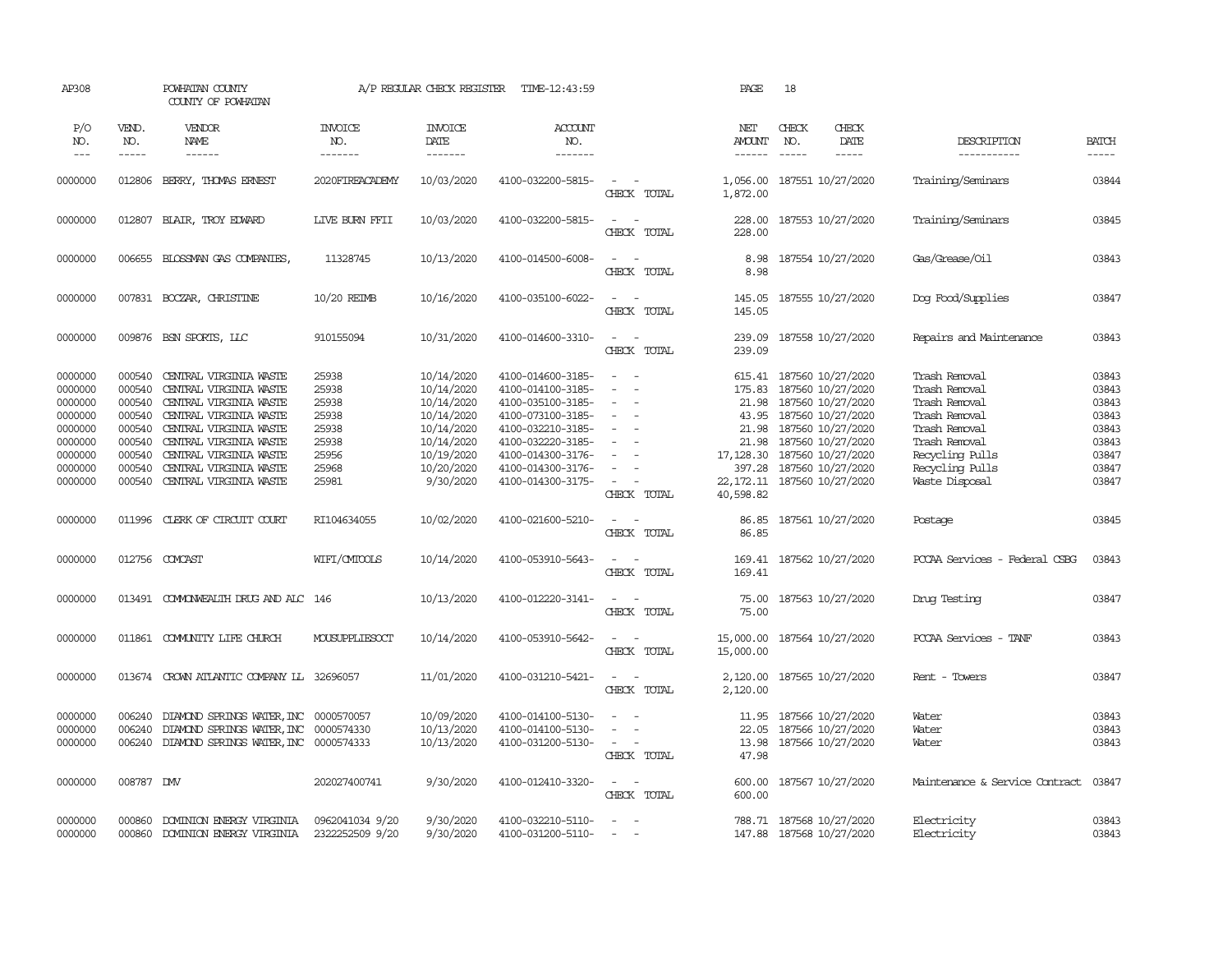AP308 POWHATAN COUNTY A/P REGULAR CHECK REGISTER TIME-12:43:59 PAGE 18

COUNTY OF POWHATAN

| P/O NO. | VEND. NO. | VENDOR NAME | INVOICE NO. | INVOICE DATE | ACCOUNT NO. | | NET AMOUNT | CHECK NO. | CHECK DATE | DESCRIPTION | BATCH |
|---|---|---|---|---|---|---|---|---|---|---|---|
| --- | ----- | ------ | ------- | ------- | ------- | | ------ | ----- | ----- | ----------- | ----- |
| 0000000 | 012806 | BERRY, THOMAS ERNEST | 2020FIREACADEMY | 10/03/2020 | 4100-032200-5815- | - - | 1,056.00 | 187551 | 10/27/2020 | Training/Seminars | 03844 |
| | | | | | | CHECK TOTAL | 1,872.00 | | | | |
| 0000000 | 012807 | BLAIR, TROY EDWARD | LIVE BURN FFII | 10/03/2020 | 4100-032200-5815- | - - | 228.00 | 187553 | 10/27/2020 | Training/Seminars | 03845 |
| | | | | | | CHECK TOTAL | 228.00 | | | | |
| 0000000 | 006655 | BLOSSMAN GAS COMPANIES, | 11328745 | 10/13/2020 | 4100-014500-6008- | - - | 8.98 | 187554 | 10/27/2020 | Gas/Grease/Oil | 03843 |
| | | | | | | CHECK TOTAL | 8.98 | | | | |
| 0000000 | 007831 | BOCZAR, CHRISTINE | 10/20 REIMB | 10/16/2020 | 4100-035100-6022- | - - | 145.05 | 187555 | 10/27/2020 | Dog Food/Supplies | 03847 |
| | | | | | | CHECK TOTAL | 145.05 | | | | |
| 0000000 | 009876 | BSN SPORTS, LLC | 910155094 | 10/31/2020 | 4100-014600-3310- | - - | 239.09 | 187558 | 10/27/2020 | Repairs and Maintenance | 03843 |
| | | | | | | CHECK TOTAL | 239.09 | | | | |
| 0000000 | 000540 | CENTRAL VIRGINIA WASTE | 25938 | 10/14/2020 | 4100-014600-3185- | - - | 615.41 | 187560 | 10/27/2020 | Trash Removal | 03843 |
| 0000000 | 000540 | CENTRAL VIRGINIA WASTE | 25938 | 10/14/2020 | 4100-014100-3185- | - - | 175.83 | 187560 | 10/27/2020 | Trash Removal | 03843 |
| 0000000 | 000540 | CENTRAL VIRGINIA WASTE | 25938 | 10/14/2020 | 4100-035100-3185- | - - | 21.98 | 187560 | 10/27/2020 | Trash Removal | 03843 |
| 0000000 | 000540 | CENTRAL VIRGINIA WASTE | 25938 | 10/14/2020 | 4100-073100-3185- | - - | 43.95 | 187560 | 10/27/2020 | Trash Removal | 03843 |
| 0000000 | 000540 | CENTRAL VIRGINIA WASTE | 25938 | 10/14/2020 | 4100-032210-3185- | - - | 21.98 | 187560 | 10/27/2020 | Trash Removal | 03843 |
| 0000000 | 000540 | CENTRAL VIRGINIA WASTE | 25938 | 10/14/2020 | 4100-032220-3185- | - - | 21.98 | 187560 | 10/27/2020 | Trash Removal | 03843 |
| 0000000 | 000540 | CENTRAL VIRGINIA WASTE | 25956 | 10/19/2020 | 4100-014300-3176- | - - | 17,128.30 | 187560 | 10/27/2020 | Recycling Pulls | 03847 |
| 0000000 | 000540 | CENTRAL VIRGINIA WASTE | 25968 | 10/20/2020 | 4100-014300-3176- | - - | 397.28 | 187560 | 10/27/2020 | Recycling Pulls | 03847 |
| 0000000 | 000540 | CENTRAL VIRGINIA WASTE | 25981 | 9/30/2020 | 4100-014300-3175- | - - | 22,172.11 | 187560 | 10/27/2020 | Waste Disposal | 03847 |
| | | | | | | CHECK TOTAL | 40,598.82 | | | | |
| 0000000 | 011996 | CLERK OF CIRCUIT COURT | RI104634055 | 10/02/2020 | 4100-021600-5210- | - - | 86.85 | 187561 | 10/27/2020 | Postage | 03845 |
| | | | | | | CHECK TOTAL | 86.85 | | | | |
| 0000000 | 012756 | COMCAST | WIFI/CMTOOLS | 10/14/2020 | 4100-053910-5643- | - - | 169.41 | 187562 | 10/27/2020 | PCCAA Services - Federal CSBG | 03843 |
| | | | | | | CHECK TOTAL | 169.41 | | | | |
| 0000000 | 013491 | COMMONWEALTH DRUG AND ALC | 146 | 10/13/2020 | 4100-012220-3141- | - - | 75.00 | 187563 | 10/27/2020 | Drug Testing | 03847 |
| | | | | | | CHECK TOTAL | 75.00 | | | | |
| 0000000 | 011861 | COMMUNITY LIFE CHURCH | MOUSUPPLIESOCT | 10/14/2020 | 4100-053910-5642- | - - | 15,000.00 | 187564 | 10/27/2020 | PCCAA Services - TANF | 03843 |
| | | | | | | CHECK TOTAL | 15,000.00 | | | | |
| 0000000 | 013674 | CROWN ATLANTIC COMPANY LL | 32696057 | 11/01/2020 | 4100-031210-5421- | - - | 2,120.00 | 187565 | 10/27/2020 | Rent - Towers | 03847 |
| | | | | | | CHECK TOTAL | 2,120.00 | | | | |
| 0000000 | 006240 | DIAMOND SPRINGS WATER, INC | 0000570057 | 10/09/2020 | 4100-014100-5130- | - - | 11.95 | 187566 | 10/27/2020 | Water | 03843 |
| 0000000 | 006240 | DIAMOND SPRINGS WATER, INC | 0000574330 | 10/13/2020 | 4100-014100-5130- | - - | 22.05 | 187566 | 10/27/2020 | Water | 03843 |
| 0000000 | 006240 | DIAMOND SPRINGS WATER, INC | 0000574333 | 10/13/2020 | 4100-031200-5130- | - - | 13.98 | 187566 | 10/27/2020 | Water | 03843 |
| | | | | | | CHECK TOTAL | 47.98 | | | | |
| 0000000 | 008787 | DMV | 202027400741 | 9/30/2020 | 4100-012410-3320- | - - | 600.00 | 187567 | 10/27/2020 | Maintenance & Service Contract | 03847 |
| | | | | | | CHECK TOTAL | 600.00 | | | | |
| 0000000 | 000860 | DOMINION ENERGY VIRGINIA | 0962041034 9/20 | 9/30/2020 | 4100-032210-5110- | - - | 788.71 | 187568 | 10/27/2020 | Electricity | 03843 |
| 0000000 | 000860 | DOMINION ENERGY VIRGINIA | 2322252509 9/20 | 9/30/2020 | 4100-031200-5110- | - - | 147.88 | 187568 | 10/27/2020 | Electricity | 03843 |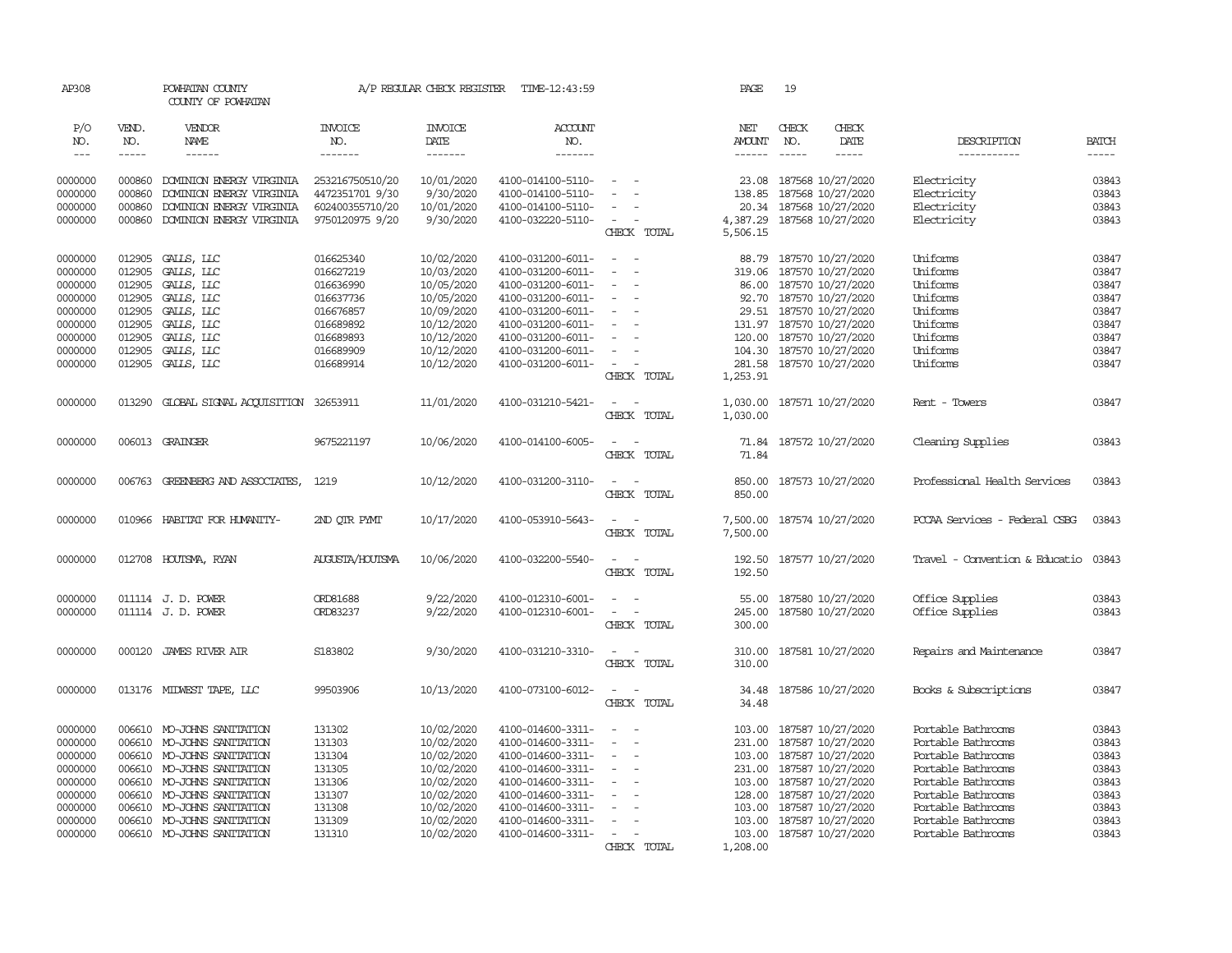AP308 POWHATAN COUNTY A/P REGULAR CHECK REGISTER TIME-12:43:59 PAGE 19

COUNTY OF POWHATAN

| P/O NO. | VEND. NO. | VENDOR NAME | INVOICE NO. | INVOICE DATE | ACCOUNT NO. | | NET AMOUNT | CHECK NO. | CHECK DATE | DESCRIPTION | BATCH |
|---|---|---|---|---|---|---|---|---|---|---|---|
| --- | ----- | ------ | ------- | ------- | ------- | | ------ | ----- | ----- | ----------- | ----- |
| 0000000 | 000860 | DOMINION ENERGY VIRGINIA | 253216750510/20 | 10/01/2020 | 4100-014100-5110- | - - | 23.08 | 187568 | 10/27/2020 | Electricity | 03843 |
| 0000000 | 000860 | DOMINION ENERGY VIRGINIA | 4472351701 9/30 | 9/30/2020 | 4100-014100-5110- | - - | 138.85 | 187568 | 10/27/2020 | Electricity | 03843 |
| 0000000 | 000860 | DOMINION ENERGY VIRGINIA | 602400355710/20 | 10/01/2020 | 4100-014100-5110- | - - | 20.34 | 187568 | 10/27/2020 | Electricity | 03843 |
| 0000000 | 000860 | DOMINION ENERGY VIRGINIA | 9750120975 9/20 | 9/30/2020 | 4100-032220-5110- | - - | 4,387.29 | 187568 | 10/27/2020 | Electricity | 03843 |
| | | | | | | CHECK TOTAL | 5,506.15 | | | | |
| 0000000 | 012905 | GALLS, LLC | 016625340 | 10/02/2020 | 4100-031200-6011- | - - | 88.79 | 187570 | 10/27/2020 | Uniforms | 03847 |
| 0000000 | 012905 | GALLS, LLC | 016627219 | 10/03/2020 | 4100-031200-6011- | - - | 319.06 | 187570 | 10/27/2020 | Uniforms | 03847 |
| 0000000 | 012905 | GALLS, LLC | 016636990 | 10/05/2020 | 4100-031200-6011- | - - | 86.00 | 187570 | 10/27/2020 | Uniforms | 03847 |
| 0000000 | 012905 | GALLS, LLC | 016637736 | 10/05/2020 | 4100-031200-6011- | - - | 92.70 | 187570 | 10/27/2020 | Uniforms | 03847 |
| 0000000 | 012905 | GALLS, LLC | 016676857 | 10/09/2020 | 4100-031200-6011- | - - | 29.51 | 187570 | 10/27/2020 | Uniforms | 03847 |
| 0000000 | 012905 | GALLS, LLC | 016689892 | 10/12/2020 | 4100-031200-6011- | - - | 131.97 | 187570 | 10/27/2020 | Uniforms | 03847 |
| 0000000 | 012905 | GALLS, LLC | 016689893 | 10/12/2020 | 4100-031200-6011- | - - | 120.00 | 187570 | 10/27/2020 | Uniforms | 03847 |
| 0000000 | 012905 | GALLS, LLC | 016689909 | 10/12/2020 | 4100-031200-6011- | - - | 104.30 | 187570 | 10/27/2020 | Uniforms | 03847 |
| 0000000 | 012905 | GALLS, LLC | 016689914 | 10/12/2020 | 4100-031200-6011- | - - | 281.58 | 187570 | 10/27/2020 | Uniforms | 03847 |
| | | | | | | CHECK TOTAL | 1,253.91 | | | | |
| 0000000 | 013290 | GLOBAL SIGNAL ACQUISITION | 32653911 | 11/01/2020 | 4100-031210-5421- | - - | 1,030.00 | 187571 | 10/27/2020 | Rent - Towers | 03847 |
| | | | | | | CHECK TOTAL | 1,030.00 | | | | |
| 0000000 | 006013 | GRAINGER | 9675221197 | 10/06/2020 | 4100-014100-6005- | - - | 71.84 | 187572 | 10/27/2020 | Cleaning Supplies | 03843 |
| | | | | | | CHECK TOTAL | 71.84 | | | | |
| 0000000 | 006763 | GREENBERG AND ASSOCIATES, | 1219 | 10/12/2020 | 4100-031200-3110- | - - | 850.00 | 187573 | 10/27/2020 | Professional Health Services | 03843 |
| | | | | | | CHECK TOTAL | 850.00 | | | | |
| 0000000 | 010966 | HABITAT FOR HUMANITY- | 2ND QTR PYMT | 10/17/2020 | 4100-053910-5643- | - - | 7,500.00 | 187574 | 10/27/2020 | PCCAA Services - Federal CSBG | 03843 |
| | | | | | | CHECK TOTAL | 7,500.00 | | | | |
| 0000000 | 012708 | HOUTSMA, RYAN | AUGUSTA/HOUTSMA | 10/06/2020 | 4100-032200-5540- | - - | 192.50 | 187577 | 10/27/2020 | Travel - Convention & Educatio | 03843 |
| | | | | | | CHECK TOTAL | 192.50 | | | | |
| 0000000 | 011114 | J. D. POWER | ORD81688 | 9/22/2020 | 4100-012310-6001- | - - | 55.00 | 187580 | 10/27/2020 | Office Supplies | 03843 |
| 0000000 | 011114 | J. D. POWER | ORD83237 | 9/22/2020 | 4100-012310-6001- | - - | 245.00 | 187580 | 10/27/2020 | Office Supplies | 03843 |
| | | | | | | CHECK TOTAL | 300.00 | | | | |
| 0000000 | 000120 | JAMES RIVER AIR | S183802 | 9/30/2020 | 4100-031210-3310- | - - | 310.00 | 187581 | 10/27/2020 | Repairs and Maintenance | 03847 |
| | | | | | | CHECK TOTAL | 310.00 | | | | |
| 0000000 | 013176 | MIDWEST TAPE, LLC | 99503906 | 10/13/2020 | 4100-073100-6012- | - - | 34.48 | 187586 | 10/27/2020 | Books & Subscriptions | 03847 |
| | | | | | | CHECK TOTAL | 34.48 | | | | |
| 0000000 | 006610 | MO-JOHNS SANITATION | 131302 | 10/02/2020 | 4100-014600-3311- | - - | 103.00 | 187587 | 10/27/2020 | Portable Bathrooms | 03843 |
| 0000000 | 006610 | MO-JOHNS SANITATION | 131303 | 10/02/2020 | 4100-014600-3311- | - - | 231.00 | 187587 | 10/27/2020 | Portable Bathrooms | 03843 |
| 0000000 | 006610 | MO-JOHNS SANITATION | 131304 | 10/02/2020 | 4100-014600-3311- | - - | 103.00 | 187587 | 10/27/2020 | Portable Bathrooms | 03843 |
| 0000000 | 006610 | MO-JOHNS SANITATION | 131305 | 10/02/2020 | 4100-014600-3311- | - - | 231.00 | 187587 | 10/27/2020 | Portable Bathrooms | 03843 |
| 0000000 | 006610 | MO-JOHNS SANITATION | 131306 | 10/02/2020 | 4100-014600-3311- | - - | 103.00 | 187587 | 10/27/2020 | Portable Bathrooms | 03843 |
| 0000000 | 006610 | MO-JOHNS SANITATION | 131307 | 10/02/2020 | 4100-014600-3311- | - - | 128.00 | 187587 | 10/27/2020 | Portable Bathrooms | 03843 |
| 0000000 | 006610 | MO-JOHNS SANITATION | 131308 | 10/02/2020 | 4100-014600-3311- | - - | 103.00 | 187587 | 10/27/2020 | Portable Bathrooms | 03843 |
| 0000000 | 006610 | MO-JOHNS SANITATION | 131309 | 10/02/2020 | 4100-014600-3311- | - - | 103.00 | 187587 | 10/27/2020 | Portable Bathrooms | 03843 |
| 0000000 | 006610 | MO-JOHNS SANITATION | 131310 | 10/02/2020 | 4100-014600-3311- | - - | 103.00 | 187587 | 10/27/2020 | Portable Bathrooms | 03843 |
| | | | | | | CHECK TOTAL | 1,208.00 | | | | |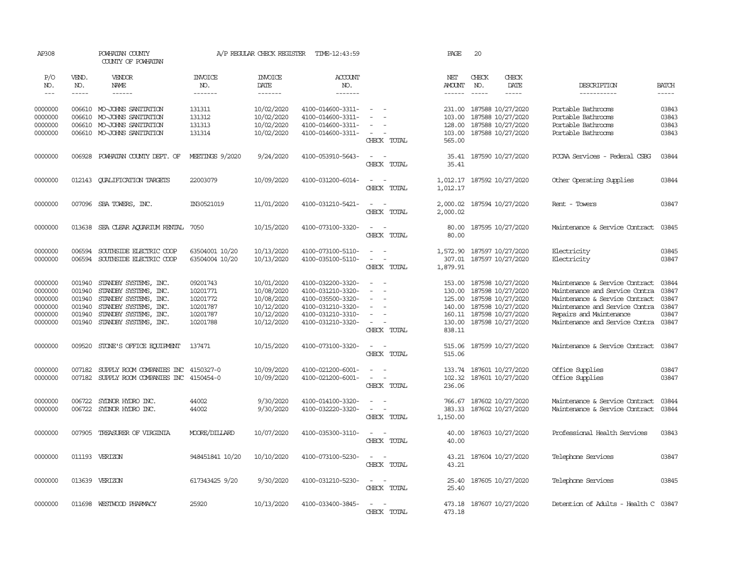AP308 POWHATAN COUNTY A/P REGULAR CHECK REGISTER TIME-12:43:59 PAGE 20
COUNTY OF POWHATAN

| P/O NO. | VEND. NO. | VENDOR NAME | INVOICE NO. | INVOICE DATE | ACCOUNT NO. | | NET AMOUNT | CHECK NO. | CHECK DATE | DESCRIPTION | BATCH |
|---|---|---|---|---|---|---|---|---|---|---|---|
| 0000000 | 006610 | MO-JOHNS SANITATION | 131311 | 10/02/2020 | 4100-014600-3311- | - - | 231.00 | 187588 | 10/27/2020 | Portable Bathrooms | 03843 |
| 0000000 | 006610 | MO-JOHNS SANITATION | 131312 | 10/02/2020 | 4100-014600-3311- | - - | 103.00 | 187588 | 10/27/2020 | Portable Bathrooms | 03843 |
| 0000000 | 006610 | MO-JOHNS SANITATION | 131313 | 10/02/2020 | 4100-014600-3311- | - - | 128.00 | 187588 | 10/27/2020 | Portable Bathrooms | 03843 |
| 0000000 | 006610 | MO-JOHNS SANITATION | 131314 | 10/02/2020 | 4100-014600-3311- | - - | 103.00 | 187588 | 10/27/2020 | Portable Bathrooms | 03843 |
| | | | | | | CHECK TOTAL | 565.00 | | | | |
| 0000000 | 006928 | POWHATAN COUNTY DEPT. OF | MEETINGS 9/2020 | 9/24/2020 | 4100-053910-5643- | - - | 35.41 | 187590 | 10/27/2020 | PCCAA Services - Federal CSBG | 03844 |
| | | | | | | CHECK TOTAL | 35.41 | | | | |
| 0000000 | 012143 | QUALIFICATION TARGETS | 22003079 | 10/09/2020 | 4100-031200-6014- | - - | 1,012.17 | 187592 | 10/27/2020 | Other Operating Supplies | 03844 |
| | | | | | | CHECK TOTAL | 1,012.17 | | | | |
| 0000000 | 007096 | SBA TOWERS, INC. | IN30521019 | 11/01/2020 | 4100-031210-5421- | - - | 2,000.02 | 187594 | 10/27/2020 | Rent - Towers | 03847 |
| | | | | | | CHECK TOTAL | 2,000.02 | | | | |
| 0000000 | 013638 | SEA CLEAR AQUARIUM RENTAL | 7050 | 10/15/2020 | 4100-073100-3320- | - - | 80.00 | 187595 | 10/27/2020 | Maintenance & Service Contract | 03845 |
| | | | | | | CHECK TOTAL | 80.00 | | | | |
| 0000000 | 006594 | SOUTHSIDE ELECTRIC COOP | 63504001 10/20 | 10/13/2020 | 4100-073100-5110- | - - | 1,572.90 | 187597 | 10/27/2020 | Electricity | 03845 |
| 0000000 | 006594 | SOUTHSIDE ELECTRIC COOP | 63504004 10/20 | 10/13/2020 | 4100-035100-5110- | - - | 307.01 | 187597 | 10/27/2020 | Electricity | 03847 |
| | | | | | | CHECK TOTAL | 1,879.91 | | | | |
| 0000000 | 001940 | STANDBY SYSTEMS, INC. | 09201743 | 10/01/2020 | 4100-032200-3320- | - - | 153.00 | 187598 | 10/27/2020 | Maintenance & Service Contract | 03844 |
| 0000000 | 001940 | STANDBY SYSTEMS, INC. | 10201771 | 10/08/2020 | 4100-031210-3320- | - - | 130.00 | 187598 | 10/27/2020 | Maintenance and Service Contra | 03847 |
| 0000000 | 001940 | STANDBY SYSTEMS, INC. | 10201772 | 10/08/2020 | 4100-035500-3320- | - - | 125.00 | 187598 | 10/27/2020 | Maintenance & Service Contract | 03847 |
| 0000000 | 001940 | STANDBY SYSTEMS, INC. | 10201787 | 10/12/2020 | 4100-031210-3320- | - - | 140.00 | 187598 | 10/27/2020 | Maintenance and Service Contra | 03847 |
| 0000000 | 001940 | STANDBY SYSTEMS, INC. | 10201787 | 10/12/2020 | 4100-031210-3310- | - - | 160.11 | 187598 | 10/27/2020 | Repairs and Maintenance | 03847 |
| 0000000 | 001940 | STANDBY SYSTEMS, INC. | 10201788 | 10/12/2020 | 4100-031210-3320- | - - | 130.00 | 187598 | 10/27/2020 | Maintenance and Service Contra | 03847 |
| | | | | | | CHECK TOTAL | 838.11 | | | | |
| 0000000 | 009520 | STONE'S OFFICE EQUIPMENT | 137471 | 10/15/2020 | 4100-073100-3320- | - - | 515.06 | 187599 | 10/27/2020 | Maintenance & Service Contract | 03847 |
| | | | | | | CHECK TOTAL | 515.06 | | | | |
| 0000000 | 007182 | SUPPLY ROOM COMPANIES INC | 4150327-0 | 10/09/2020 | 4100-021200-6001- | - - | 133.74 | 187601 | 10/27/2020 | Office Supplies | 03847 |
| 0000000 | 007182 | SUPPLY ROOM COMPANIES INC | 4150454-0 | 10/09/2020 | 4100-021200-6001- | - - | 102.32 | 187601 | 10/27/2020 | Office Supplies | 03847 |
| | | | | | | CHECK TOTAL | 236.06 | | | | |
| 0000000 | 006722 | SYDNOR HYDRO INC. | 44002 | 9/30/2020 | 4100-014100-3320- | - - | 766.67 | 187602 | 10/27/2020 | Maintenance & Service Contract | 03844 |
| 0000000 | 006722 | SYDNOR HYDRO INC. | 44002 | 9/30/2020 | 4100-032220-3320- | - - | 383.33 | 187602 | 10/27/2020 | Maintenance & Service Contract | 03844 |
| | | | | | | CHECK TOTAL | 1,150.00 | | | | |
| 0000000 | 007905 | TREASURER OF VIRGINIA | MOORE/DILLARD | 10/07/2020 | 4100-035300-3110- | - - | 40.00 | 187603 | 10/27/2020 | Professional Health Services | 03843 |
| | | | | | | CHECK TOTAL | 40.00 | | | | |
| 0000000 | 011193 | VERIZON | 948451841 10/20 | 10/10/2020 | 4100-073100-5230- | - - | 43.21 | 187604 | 10/27/2020 | Telephone Services | 03847 |
| | | | | | | CHECK TOTAL | 43.21 | | | | |
| 0000000 | 013639 | VERIZON | 617343425 9/20 | 9/30/2020 | 4100-031210-5230- | - - | 25.40 | 187605 | 10/27/2020 | Telephone Services | 03845 |
| | | | | | | CHECK TOTAL | 25.40 | | | | |
| 0000000 | 011698 | WESTWOOD PHARMACY | 25920 | 10/13/2020 | 4100-033400-3845- | - - | 473.18 | 187607 | 10/27/2020 | Detention of Adults - Health C | 03847 |
| | | | | | | CHECK TOTAL | 473.18 | | | | |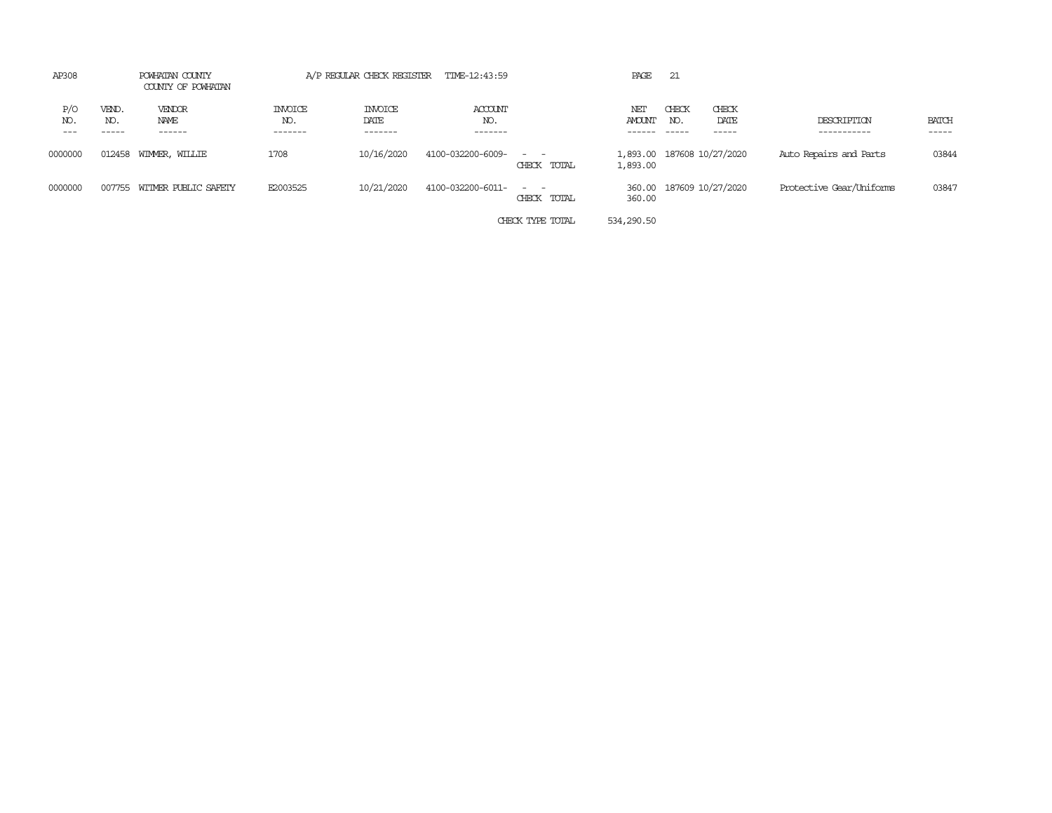AP308 POWHATAN COUNTY A/P REGULAR CHECK REGISTER TIME-12:43:59

COUNTY OF POWHATAN

| P/O NO. | VEND. NO. | VENDOR NAME | INVOICE NO. | INVOICE DATE | ACCOUNT NO. | | NET AMOUNT | CHECK NO. | CHECK DATE | DESCRIPTION | BATCH |
|---|---|---|---|---|---|---|---|---|---|---|---|
| 0000000 | 012458 | WIMMER, WILLIE | 1708 | 10/16/2020 | 4100-032200-6009- | - - | 1,893.00 | 187608 | 10/27/2020 | Auto Repairs and Parts | 03844 |
| | | | | | | CHECK TOTAL | 1,893.00 | | | | |
| 0000000 | 007755 | WITMER PUBLIC SAFETY | E2003525 | 10/21/2020 | 4100-032200-6011- | - - | 360.00 | 187609 | 10/27/2020 | Protective Gear/Uniforms | 03847 |
| | | | | | | CHECK TOTAL | 360.00 | | | | |
| | | | | | | CHECK TYPE TOTAL | 534,290.50 | | | | |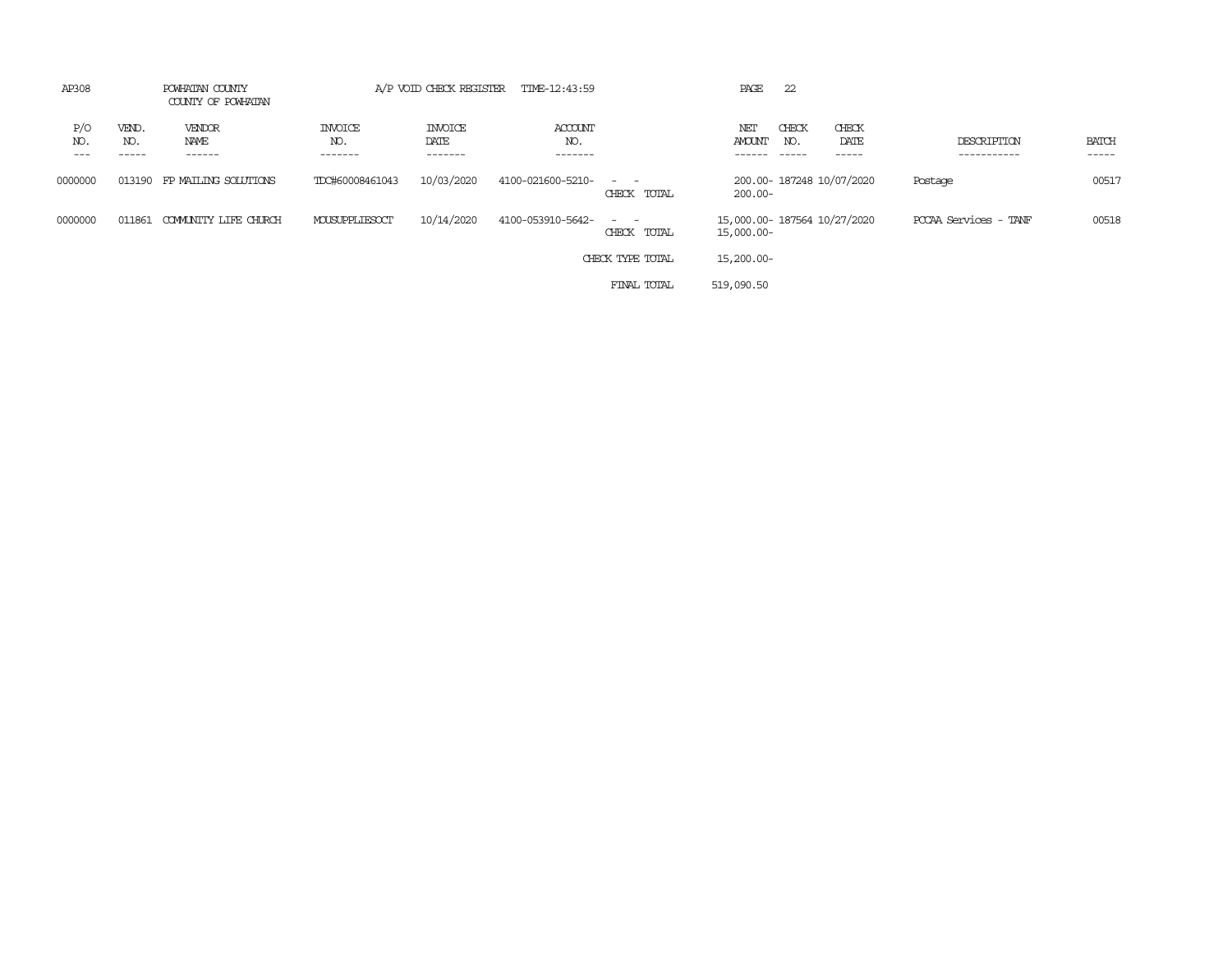AP308 POWHATAN COUNTY A/P VOID CHECK REGISTER TIME-12:43:59

COUNTY OF POWHATAN

| P/O NO. | VEND. NO. | VENDOR NAME | INVOICE NO. | INVOICE DATE | ACCOUNT NO. | | NET AMOUNT | CHECK NO. | CHECK DATE | DESCRIPTION | BATCH |
|---|---|---|---|---|---|---|---|---|---|---|---|
| 0000000 | 013190 | FP MAILING SOLUTIONS | TDC#60008461043 | 10/03/2020 | 4100-021600-5210- | - - | 200.00- | 187248 | 10/07/2020 | Postage | 00517 |
| | | | | | | CHECK TOTAL | 200.00- | | | | |
| 0000000 | 011861 | COMMUNITY LIFE CHURCH | MOUSUPPLIESOCT | 10/14/2020 | 4100-053910-5642- | - - | 15,000.00- | 187564 | 10/27/2020 | PCCAA Services - TANF | 00518 |
| | | | | | | CHECK TOTAL | 15,000.00- | | | | |
| | | | | | | CHECK TYPE TOTAL | 15,200.00- | | | | |
| | | | | | | FINAL TOTAL | 519,090.50 | | | | |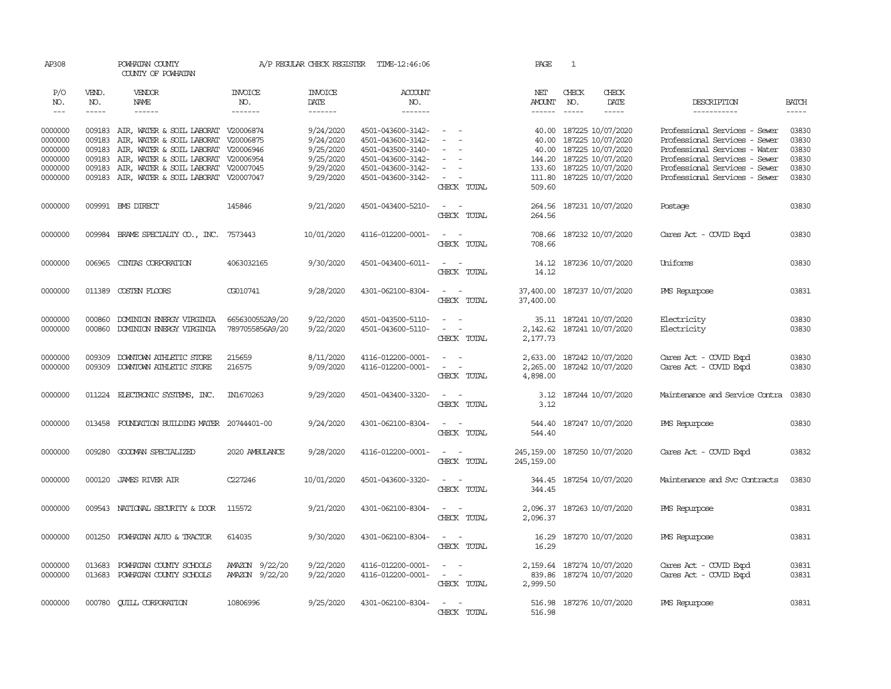AP308 POWHATAN COUNTY A/P REGULAR CHECK REGISTER TIME-12:46:06 PAGE 1
COUNTY OF POWHATAN

| P/O NO. | VEND. NO. | VENDOR NAME | INVOICE NO. | INVOICE DATE | ACCOUNT NO. | | NET AMOUNT | CHECK NO. | CHECK DATE | DESCRIPTION | BATCH |
|---|---|---|---|---|---|---|---|---|---|---|---|
| 0000000 | 009183 | AIR, WATER & SOIL LABORAT | V20006874 | 9/24/2020 | 4501-043600-3142- | - - | 40.00 | 187225 | 10/07/2020 | Professional Services - Sewer | 03830 |
| 0000000 | 009183 | AIR, WATER & SOIL LABORAT | V20006875 | 9/24/2020 | 4501-043600-3142- | - - | 40.00 | 187225 | 10/07/2020 | Professional Services - Sewer | 03830 |
| 0000000 | 009183 | AIR, WATER & SOIL LABORAT | V20006946 | 9/25/2020 | 4501-043500-3140- | - - | 40.00 | 187225 | 10/07/2020 | Professional Services - Water | 03830 |
| 0000000 | 009183 | AIR, WATER & SOIL LABORAT | V20006954 | 9/25/2020 | 4501-043600-3142- | - - | 144.20 | 187225 | 10/07/2020 | Professional Services - Sewer | 03830 |
| 0000000 | 009183 | AIR, WATER & SOIL LABORAT | V20007045 | 9/29/2020 | 4501-043600-3142- | - - | 133.60 | 187225 | 10/07/2020 | Professional Services - Sewer | 03830 |
| 0000000 | 009183 | AIR, WATER & SOIL LABORAT | V20007047 | 9/29/2020 | 4501-043600-3142- | - - | 111.80 | 187225 | 10/07/2020 | Professional Services - Sewer | 03830 |
| | | | | | | CHECK TOTAL | 509.60 | | | | |
| 0000000 | 009991 | BMS DIRECT | 145846 | 9/21/2020 | 4501-043400-5210- | - - | 264.56 | 187231 | 10/07/2020 | Postage | 03830 |
| | | | | | | CHECK TOTAL | 264.56 | | | | |
| 0000000 | 009984 | BRAME SPECIALTY CO., INC. | 7573443 | 10/01/2020 | 4116-012200-0001- | - - | 708.66 | 187232 | 10/07/2020 | Cares Act - COVID Expd | 03830 |
| | | | | | | CHECK TOTAL | 708.66 | | | | |
| 0000000 | 006965 | CINTAS CORPORATION | 4063032165 | 9/30/2020 | 4501-043400-6011- | - - | 14.12 | 187236 | 10/07/2020 | Uniforms | 03830 |
| | | | | | | CHECK TOTAL | 14.12 | | | | |
| 0000000 | 011389 | COSTEN FLOORS | CG010741 | 9/28/2020 | 4301-062100-8304- | - - | 37,400.00 | 187237 | 10/07/2020 | PMS Repurpose | 03831 |
| | | | | | | CHECK TOTAL | 37,400.00 | | | | |
| 0000000 | 000860 | DOMINION ENERGY VIRGINIA | 6656300552A9/20 | 9/22/2020 | 4501-043500-5110- | - - | 35.11 | 187241 | 10/07/2020 | Electricity | 03830 |
| 0000000 | 000860 | DOMINION ENERGY VIRGINIA | 7897055856A9/20 | 9/22/2020 | 4501-043600-5110- | - - | 2,142.62 | 187241 | 10/07/2020 | Electricity | 03830 |
| | | | | | | CHECK TOTAL | 2,177.73 | | | | |
| 0000000 | 009309 | DOWNTOWN ATHLETIC STORE | 215659 | 8/11/2020 | 4116-012200-0001- | - - | 2,633.00 | 187242 | 10/07/2020 | Cares Act - COVID Expd | 03830 |
| 0000000 | 009309 | DOWNTOWN ATHLETIC STORE | 216575 | 9/09/2020 | 4116-012200-0001- | - - | 2,265.00 | 187242 | 10/07/2020 | Cares Act - COVID Expd | 03830 |
| | | | | | | CHECK TOTAL | 4,898.00 | | | | |
| 0000000 | 011224 | ELECTRONIC SYSTEMS, INC. | IN1670263 | 9/29/2020 | 4501-043400-3320- | - - | 3.12 | 187244 | 10/07/2020 | Maintenance and Service Contra | 03830 |
| | | | | | | CHECK TOTAL | 3.12 | | | | |
| 0000000 | 013458 | FOUNDATION BUILDING MATER | 20744401-00 | 9/24/2020 | 4301-062100-8304- | - - | 544.40 | 187247 | 10/07/2020 | PMS Repurpose | 03830 |
| | | | | | | CHECK TOTAL | 544.40 | | | | |
| 0000000 | 009280 | GOODMAN SPECIALIZED | 2020 AMBULANCE | 9/28/2020 | 4116-012200-0001- | - - | 245,159.00 | 187250 | 10/07/2020 | Cares Act - COVID Expd | 03832 |
| | | | | | | CHECK TOTAL | 245,159.00 | | | | |
| 0000000 | 000120 | JAMES RIVER AIR | C227246 | 10/01/2020 | 4501-043600-3320- | - - | 344.45 | 187254 | 10/07/2020 | Maintenance and Svc Contracts | 03830 |
| | | | | | | CHECK TOTAL | 344.45 | | | | |
| 0000000 | 009543 | NATIONAL SECURITY & DOOR | 115572 | 9/21/2020 | 4301-062100-8304- | - - | 2,096.37 | 187263 | 10/07/2020 | PMS Repurpose | 03831 |
| | | | | | | CHECK TOTAL | 2,096.37 | | | | |
| 0000000 | 001250 | POWHATAN AUTO & TRACTOR | 614035 | 9/30/2020 | 4301-062100-8304- | - - | 16.29 | 187270 | 10/07/2020 | PMS Repurpose | 03831 |
| | | | | | | CHECK TOTAL | 16.29 | | | | |
| 0000000 | 013683 | POWHATAN COUNTY SCHOOLS | AMAZON 9/22/20 | 9/22/2020 | 4116-012200-0001- | - - | 2,159.64 | 187274 | 10/07/2020 | Cares Act - COVID Expd | 03831 |
| 0000000 | 013683 | POWHATAN COUNTY SCHOOLS | AMAZON 9/22/20 | 9/22/2020 | 4116-012200-0001- | - - | 839.86 | 187274 | 10/07/2020 | Cares Act - COVID Expd | 03831 |
| | | | | | | CHECK TOTAL | 2,999.50 | | | | |
| 0000000 | 000780 | QUILL CORPORATION | 10806996 | 9/25/2020 | 4301-062100-8304- | - - | 516.98 | 187276 | 10/07/2020 | PMS Repurpose | 03831 |
| | | | | | | CHECK TOTAL | 516.98 | | | | |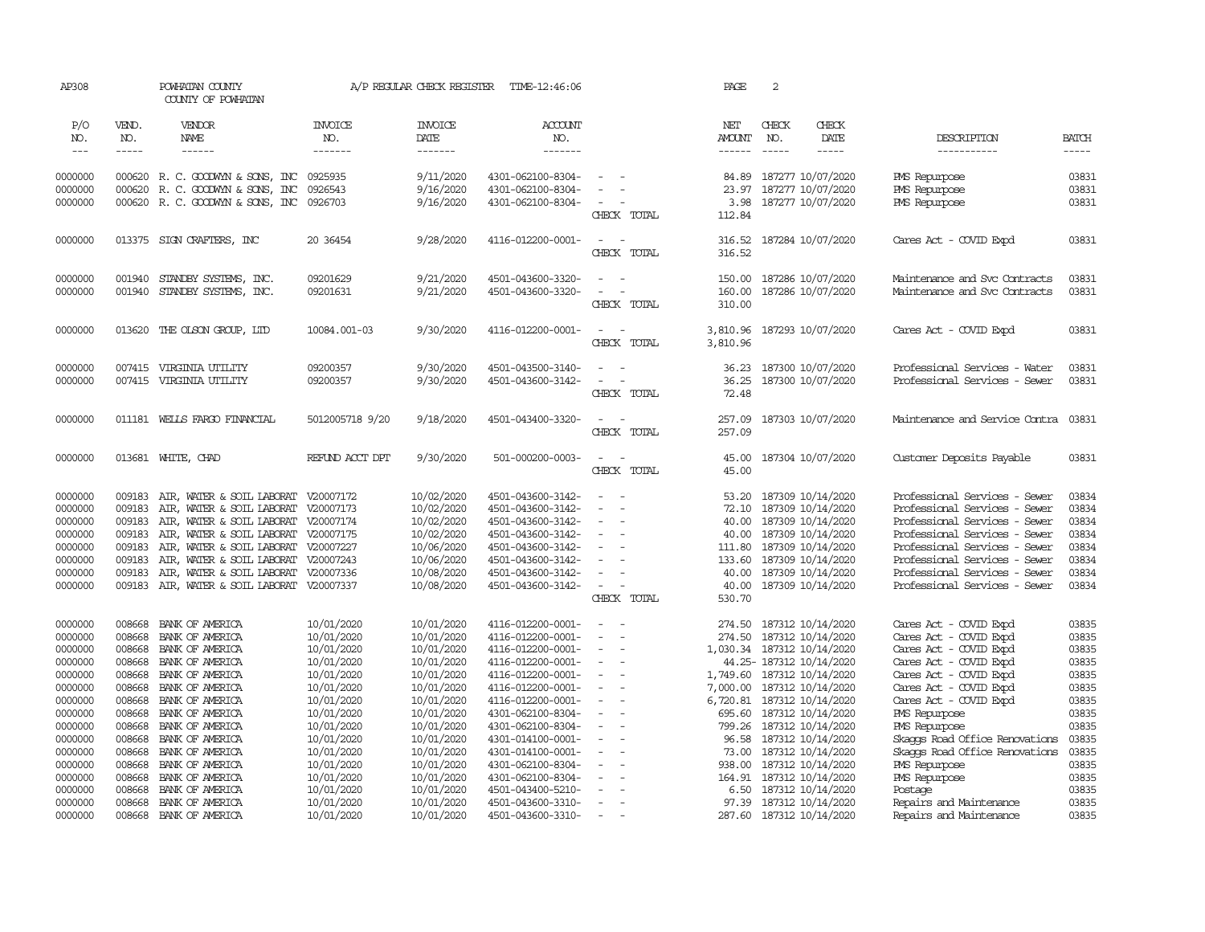AP308 POWHATAN COUNTY A/P REGULAR CHECK REGISTER TIME-12:46:06 PAGE 2
COUNTY OF POWHATAN

| P/O NO. | VEND. NO. | VENDOR NAME | INVOICE NO. | INVOICE DATE | ACCOUNT NO. | | NET AMOUNT | CHECK NO. | CHECK DATE | DESCRIPTION | BATCH |
|---|---|---|---|---|---|---|---|---|---|---|---|
| 0000000 | 000620 | R. C. GOODWYN & SONS, INC | 0925935 | 9/11/2020 | 4301-062100-8304- | - - | 84.89 | 187277 | 10/07/2020 | PMS Repurpose | 03831 |
| 0000000 | 000620 | R. C. GOODWYN & SONS, INC | 0926543 | 9/16/2020 | 4301-062100-8304- | - - | 23.97 | 187277 | 10/07/2020 | PMS Repurpose | 03831 |
| 0000000 | 000620 | R. C. GOODWYN & SONS, INC | 0926703 | 9/16/2020 | 4301-062100-8304- | - - | 3.98 | 187277 | 10/07/2020 | PMS Repurpose | 03831 |
| | | | | | | CHECK TOTAL | 112.84 | | | | |
| 0000000 | 013375 | SIGN CRAFTERS, INC | 20 36454 | 9/28/2020 | 4116-012200-0001- | - - | 316.52 | 187284 | 10/07/2020 | Cares Act - COVID Expd | 03831 |
| | | | | | | CHECK TOTAL | 316.52 | | | | |
| 0000000 | 001940 | STANDBY SYSTEMS, INC. | 09201629 | 9/21/2020 | 4501-043600-3320- | - - | 150.00 | 187286 | 10/07/2020 | Maintenance and Svc Contracts | 03831 |
| 0000000 | 001940 | STANDBY SYSTEMS, INC. | 09201631 | 9/21/2020 | 4501-043600-3320- | - - | 160.00 | 187286 | 10/07/2020 | Maintenance and Svc Contracts | 03831 |
| | | | | | | CHECK TOTAL | 310.00 | | | | |
| 0000000 | 013620 | THE OLSON GROUP, LTD | 10084.001-03 | 9/30/2020 | 4116-012200-0001- | - - | 3,810.96 | 187293 | 10/07/2020 | Cares Act - COVID Expd | 03831 |
| | | | | | | CHECK TOTAL | 3,810.96 | | | | |
| 0000000 | 007415 | VIRGINIA UTILITY | 09200357 | 9/30/2020 | 4501-043500-3140- | - - | 36.23 | 187300 | 10/07/2020 | Professional Services - Water | 03831 |
| 0000000 | 007415 | VIRGINIA UTILITY | 09200357 | 9/30/2020 | 4501-043600-3142- | - - | 36.25 | 187300 | 10/07/2020 | Professional Services - Sewer | 03831 |
| | | | | | | CHECK TOTAL | 72.48 | | | | |
| 0000000 | 011181 | WELLS FARGO FINANCIAL | 5012005718 9/20 | 9/18/2020 | 4501-043400-3320- | - - | 257.09 | 187303 | 10/07/2020 | Maintenance and Service Contra | 03831 |
| | | | | | | CHECK TOTAL | 257.09 | | | | |
| 0000000 | 013681 | WHITE, CHAD | REFUND ACCT DPT | 9/30/2020 | 501-000200-0003- | - - | 45.00 | 187304 | 10/07/2020 | Customer Deposits Payable | 03831 |
| | | | | | | CHECK TOTAL | 45.00 | | | | |
| 0000000 | 009183 | AIR, WATER & SOIL LABORAT | V20007172 | 10/02/2020 | 4501-043600-3142- | - - | 53.20 | 187309 | 10/14/2020 | Professional Services - Sewer | 03834 |
| 0000000 | 009183 | AIR, WATER & SOIL LABORAT | V20007173 | 10/02/2020 | 4501-043600-3142- | - - | 72.10 | 187309 | 10/14/2020 | Professional Services - Sewer | 03834 |
| 0000000 | 009183 | AIR, WATER & SOIL LABORAT | V20007174 | 10/02/2020 | 4501-043600-3142- | - - | 40.00 | 187309 | 10/14/2020 | Professional Services - Sewer | 03834 |
| 0000000 | 009183 | AIR, WATER & SOIL LABORAT | V20007175 | 10/02/2020 | 4501-043600-3142- | - - | 40.00 | 187309 | 10/14/2020 | Professional Services - Sewer | 03834 |
| 0000000 | 009183 | AIR, WATER & SOIL LABORAT | V20007227 | 10/06/2020 | 4501-043600-3142- | - - | 111.80 | 187309 | 10/14/2020 | Professional Services - Sewer | 03834 |
| 0000000 | 009183 | AIR, WATER & SOIL LABORAT | V20007243 | 10/06/2020 | 4501-043600-3142- | - - | 133.60 | 187309 | 10/14/2020 | Professional Services - Sewer | 03834 |
| 0000000 | 009183 | AIR, WATER & SOIL LABORAT | V20007336 | 10/08/2020 | 4501-043600-3142- | - - | 40.00 | 187309 | 10/14/2020 | Professional Services - Sewer | 03834 |
| 0000000 | 009183 | AIR, WATER & SOIL LABORAT | V20007337 | 10/08/2020 | 4501-043600-3142- | - - | 40.00 | 187309 | 10/14/2020 | Professional Services - Sewer | 03834 |
| | | | | | | CHECK TOTAL | 530.70 | | | | |
| 0000000 | 008668 | BANK OF AMERICA | 10/01/2020 | 10/01/2020 | 4116-012200-0001- | - - | 274.50 | 187312 | 10/14/2020 | Cares Act - COVID Expd | 03835 |
| 0000000 | 008668 | BANK OF AMERICA | 10/01/2020 | 10/01/2020 | 4116-012200-0001- | - - | 274.50 | 187312 | 10/14/2020 | Cares Act - COVID Expd | 03835 |
| 0000000 | 008668 | BANK OF AMERICA | 10/01/2020 | 10/01/2020 | 4116-012200-0001- | - - | 1,030.34 | 187312 | 10/14/2020 | Cares Act - COVID Expd | 03835 |
| 0000000 | 008668 | BANK OF AMERICA | 10/01/2020 | 10/01/2020 | 4116-012200-0001- | - - | 44.25- | 187312 | 10/14/2020 | Cares Act - COVID Expd | 03835 |
| 0000000 | 008668 | BANK OF AMERICA | 10/01/2020 | 10/01/2020 | 4116-012200-0001- | - - | 1,749.60 | 187312 | 10/14/2020 | Cares Act - COVID Expd | 03835 |
| 0000000 | 008668 | BANK OF AMERICA | 10/01/2020 | 10/01/2020 | 4116-012200-0001- | - - | 7,000.00 | 187312 | 10/14/2020 | Cares Act - COVID Expd | 03835 |
| 0000000 | 008668 | BANK OF AMERICA | 10/01/2020 | 10/01/2020 | 4116-012200-0001- | - - | 6,720.81 | 187312 | 10/14/2020 | Cares Act - COVID Expd | 03835 |
| 0000000 | 008668 | BANK OF AMERICA | 10/01/2020 | 10/01/2020 | 4301-062100-8304- | - - | 695.60 | 187312 | 10/14/2020 | PMS Repurpose | 03835 |
| 0000000 | 008668 | BANK OF AMERICA | 10/01/2020 | 10/01/2020 | 4301-062100-8304- | - - | 799.26 | 187312 | 10/14/2020 | PMS Repurpose | 03835 |
| 0000000 | 008668 | BANK OF AMERICA | 10/01/2020 | 10/01/2020 | 4301-014100-0001- | - - | 96.58 | 187312 | 10/14/2020 | Skaggs Road Office Renovations | 03835 |
| 0000000 | 008668 | BANK OF AMERICA | 10/01/2020 | 10/01/2020 | 4301-014100-0001- | - - | 73.00 | 187312 | 10/14/2020 | Skaggs Road Office Renovations | 03835 |
| 0000000 | 008668 | BANK OF AMERICA | 10/01/2020 | 10/01/2020 | 4301-062100-8304- | - - | 938.00 | 187312 | 10/14/2020 | PMS Repurpose | 03835 |
| 0000000 | 008668 | BANK OF AMERICA | 10/01/2020 | 10/01/2020 | 4301-062100-8304- | - - | 164.91 | 187312 | 10/14/2020 | PMS Repurpose | 03835 |
| 0000000 | 008668 | BANK OF AMERICA | 10/01/2020 | 10/01/2020 | 4501-043400-5210- | - - | 6.50 | 187312 | 10/14/2020 | Postage | 03835 |
| 0000000 | 008668 | BANK OF AMERICA | 10/01/2020 | 10/01/2020 | 4501-043600-3310- | - - | 97.39 | 187312 | 10/14/2020 | Repairs and Maintenance | 03835 |
| 0000000 | 008668 | BANK OF AMERICA | 10/01/2020 | 10/01/2020 | 4501-043600-3310- | - - | 287.60 | 187312 | 10/14/2020 | Repairs and Maintenance | 03835 |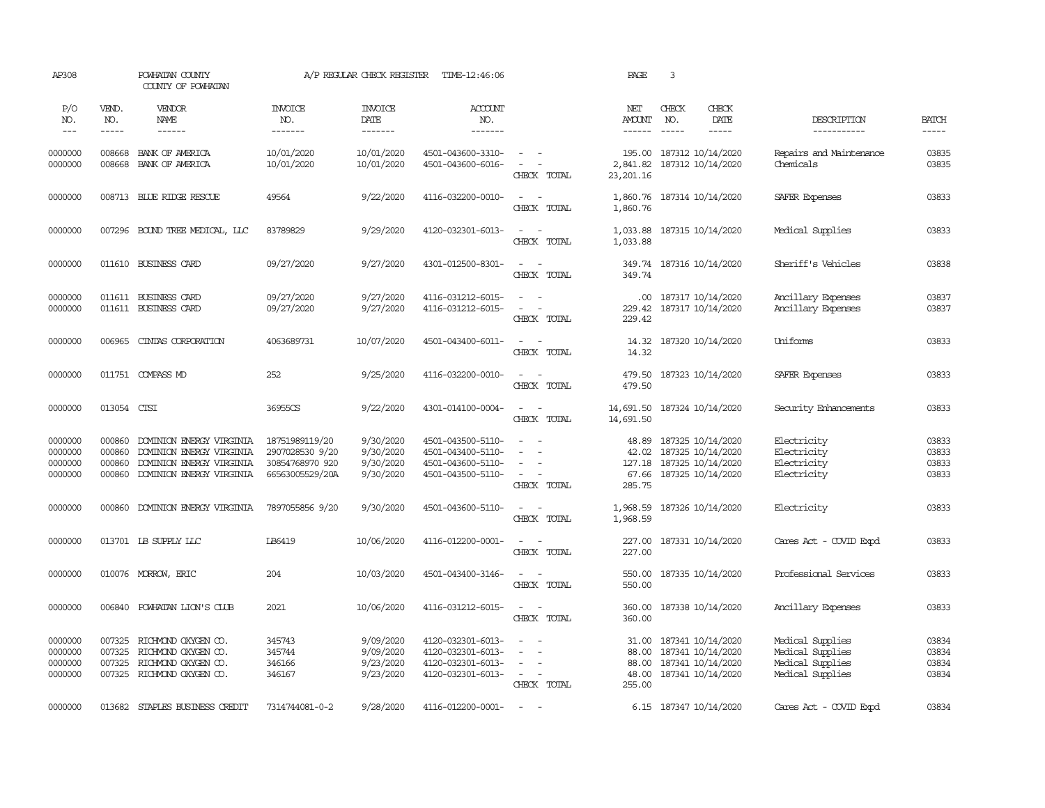AP308 POWHATAN COUNTY A/P REGULAR CHECK REGISTER TIME-12:46:06 PAGE 3

COUNTY OF POWHATAN

| P/O NO. | VEND. NO. | VENDOR NAME | INVOICE NO. | INVOICE DATE | ACCOUNT NO. | | NET AMOUNT | CHECK NO. | CHECK DATE | DESCRIPTION | BATCH |
|---|---|---|---|---|---|---|---|---|---|---|---|
| --- | ----- | ------ | ------- | ------- | ------- | | ------ | ----- | ----- | ----------- | ----- |
| 0000000 | 008668 | BANK OF AMERICA | 10/01/2020 | 10/01/2020 | 4501-043600-3310- | - - | 195.00 | 187312 | 10/14/2020 | Repairs and Maintenance | 03835 |
| 0000000 | 008668 | BANK OF AMERICA | 10/01/2020 | 10/01/2020 | 4501-043600-6016- | - - | 2,841.82 | 187312 | 10/14/2020 | Chemicals | 03835 |
| | | | | | | CHECK TOTAL | 23,201.16 | | | | |
| 0000000 | 008713 | BLUE RIDGE RESCUE | 49564 | 9/22/2020 | 4116-032200-0010- | - - | 1,860.76 | 187314 | 10/14/2020 | SAFER Expenses | 03833 |
| | | | | | | CHECK TOTAL | 1,860.76 | | | | |
| 0000000 | 007296 | BOUND TREE MEDICAL, LLC | 83789829 | 9/29/2020 | 4120-032301-6013- | - - | 1,033.88 | 187315 | 10/14/2020 | Medical Supplies | 03833 |
| | | | | | | CHECK TOTAL | 1,033.88 | | | | |
| 0000000 | 011610 | BUSINESS CARD | 09/27/2020 | 9/27/2020 | 4301-012500-8301- | - - | 349.74 | 187316 | 10/14/2020 | Sheriff's Vehicles | 03838 |
| | | | | | | CHECK TOTAL | 349.74 | | | | |
| 0000000 | 011611 | BUSINESS CARD | 09/27/2020 | 9/27/2020 | 4116-031212-6015- | - - | .00 | 187317 | 10/14/2020 | Ancillary Expenses | 03837 |
| 0000000 | 011611 | BUSINESS CARD | 09/27/2020 | 9/27/2020 | 4116-031212-6015- | - - | 229.42 | 187317 | 10/14/2020 | Ancillary Expenses | 03837 |
| | | | | | | CHECK TOTAL | 229.42 | | | | |
| 0000000 | 006965 | CINTAS CORPORATION | 4063689731 | 10/07/2020 | 4501-043400-6011- | - - | 14.32 | 187320 | 10/14/2020 | Uniforms | 03833 |
| | | | | | | CHECK TOTAL | 14.32 | | | | |
| 0000000 | 011751 | COMPASS MD | 252 | 9/25/2020 | 4116-032200-0010- | - - | 479.50 | 187323 | 10/14/2020 | SAFER Expenses | 03833 |
| | | | | | | CHECK TOTAL | 479.50 | | | | |
| 0000000 | 013054 | CTSI | 36955CS | 9/22/2020 | 4301-014100-0004- | - - | 14,691.50 | 187324 | 10/14/2020 | Security Enhancements | 03833 |
| | | | | | | CHECK TOTAL | 14,691.50 | | | | |
| 0000000 | 000860 | DOMINION ENERGY VIRGINIA | 18751989119/20 | 9/30/2020 | 4501-043500-5110- | - - | 48.89 | 187325 | 10/14/2020 | Electricity | 03833 |
| 0000000 | 000860 | DOMINION ENERGY VIRGINIA | 2907028530 9/20 | 9/30/2020 | 4501-043400-5110- | - - | 42.02 | 187325 | 10/14/2020 | Electricity | 03833 |
| 0000000 | 000860 | DOMINION ENERGY VIRGINIA | 30854768970 920 | 9/30/2020 | 4501-043600-5110- | - - | 127.18 | 187325 | 10/14/2020 | Electricity | 03833 |
| 0000000 | 000860 | DOMINION ENERGY VIRGINIA | 66563005529/20A | 9/30/2020 | 4501-043500-5110- | - - | 67.66 | 187325 | 10/14/2020 | Electricity | 03833 |
| | | | | | | CHECK TOTAL | 285.75 | | | | |
| 0000000 | 000860 | DOMINION ENERGY VIRGINIA | 7897055856 9/20 | 9/30/2020 | 4501-043600-5110- | - - | 1,968.59 | 187326 | 10/14/2020 | Electricity | 03833 |
| | | | | | | CHECK TOTAL | 1,968.59 | | | | |
| 0000000 | 013701 | LB SUPPLY LLC | LB6419 | 10/06/2020 | 4116-012200-0001- | - - | 227.00 | 187331 | 10/14/2020 | Cares Act - COVID Expd | 03833 |
| | | | | | | CHECK TOTAL | 227.00 | | | | |
| 0000000 | 010076 | MORROW, ERIC | 204 | 10/03/2020 | 4501-043400-3146- | - - | 550.00 | 187335 | 10/14/2020 | Professional Services | 03833 |
| | | | | | | CHECK TOTAL | 550.00 | | | | |
| 0000000 | 006840 | POWHATAN LION'S CLUB | 2021 | 10/06/2020 | 4116-031212-6015- | - - | 360.00 | 187338 | 10/14/2020 | Ancillary Expenses | 03833 |
| | | | | | | CHECK TOTAL | 360.00 | | | | |
| 0000000 | 007325 | RICHMOND OXYGEN CO. | 345743 | 9/09/2020 | 4120-032301-6013- | - - | 31.00 | 187341 | 10/14/2020 | Medical Supplies | 03834 |
| 0000000 | 007325 | RICHMOND OXYGEN CO. | 345744 | 9/09/2020 | 4120-032301-6013- | - - | 88.00 | 187341 | 10/14/2020 | Medical Supplies | 03834 |
| 0000000 | 007325 | RICHMOND OXYGEN CO. | 346166 | 9/23/2020 | 4120-032301-6013- | - - | 88.00 | 187341 | 10/14/2020 | Medical Supplies | 03834 |
| 0000000 | 007325 | RICHMOND OXYGEN CO. | 346167 | 9/23/2020 | 4120-032301-6013- | - - | 48.00 | 187341 | 10/14/2020 | Medical Supplies | 03834 |
| | | | | | | CHECK TOTAL | 255.00 | | | | |
| 0000000 | 013682 | STAPLES BUSINESS CREDIT | 7314744081-0-2 | 9/28/2020 | 4116-012200-0001- | - - | 6.15 | 187347 | 10/14/2020 | Cares Act - COVID Expd | 03834 |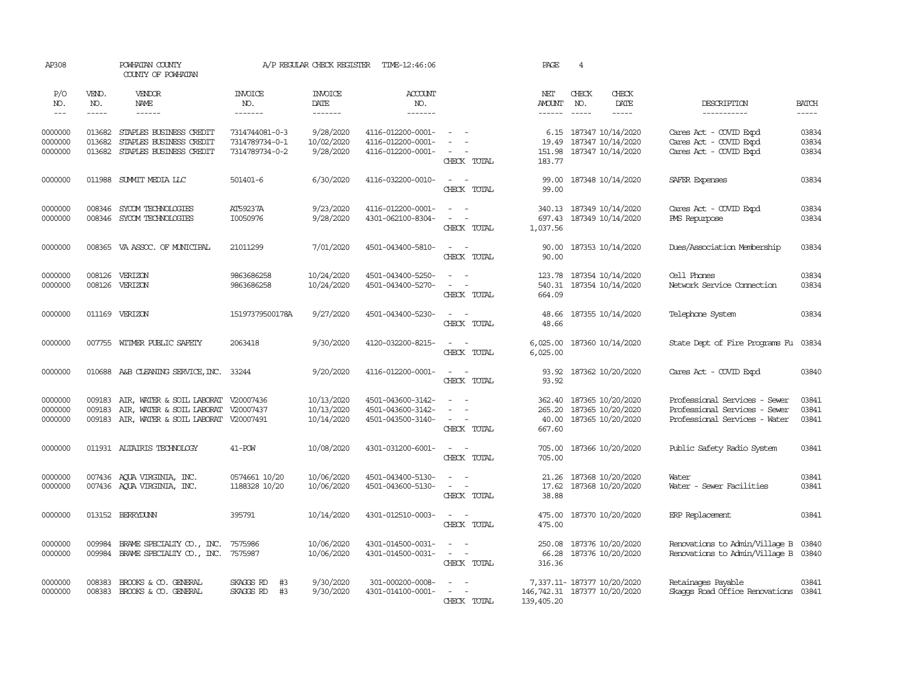AP308 POWHATAN COUNTY A/P REGULAR CHECK REGISTER TIME-12:46:06 PAGE 4

COUNTY OF POWHATAN

| P/O NO. | VEND. NO. | VENDOR NAME | INVOICE NO. | INVOICE DATE | ACCOUNT NO. | | NET AMOUNT | CHECK NO. | CHECK DATE | DESCRIPTION | BATCH |
|---|---|---|---|---|---|---|---|---|---|---|---|
| --- | ----- | ------ | ------- | ------- | ------- | | ------ | ----- | ----- | ----------- | ----- |
| 0000000 | 013682 | STAPLES BUSINESS CREDIT | 7314744081-0-3 | 9/28/2020 | 4116-012200-0001- | - - | 6.15 | 187347 | 10/14/2020 | Cares Act - COVID Expd | 03834 |
| 0000000 | 013682 | STAPLES BUSINESS CREDIT | 7314789734-0-1 | 10/02/2020 | 4116-012200-0001- | - - | 19.49 | 187347 | 10/14/2020 | Cares Act - COVID Expd | 03834 |
| 0000000 | 013682 | STAPLES BUSINESS CREDIT | 7314789734-0-2 | 9/28/2020 | 4116-012200-0001- | - - | 151.98 | 187347 | 10/14/2020 | Cares Act - COVID Expd | 03834 |
| | | | | | | CHECK TOTAL | 183.77 | | | | |
| 0000000 | 011988 | SUMMIT MEDIA LLC | 501401-6 | 6/30/2020 | 4116-032200-0010- | - - | 99.00 | 187348 | 10/14/2020 | SAFER Expenses | 03834 |
| | | | | | | CHECK TOTAL | 99.00 | | | | |
| 0000000 | 008346 | SYCOM TECHNOLOGIES | AT59237A | 9/23/2020 | 4116-012200-0001- | - - | 340.13 | 187349 | 10/14/2020 | Cares Act - COVID Expd | 03834 |
| 0000000 | 008346 | SYCOM TECHNOLOGIES | I0050976 | 9/28/2020 | 4301-062100-8304- | - - | 697.43 | 187349 | 10/14/2020 | PMS Repurpose | 03834 |
| | | | | | | CHECK TOTAL | 1,037.56 | | | | |
| 0000000 | 008365 | VA ASSOC. OF MUNICIPAL | 21011299 | 7/01/2020 | 4501-043400-5810- | - - | 90.00 | 187353 | 10/14/2020 | Dues/Association Membership | 03834 |
| | | | | | | CHECK TOTAL | 90.00 | | | | |
| 0000000 | 008126 | VERIZON | 9863686258 | 10/24/2020 | 4501-043400-5250- | - - | 123.78 | 187354 | 10/14/2020 | Cell Phones | 03834 |
| 0000000 | 008126 | VERIZON | 9863686258 | 10/24/2020 | 4501-043400-5270- | - - | 540.31 | 187354 | 10/14/2020 | Network Service Connection | 03834 |
| | | | | | | CHECK TOTAL | 664.09 | | | | |
| 0000000 | 011169 | VERIZON | 15197379500178A | 9/27/2020 | 4501-043400-5230- | - - | 48.66 | 187355 | 10/14/2020 | Telephone System | 03834 |
| | | | | | | CHECK TOTAL | 48.66 | | | | |
| 0000000 | 007755 | WITMER PUBLIC SAFETY | 2063418 | 9/30/2020 | 4120-032200-8215- | - - | 6,025.00 | 187360 | 10/14/2020 | State Dept of Fire Programs Fu | 03834 |
| | | | | | | CHECK TOTAL | 6,025.00 | | | | |
| 0000000 | 010688 | A&B CLEANING SERVICE,INC. | 33244 | 9/20/2020 | 4116-012200-0001- | - - | 93.92 | 187362 | 10/20/2020 | Cares Act - COVID Expd | 03840 |
| | | | | | | CHECK TOTAL | 93.92 | | | | |
| 0000000 | 009183 | AIR, WATER & SOIL LABORAT | V20007436 | 10/13/2020 | 4501-043600-3142- | - - | 362.40 | 187365 | 10/20/2020 | Professional Services - Sewer | 03841 |
| 0000000 | 009183 | AIR, WATER & SOIL LABORAT | V20007437 | 10/13/2020 | 4501-043600-3142- | - - | 265.20 | 187365 | 10/20/2020 | Professional Services - Sewer | 03841 |
| 0000000 | 009183 | AIR, WATER & SOIL LABORAT | V20007491 | 10/14/2020 | 4501-043500-3140- | - - | 40.00 | 187365 | 10/20/2020 | Professional Services - Water | 03841 |
| | | | | | | CHECK TOTAL | 667.60 | | | | |
| 0000000 | 011931 | ALTAIRIS TECHNOLOGY | 41-POW | 10/08/2020 | 4301-031200-6001- | - - | 705.00 | 187366 | 10/20/2020 | Public Safety Radio System | 03841 |
| | | | | | | CHECK TOTAL | 705.00 | | | | |
| 0000000 | 007436 | AQUA VIRGINIA, INC. | 0574661 10/20 | 10/06/2020 | 4501-043400-5130- | - - | 21.26 | 187368 | 10/20/2020 | Water | 03841 |
| 0000000 | 007436 | AQUA VIRGINIA, INC. | 1188328 10/20 | 10/06/2020 | 4501-043600-5130- | - - | 17.62 | 187368 | 10/20/2020 | Water - Sewer Facilities | 03841 |
| | | | | | | CHECK TOTAL | 38.88 | | | | |
| 0000000 | 013152 | BERRYDUNN | 395791 | 10/14/2020 | 4301-012510-0003- | - - | 475.00 | 187370 | 10/20/2020 | ERP Replacement | 03841 |
| | | | | | | CHECK TOTAL | 475.00 | | | | |
| 0000000 | 009984 | BRAME SPECIALTY CO., INC. | 7575986 | 10/06/2020 | 4301-014500-0031- | - - | 250.08 | 187376 | 10/20/2020 | Renovations to Admin/Village B | 03840 |
| 0000000 | 009984 | BRAME SPECIALTY CO., INC. | 7575987 | 10/06/2020 | 4301-014500-0031- | - - | 66.28 | 187376 | 10/20/2020 | Renovations to Admin/Village B | 03840 |
| | | | | | | CHECK TOTAL | 316.36 | | | | |
| 0000000 | 008383 | BROOKS & CO. GENERAL | SKAGGS RD #3 | 9/30/2020 | 301-000200-0008- | - - | 7,337.11- | 187377 | 10/20/2020 | Retainages Payable | 03841 |
| 0000000 | 008383 | BROOKS & CO. GENERAL | SKAGGS RD #3 | 9/30/2020 | 4301-014100-0001- | - - | 146,742.31 | 187377 | 10/20/2020 | Skaggs Road Office Renovations | 03841 |
| | | | | | | CHECK TOTAL | 139,405.20 | | | | |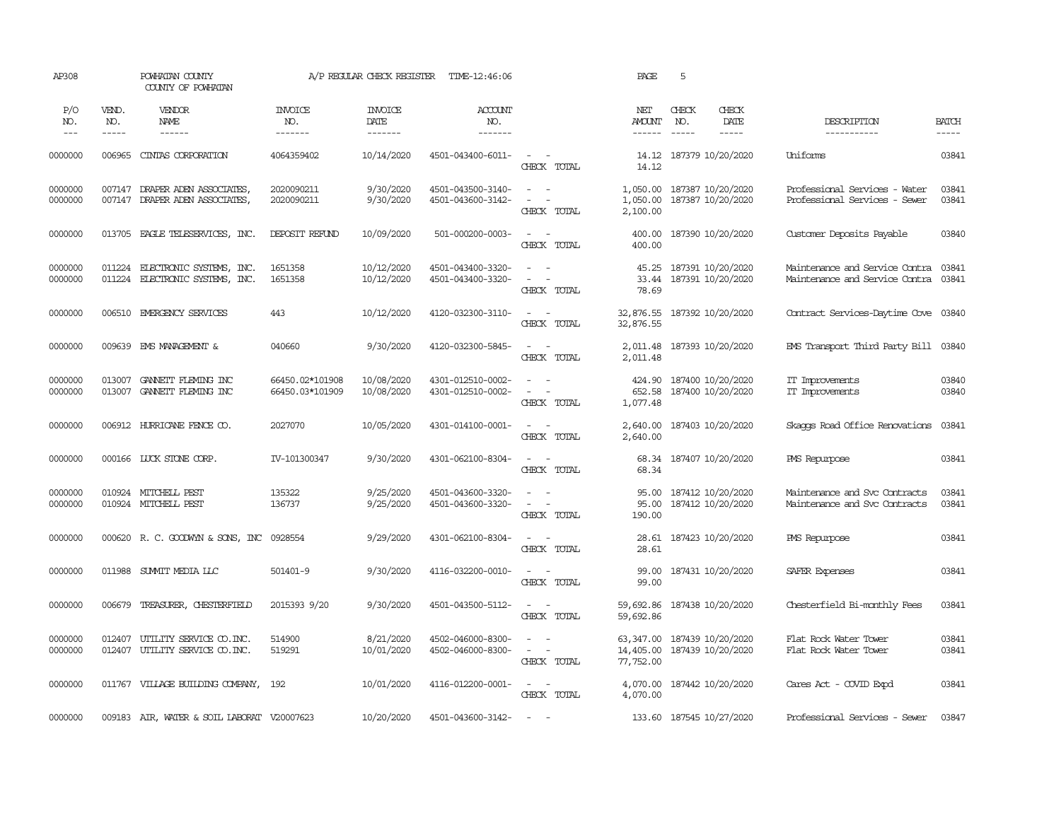AP308 POWHATAN COUNTY A/P REGULAR CHECK REGISTER TIME-12:46:06 PAGE 5

COUNTY OF POWHATAN

| P/O NO. | VEND. NO. | VENDOR NAME | INVOICE NO. | INVOICE DATE | ACCOUNT NO. | | NET AMOUNT | CHECK NO. | CHECK DATE | DESCRIPTION | BATCH |
|---|---|---|---|---|---|---|---|---|---|---|---|
| 0000000 | 006965 | CINTAS CORPORATION | 4064359402 | 10/14/2020 | 4501-043400-6011- | - - | 14.12 | 187379 | 10/20/2020 | Uniforms | 03841 |
| | | | | | | CHECK TOTAL | 14.12 | | | | |
| 0000000 | 007147 | DRAPER ADEN ASSOCIATES, | 2020090211 | 9/30/2020 | 4501-043500-3140- | - - | 1,050.00 | 187387 | 10/20/2020 | Professional Services - Water | 03841 |
| 0000000 | 007147 | DRAPER ADEN ASSOCIATES, | 2020090211 | 9/30/2020 | 4501-043600-3142- | - - | 1,050.00 | 187387 | 10/20/2020 | Professional Services - Sewer | 03841 |
| | | | | | | CHECK TOTAL | 2,100.00 | | | | |
| 0000000 | 013705 | EAGLE TELESERVICES, INC. | DEPOSIT REFUND | 10/09/2020 | 501-000200-0003- | - - | 400.00 | 187390 | 10/20/2020 | Customer Deposits Payable | 03840 |
| | | | | | | CHECK TOTAL | 400.00 | | | | |
| 0000000 | 011224 | ELECTRONIC SYSTEMS, INC. | 1651358 | 10/12/2020 | 4501-043400-3320- | - - | 45.25 | 187391 | 10/20/2020 | Maintenance and Service Contra | 03841 |
| 0000000 | 011224 | ELECTRONIC SYSTEMS, INC. | 1651358 | 10/12/2020 | 4501-043400-3320- | - - | 33.44 | 187391 | 10/20/2020 | Maintenance and Service Contra | 03841 |
| | | | | | | CHECK TOTAL | 78.69 | | | | |
| 0000000 | 006510 | EMERGENCY SERVICES | 443 | 10/12/2020 | 4120-032300-3110- | - - | 32,876.55 | 187392 | 10/20/2020 | Contract Services-Daytime Cove | 03840 |
| | | | | | | CHECK TOTAL | 32,876.55 | | | | |
| 0000000 | 009639 | EMS MANAGEMENT & | 040660 | 9/30/2020 | 4120-032300-5845- | - - | 2,011.48 | 187393 | 10/20/2020 | EMS Transport Third Party Bill | 03840 |
| | | | | | | CHECK TOTAL | 2,011.48 | | | | |
| 0000000 | 013007 | GANNETT FLEMING INC | 66450.02*101908 | 10/08/2020 | 4301-012510-0002- | - - | 424.90 | 187400 | 10/20/2020 | IT Improvements | 03840 |
| 0000000 | 013007 | GANNETT FLEMING INC | 66450.03*101909 | 10/08/2020 | 4301-012510-0002- | - - | 652.58 | 187400 | 10/20/2020 | IT Improvements | 03840 |
| | | | | | | CHECK TOTAL | 1,077.48 | | | | |
| 0000000 | 006912 | HURRICANE FENCE CO. | 2027070 | 10/05/2020 | 4301-014100-0001- | - - | 2,640.00 | 187403 | 10/20/2020 | Skaggs Road Office Renovations | 03841 |
| | | | | | | CHECK TOTAL | 2,640.00 | | | | |
| 0000000 | 000166 | LUCK STONE CORP. | IV-101300347 | 9/30/2020 | 4301-062100-8304- | - - | 68.34 | 187407 | 10/20/2020 | PMS Repurpose | 03841 |
| | | | | | | CHECK TOTAL | 68.34 | | | | |
| 0000000 | 010924 | MITCHELL PEST | 135322 | 9/25/2020 | 4501-043600-3320- | - - | 95.00 | 187412 | 10/20/2020 | Maintenance and Svc Contracts | 03841 |
| 0000000 | 010924 | MITCHELL PEST | 136737 | 9/25/2020 | 4501-043600-3320- | - - | 95.00 | 187412 | 10/20/2020 | Maintenance and Svc Contracts | 03841 |
| | | | | | | CHECK TOTAL | 190.00 | | | | |
| 0000000 | 000620 | R. C. GOODWYN & SONS, INC | 0928554 | 9/29/2020 | 4301-062100-8304- | - - | 28.61 | 187423 | 10/20/2020 | PMS Repurpose | 03841 |
| | | | | | | CHECK TOTAL | 28.61 | | | | |
| 0000000 | 011988 | SUMMIT MEDIA LLC | 501401-9 | 9/30/2020 | 4116-032200-0010- | - - | 99.00 | 187431 | 10/20/2020 | SAFER Expenses | 03841 |
| | | | | | | CHECK TOTAL | 99.00 | | | | |
| 0000000 | 006679 | TREASURER, CHESTERFIELD | 2015393 9/20 | 9/30/2020 | 4501-043500-5112- | - - | 59,692.86 | 187438 | 10/20/2020 | Chesterfield Bi-monthly Fees | 03841 |
| | | | | | | CHECK TOTAL | 59,692.86 | | | | |
| 0000000 | 012407 | UTILITY SERVICE CO.INC. | 514900 | 8/21/2020 | 4502-046000-8300- | - - | 63,347.00 | 187439 | 10/20/2020 | Flat Rock Water Tower | 03841 |
| 0000000 | 012407 | UTILITY SERVICE CO.INC. | 519291 | 10/01/2020 | 4502-046000-8300- | - - | 14,405.00 | 187439 | 10/20/2020 | Flat Rock Water Tower | 03841 |
| | | | | | | CHECK TOTAL | 77,752.00 | | | | |
| 0000000 | 011767 | VILLAGE BUILDING COMPANY, | 192 | 10/01/2020 | 4116-012200-0001- | - - | 4,070.00 | 187442 | 10/20/2020 | Cares Act - COVID Expd | 03841 |
| | | | | | | CHECK TOTAL | 4,070.00 | | | | |
| 0000000 | 009183 | AIR, WATER & SOIL LABORAT | V20007623 | 10/20/2020 | 4501-043600-3142- | - - | 133.60 | 187545 | 10/27/2020 | Professional Services - Sewer | 03847 |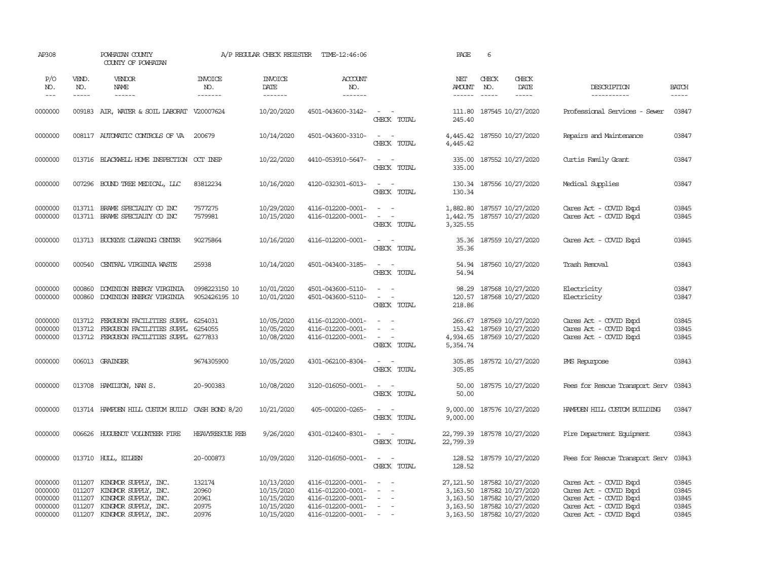AP308 POWHATAN COUNTY A/P REGULAR CHECK REGISTER TIME-12:46:06 PAGE 6
COUNTY OF POWHATAN

| P/O NO. | VEND. NO. | VENDOR NAME | INVOICE NO. | INVOICE DATE | ACCOUNT NO. | | NET AMOUNT | CHECK NO. | CHECK DATE | DESCRIPTION | BATCH |
|---|---|---|---|---|---|---|---|---|---|---|---|
| 0000000 | 009183 | AIR, WATER & SOIL LABORAT | V20007624 | 10/20/2020 | 4501-043600-3142- | - - | 111.80 | 187545 | 10/27/2020 | Professional Services - Sewer | 03847 |
| | | | | | | CHECK TOTAL | 245.40 | | | | |
| 0000000 | 008117 | AUTOMATIC CONTROLS OF VA | 200679 | 10/14/2020 | 4501-043600-3310- | - - | 4,445.42 | 187550 | 10/27/2020 | Repairs and Maintenance | 03847 |
| | | | | | | CHECK TOTAL | 4,445.42 | | | | |
| 0000000 | 013716 | BLACKWELL HOME INSPECTION | OCT INSP | 10/22/2020 | 4410-053910-5647- | - - | 335.00 | 187552 | 10/27/2020 | Curtis Family Grant | 03847 |
| | | | | | | CHECK TOTAL | 335.00 | | | | |
| 0000000 | 007296 | BOUND TREE MEDICAL, LLC | 83812234 | 10/16/2020 | 4120-032301-6013- | - - | 130.34 | 187556 | 10/27/2020 | Medical Supplies | 03847 |
| | | | | | | CHECK TOTAL | 130.34 | | | | |
| 0000000 | 013711 | BRAME SPECIALTY CO INC | 7577275 | 10/29/2020 | 4116-012200-0001- | - - | 1,882.80 | 187557 | 10/27/2020 | Cares Act - COVID Expd | 03845 |
| 0000000 | 013711 | BRAME SPECIALTY CO INC | 7579981 | 10/15/2020 | 4116-012200-0001- | - - | 1,442.75 | 187557 | 10/27/2020 | Cares Act - COVID Expd | 03845 |
| | | | | | | CHECK TOTAL | 3,325.55 | | | | |
| 0000000 | 013713 | BUCKEYE CLEANING CENTER | 90275864 | 10/16/2020 | 4116-012200-0001- | - - | 35.36 | 187559 | 10/27/2020 | Cares Act - COVID Expd | 03845 |
| | | | | | | CHECK TOTAL | 35.36 | | | | |
| 0000000 | 000540 | CENTRAL VIRGINIA WASTE | 25938 | 10/14/2020 | 4501-043400-3185- | - - | 54.94 | 187560 | 10/27/2020 | Trash Removal | 03843 |
| | | | | | | CHECK TOTAL | 54.94 | | | | |
| 0000000 | 000860 | DOMINION ENERGY VIRGINIA | 0998223150 10 | 10/01/2020 | 4501-043600-5110- | - - | 98.29 | 187568 | 10/27/2020 | Electricity | 03847 |
| 0000000 | 000860 | DOMINION ENERGY VIRGINIA | 9052426195 10 | 10/01/2020 | 4501-043600-5110- | - - | 120.57 | 187568 | 10/27/2020 | Electricity | 03847 |
| | | | | | | CHECK TOTAL | 218.86 | | | | |
| 0000000 | 013712 | FERGUSON FACILITIES SUPPL | 6254031 | 10/05/2020 | 4116-012200-0001- | - - | 266.67 | 187569 | 10/27/2020 | Cares Act - COVID Expd | 03845 |
| 0000000 | 013712 | FERGUSON FACILITIES SUPPL | 6254055 | 10/05/2020 | 4116-012200-0001- | - - | 153.42 | 187569 | 10/27/2020 | Cares Act - COVID Expd | 03845 |
| 0000000 | 013712 | FERGUSON FACILITIES SUPPL | 6277833 | 10/08/2020 | 4116-012200-0001- | - - | 4,934.65 | 187569 | 10/27/2020 | Cares Act - COVID Expd | 03845 |
| | | | | | | CHECK TOTAL | 5,354.74 | | | | |
| 0000000 | 006013 | GRAINGER | 9674305900 | 10/05/2020 | 4301-062100-8304- | - - | 305.85 | 187572 | 10/27/2020 | PMS Repurpose | 03843 |
| | | | | | | CHECK TOTAL | 305.85 | | | | |
| 0000000 | 013708 | HAMILTON, NAN S. | 20-900383 | 10/08/2020 | 3120-016050-0001- | - - | 50.00 | 187575 | 10/27/2020 | Fees for Rescue Transport Serv | 03843 |
| | | | | | | CHECK TOTAL | 50.00 | | | | |
| 0000000 | 013714 | HAMPDEN HILL CUSTOM BUILD | CASH BOND 8/20 | 10/21/2020 | 405-000200-0265- | - - | 9,000.00 | 187576 | 10/27/2020 | HAMPDEN HILL CUSTOM BUILDING | 03847 |
| | | | | | | CHECK TOTAL | 9,000.00 | | | | |
| 0000000 | 006626 | HUGUENOT VOLUNTEER FIRE | HEAVYRESCUE REB | 9/26/2020 | 4301-012400-8301- | - - | 22,799.39 | 187578 | 10/27/2020 | Fire Department Equipment | 03843 |
| | | | | | | CHECK TOTAL | 22,799.39 | | | | |
| 0000000 | 013710 | HULL, EILEEN | 20-000873 | 10/09/2020 | 3120-016050-0001- | - - | 128.52 | 187579 | 10/27/2020 | Fees for Rescue Transport Serv | 03843 |
| | | | | | | CHECK TOTAL | 128.52 | | | | |
| 0000000 | 011207 | KINGMOR SUPPLY, INC. | 132174 | 10/13/2020 | 4116-012200-0001- | - - | 27,121.50 | 187582 | 10/27/2020 | Cares Act - COVID Expd | 03845 |
| 0000000 | 011207 | KINGMOR SUPPLY, INC. | 20960 | 10/15/2020 | 4116-012200-0001- | - - | 3,163.50 | 187582 | 10/27/2020 | Cares Act - COVID Expd | 03845 |
| 0000000 | 011207 | KINGMOR SUPPLY, INC. | 20961 | 10/15/2020 | 4116-012200-0001- | - - | 3,163.50 | 187582 | 10/27/2020 | Cares Act - COVID Expd | 03845 |
| 0000000 | 011207 | KINGMOR SUPPLY, INC. | 20975 | 10/15/2020 | 4116-012200-0001- | - - | 3,163.50 | 187582 | 10/27/2020 | Cares Act - COVID Expd | 03845 |
| 0000000 | 011207 | KINGMOR SUPPLY, INC. | 20976 | 10/15/2020 | 4116-012200-0001- | - - | 3,163.50 | 187582 | 10/27/2020 | Cares Act - COVID Expd | 03845 |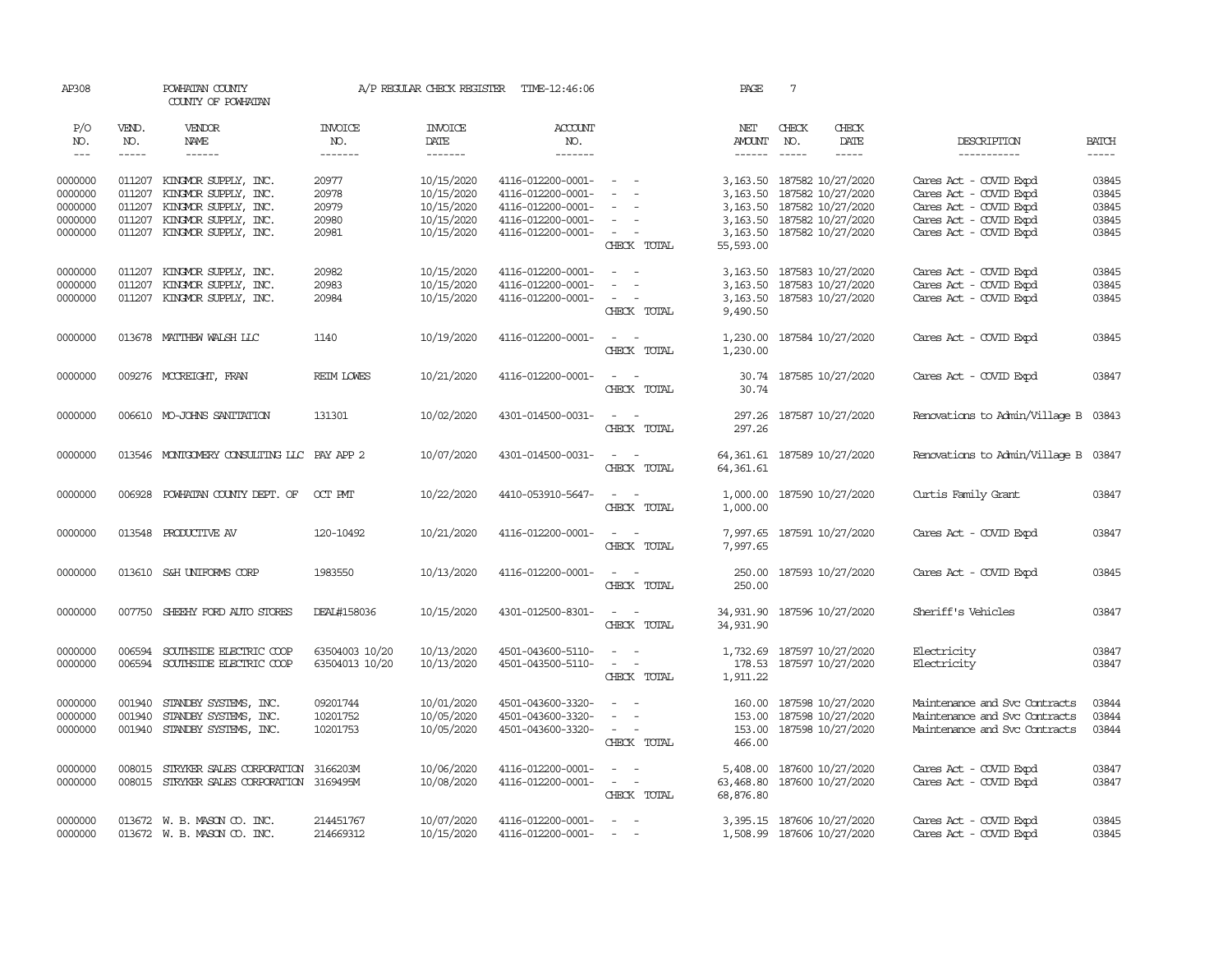AP308 POWHATAN COUNTY A/P REGULAR CHECK REGISTER TIME-12:46:06 PAGE 7

COUNTY OF POWHATAN

| P/O NO. | VEND. NO. | VENDOR NAME | INVOICE NO. | INVOICE DATE | ACCOUNT NO. | | NET AMOUNT | CHECK NO. | CHECK DATE | DESCRIPTION | BATCH |
|---|---|---|---|---|---|---|---|---|---|---|---|
| 0000000 | 011207 | KINGMOR SUPPLY, INC. | 20977 | 10/15/2020 | 4116-012200-0001- | - - | 3,163.50 | 187582 | 10/27/2020 | Cares Act - COVID Expd | 03845 |
| 0000000 | 011207 | KINGMOR SUPPLY, INC. | 20978 | 10/15/2020 | 4116-012200-0001- | - - | 3,163.50 | 187582 | 10/27/2020 | Cares Act - COVID Expd | 03845 |
| 0000000 | 011207 | KINGMOR SUPPLY, INC. | 20979 | 10/15/2020 | 4116-012200-0001- | - - | 3,163.50 | 187582 | 10/27/2020 | Cares Act - COVID Expd | 03845 |
| 0000000 | 011207 | KINGMOR SUPPLY, INC. | 20980 | 10/15/2020 | 4116-012200-0001- | - - | 3,163.50 | 187582 | 10/27/2020 | Cares Act - COVID Expd | 03845 |
| 0000000 | 011207 | KINGMOR SUPPLY, INC. | 20981 | 10/15/2020 | 4116-012200-0001- | - - | 3,163.50 | 187582 | 10/27/2020 | Cares Act - COVID Expd | 03845 |
| | | | | | | CHECK TOTAL | 55,593.00 | | | | |
| 0000000 | 011207 | KINGMOR SUPPLY, INC. | 20982 | 10/15/2020 | 4116-012200-0001- | - - | 3,163.50 | 187583 | 10/27/2020 | Cares Act - COVID Expd | 03845 |
| 0000000 | 011207 | KINGMOR SUPPLY, INC. | 20983 | 10/15/2020 | 4116-012200-0001- | - - | 3,163.50 | 187583 | 10/27/2020 | Cares Act - COVID Expd | 03845 |
| 0000000 | 011207 | KINGMOR SUPPLY, INC. | 20984 | 10/15/2020 | 4116-012200-0001- | - - | 3,163.50 | 187583 | 10/27/2020 | Cares Act - COVID Expd | 03845 |
| | | | | | | CHECK TOTAL | 9,490.50 | | | | |
| 0000000 | 013678 | MATTHEW WALSH LLC | 1140 | 10/19/2020 | 4116-012200-0001- | - - | 1,230.00 | 187584 | 10/27/2020 | Cares Act - COVID Expd | 03845 |
| | | | | | | CHECK TOTAL | 1,230.00 | | | | |
| 0000000 | 009276 | MCCREIGHT, FRAN | REIM LOWES | 10/21/2020 | 4116-012200-0001- | - - | 30.74 | 187585 | 10/27/2020 | Cares Act - COVID Expd | 03847 |
| | | | | | | CHECK TOTAL | 30.74 | | | | |
| 0000000 | 006610 | MO-JOHNS SANITATION | 131301 | 10/02/2020 | 4301-014500-0031- | - - | 297.26 | 187587 | 10/27/2020 | Renovations to Admin/Village B | 03843 |
| | | | | | | CHECK TOTAL | 297.26 | | | | |
| 0000000 | 013546 | MONTGOMERY CONSULTING LLC | PAY APP 2 | 10/07/2020 | 4301-014500-0031- | - - | 64,361.61 | 187589 | 10/27/2020 | Renovations to Admin/Village B | 03847 |
| | | | | | | CHECK TOTAL | 64,361.61 | | | | |
| 0000000 | 006928 | POWHATAN COUNTY DEPT. OF | OCT PMT | 10/22/2020 | 4410-053910-5647- | - - | 1,000.00 | 187590 | 10/27/2020 | Curtis Family Grant | 03847 |
| | | | | | | CHECK TOTAL | 1,000.00 | | | | |
| 0000000 | 013548 | PRODUCTIVE AV | 120-10492 | 10/21/2020 | 4116-012200-0001- | - - | 7,997.65 | 187591 | 10/27/2020 | Cares Act - COVID Expd | 03847 |
| | | | | | | CHECK TOTAL | 7,997.65 | | | | |
| 0000000 | 013610 | S&H UNIFORMS CORP | 1983550 | 10/13/2020 | 4116-012200-0001- | - - | 250.00 | 187593 | 10/27/2020 | Cares Act - COVID Expd | 03845 |
| | | | | | | CHECK TOTAL | 250.00 | | | | |
| 0000000 | 007750 | SHEEHY FORD AUTO STORES | DEAL#158036 | 10/15/2020 | 4301-012500-8301- | - - | 34,931.90 | 187596 | 10/27/2020 | Sheriff's Vehicles | 03847 |
| | | | | | | CHECK TOTAL | 34,931.90 | | | | |
| 0000000 | 006594 | SOUTHSIDE ELECTRIC COOP | 63504003 10/20 | 10/13/2020 | 4501-043600-5110- | - - | 1,732.69 | 187597 | 10/27/2020 | Electricity | 03847 |
| 0000000 | 006594 | SOUTHSIDE ELECTRIC COOP | 63504013 10/20 | 10/13/2020 | 4501-043500-5110- | - - | 178.53 | 187597 | 10/27/2020 | Electricity | 03847 |
| | | | | | | CHECK TOTAL | 1,911.22 | | | | |
| 0000000 | 001940 | STANDBY SYSTEMS, INC. | 09201744 | 10/01/2020 | 4501-043600-3320- | - - | 160.00 | 187598 | 10/27/2020 | Maintenance and Svc Contracts | 03844 |
| 0000000 | 001940 | STANDBY SYSTEMS, INC. | 10201752 | 10/05/2020 | 4501-043600-3320- | - - | 153.00 | 187598 | 10/27/2020 | Maintenance and Svc Contracts | 03844 |
| 0000000 | 001940 | STANDBY SYSTEMS, INC. | 10201753 | 10/05/2020 | 4501-043600-3320- | - - | 153.00 | 187598 | 10/27/2020 | Maintenance and Svc Contracts | 03844 |
| | | | | | | CHECK TOTAL | 466.00 | | | | |
| 0000000 | 008015 | STRYKER SALES CORPORATION | 3166203M | 10/06/2020 | 4116-012200-0001- | - - | 5,408.00 | 187600 | 10/27/2020 | Cares Act - COVID Expd | 03847 |
| 0000000 | 008015 | STRYKER SALES CORPORATION | 3169495M | 10/08/2020 | 4116-012200-0001- | - - | 63,468.80 | 187600 | 10/27/2020 | Cares Act - COVID Expd | 03847 |
| | | | | | | CHECK TOTAL | 68,876.80 | | | | |
| 0000000 | 013672 | W. B. MASON CO. INC. | 214451767 | 10/07/2020 | 4116-012200-0001- | - - | 3,395.15 | 187606 | 10/27/2020 | Cares Act - COVID Expd | 03845 |
| 0000000 | 013672 | W. B. MASON CO. INC. | 214669312 | 10/15/2020 | 4116-012200-0001- | - - | 1,508.99 | 187606 | 10/27/2020 | Cares Act - COVID Expd | 03845 |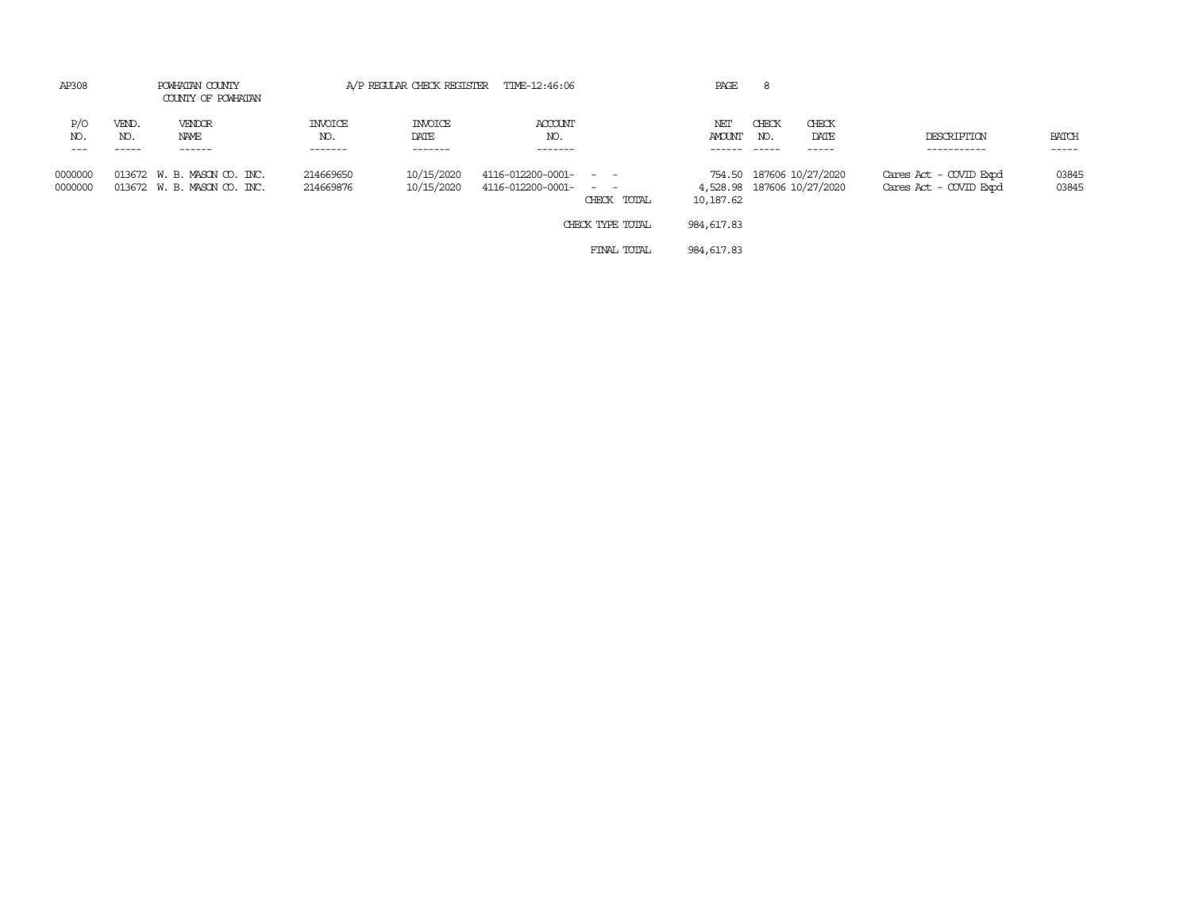AP308 POWHATAN COUNTY A/P REGULAR CHECK REGISTER TIME-12:46:06

COUNTY OF POWHATAN

| P/O NO. | VEND. NO. | VENDOR NAME | INVOICE NO. | INVOICE DATE | ACCOUNT NO. | | NET AMOUNT | CHECK NO. | CHECK DATE | DESCRIPTION | BATCH |
|---|---|---|---|---|---|---|---|---|---|---|---|
| 0000000 | 013672 | W. B. MASON CO. INC. | 214669650 | 10/15/2020 | 4116-012200-0001- | - - | 754.50 | 187606 | 10/27/2020 | Cares Act - COVID Expd | 03845 |
| 0000000 | 013672 | W. B. MASON CO. INC. | 214669876 | 10/15/2020 | 4116-012200-0001- | - - | 4,528.98 | 187606 | 10/27/2020 | Cares Act - COVID Expd | 03845 |
| | | | | | | CHECK TOTAL | 10,187.62 | | | | |
| | | | | | | CHECK TYPE TOTAL | 984,617.83 | | | | |
| | | | | | | FINAL TOTAL | 984,617.83 | | | | |